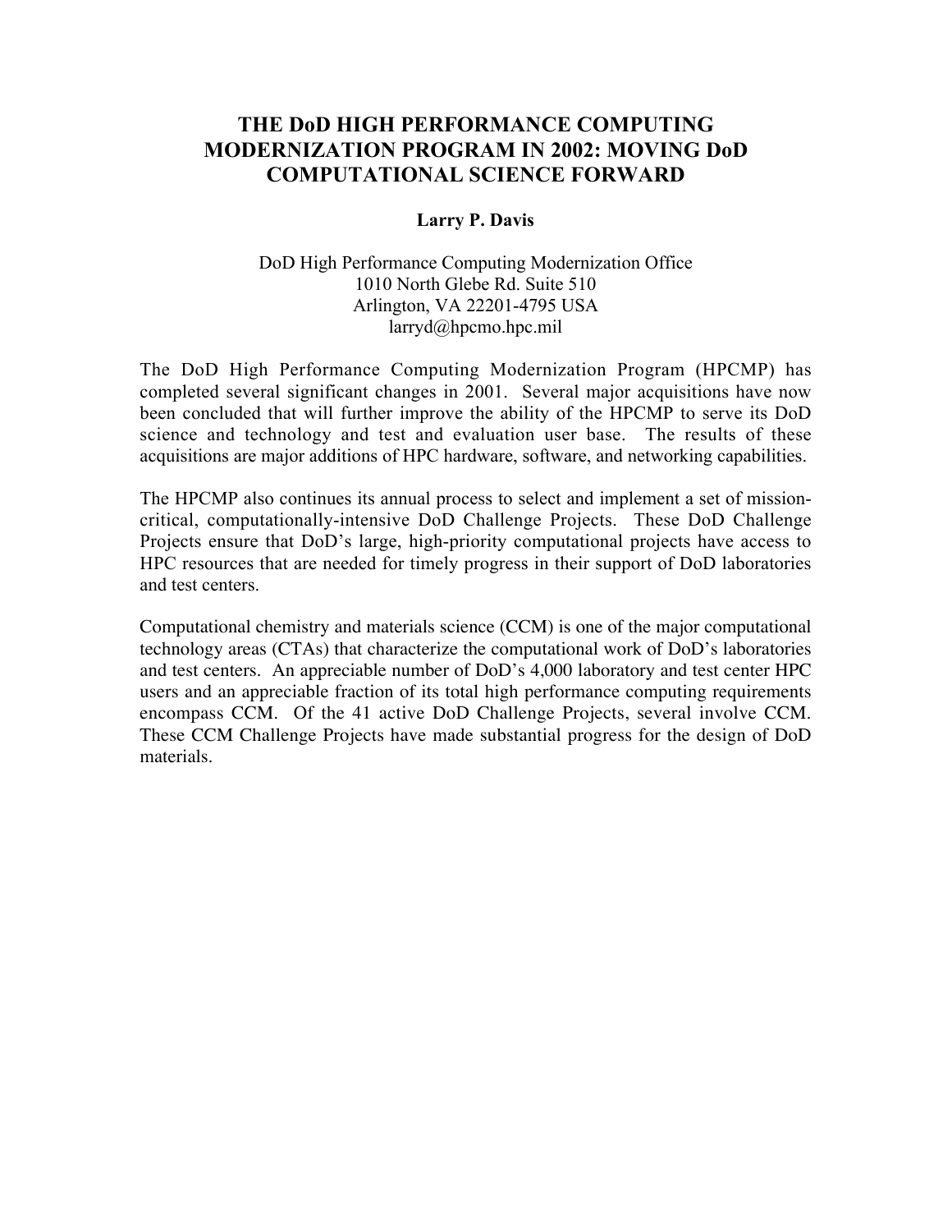# THE DoD HIGH PERFORMANCE COMPUTING MODERNIZATION PROGRAM IN 2002: MOVING DoD COMPUTATIONAL SCIENCE FORWARD

**Larry P. Davis**

DoD High Performance Computing Modernization Office  
1010 North Glebe Rd. Suite 510  
Arlington, VA 22201-4795 USA  
larryd@hpcmo.hpc.mil

The DoD High Performance Computing Modernization Program (HPCMP) has completed several significant changes in 2001. Several major acquisitions have now been concluded that will further improve the ability of the HPCMP to serve its DoD science and technology and test and evaluation user base. The results of these acquisitions are major additions of HPC hardware, software, and networking capabilities.

The HPCMP also continues its annual process to select and implement a set of mission-critical, computationally-intensive DoD Challenge Projects. These DoD Challenge Projects ensure that DoD's large, high-priority computational projects have access to HPC resources that are needed for timely progress in their support of DoD laboratories and test centers.

Computational chemistry and materials science (CCM) is one of the major computational technology areas (CTAs) that characterize the computational work of DoD's laboratories and test centers. An appreciable number of DoD's 4,000 laboratory and test center HPC users and an appreciable fraction of its total high performance computing requirements encompass CCM. Of the 41 active DoD Challenge Projects, several involve CCM. These CCM Challenge Projects have made substantial progress for the design of DoD materials.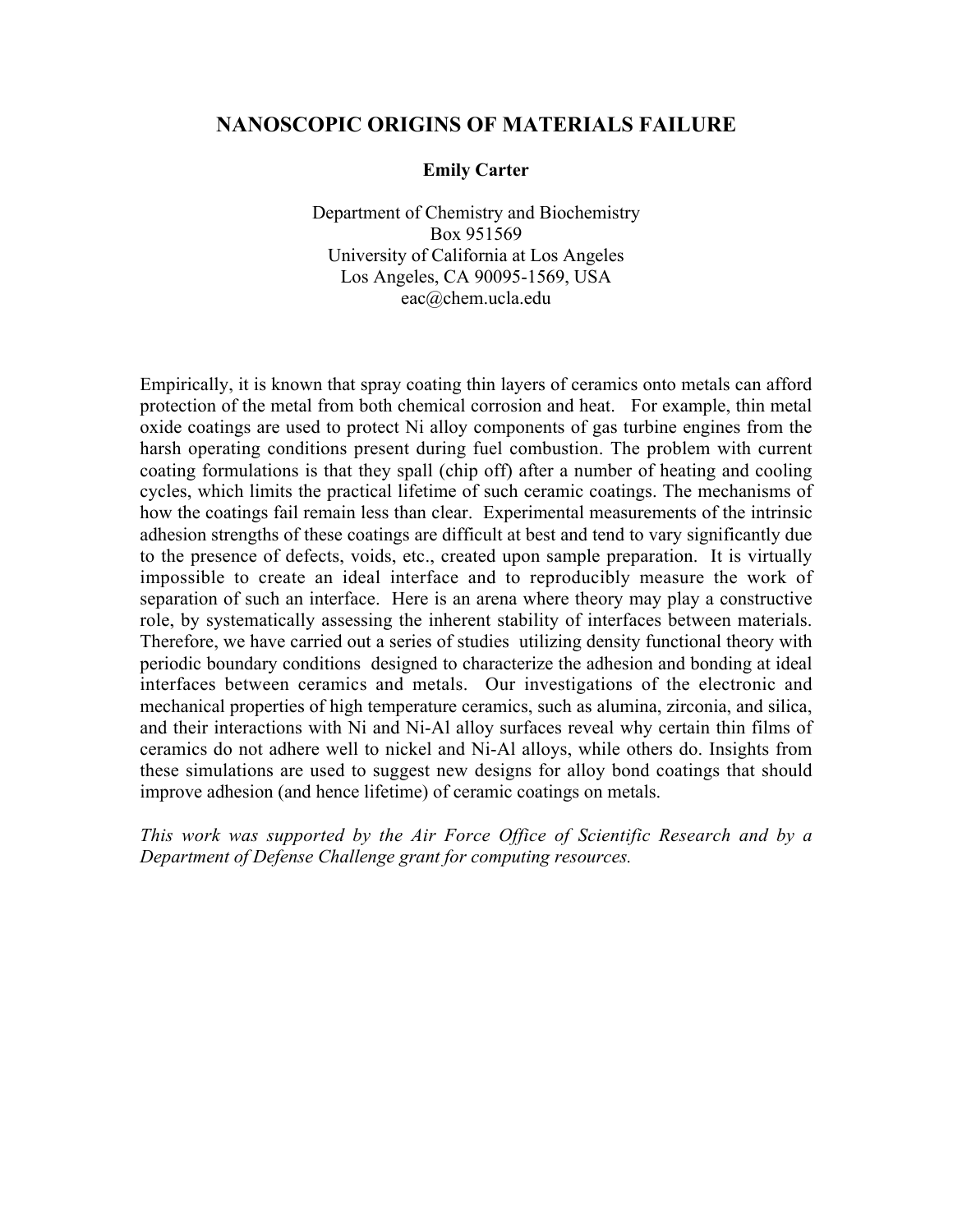# NANOSCOPIC ORIGINS OF MATERIALS FAILURE

**Emily Carter**

Department of Chemistry and Biochemistry
Box 951569
University of California at Los Angeles
Los Angeles, CA 90095-1569, USA
eac@chem.ucla.edu

Empirically, it is known that spray coating thin layers of ceramics onto metals can afford protection of the metal from both chemical corrosion and heat. For example, thin metal oxide coatings are used to protect Ni alloy components of gas turbine engines from the harsh operating conditions present during fuel combustion. The problem with current coating formulations is that they spall (chip off) after a number of heating and cooling cycles, which limits the practical lifetime of such ceramic coatings. The mechanisms of how the coatings fail remain less than clear. Experimental measurements of the intrinsic adhesion strengths of these coatings are difficult at best and tend to vary significantly due to the presence of defects, voids, etc., created upon sample preparation. It is virtually impossible to create an ideal interface and to reproducibly measure the work of separation of such an interface. Here is an arena where theory may play a constructive role, by systematically assessing the inherent stability of interfaces between materials. Therefore, we have carried out a series of studies utilizing density functional theory with periodic boundary conditions designed to characterize the adhesion and bonding at ideal interfaces between ceramics and metals. Our investigations of the electronic and mechanical properties of high temperature ceramics, such as alumina, zirconia, and silica, and their interactions with Ni and Ni-Al alloy surfaces reveal why certain thin films of ceramics do not adhere well to nickel and Ni-Al alloys, while others do. Insights from these simulations are used to suggest new designs for alloy bond coatings that should improve adhesion (and hence lifetime) of ceramic coatings on metals.

*This work was supported by the Air Force Office of Scientific Research and by a Department of Defense Challenge grant for computing resources.*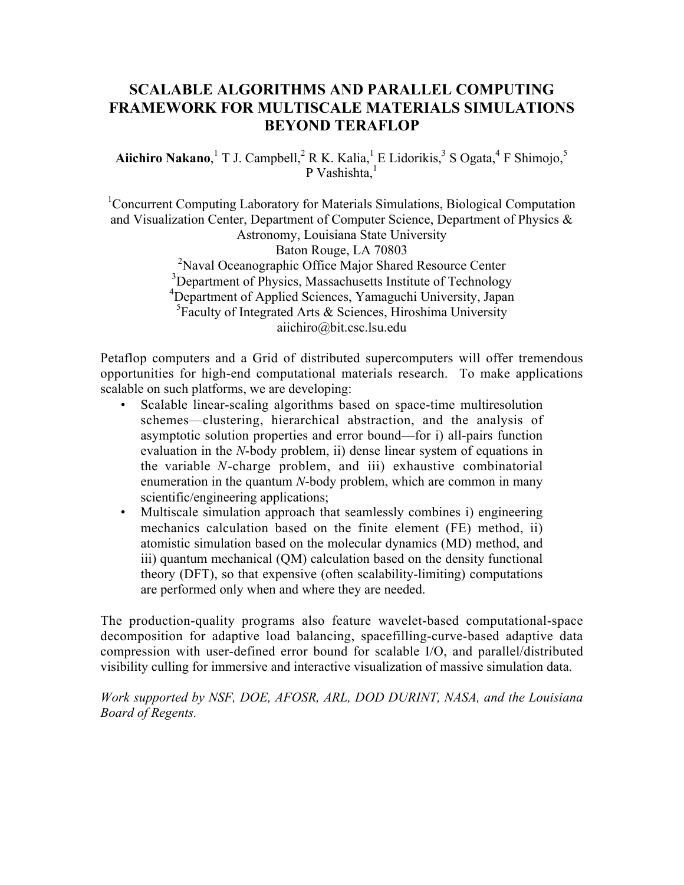# SCALABLE ALGORITHMS AND PARALLEL COMPUTING FRAMEWORK FOR MULTISCALE MATERIALS SIMULATIONS BEYOND TERAFLOP

**Aiichiro Nakano**,[1] T J. Campbell,[2] R K. Kalia,[1] E Lidorikis,[3] S Ogata,[4] F Shimojo,[5] P Vashishta,[1]

[1]Concurrent Computing Laboratory for Materials Simulations, Biological Computation and Visualization Center, Department of Computer Science, Department of Physics & Astronomy, Louisiana State University
Baton Rouge, LA 70803
[2]Naval Oceanographic Office Major Shared Resource Center
[3]Department of Physics, Massachusetts Institute of Technology
[4]Department of Applied Sciences, Yamaguchi University, Japan
[5]Faculty of Integrated Arts & Sciences, Hiroshima University
aiichiro@bit.csc.lsu.edu

Petaflop computers and a Grid of distributed supercomputers will offer tremendous opportunities for high-end computational materials research. To make applications scalable on such platforms, we are developing:

- Scalable linear-scaling algorithms based on space-time multiresolution schemes—clustering, hierarchical abstraction, and the analysis of asymptotic solution properties and error bound—for i) all-pairs function evaluation in the *N*-body problem, ii) dense linear system of equations in the variable *N*-charge problem, and iii) exhaustive combinatorial enumeration in the quantum *N*-body problem, which are common in many scientific/engineering applications;
- Multiscale simulation approach that seamlessly combines i) engineering mechanics calculation based on the finite element (FE) method, ii) atomistic simulation based on the molecular dynamics (MD) method, and iii) quantum mechanical (QM) calculation based on the density functional theory (DFT), so that expensive (often scalability-limiting) computations are performed only when and where they are needed.

The production-quality programs also feature wavelet-based computational-space decomposition for adaptive load balancing, spacefilling-curve-based adaptive data compression with user-defined error bound for scalable I/O, and parallel/distributed visibility culling for immersive and interactive visualization of massive simulation data.

*Work supported by NSF, DOE, AFOSR, ARL, DOD DURINT, NASA, and the Louisiana Board of Regents.*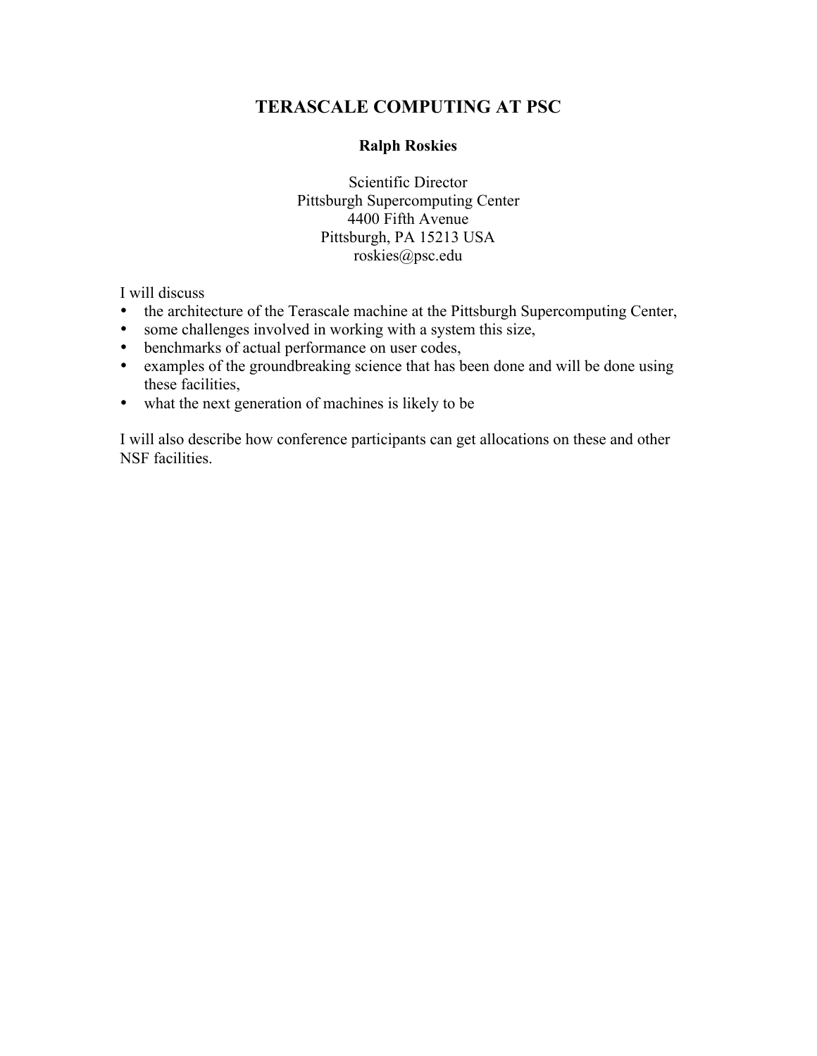# TERASCALE COMPUTING AT PSC

**Ralph Roskies**

Scientific Director
Pittsburgh Supercomputing Center
4400 Fifth Avenue
Pittsburgh, PA 15213 USA
roskies@psc.edu

I will discuss

- the architecture of the Terascale machine at the Pittsburgh Supercomputing Center,
- some challenges involved in working with a system this size,
- benchmarks of actual performance on user codes,
- examples of the groundbreaking science that has been done and will be done using these facilities,
- what the next generation of machines is likely to be

I will also describe how conference participants can get allocations on these and other NSF facilities.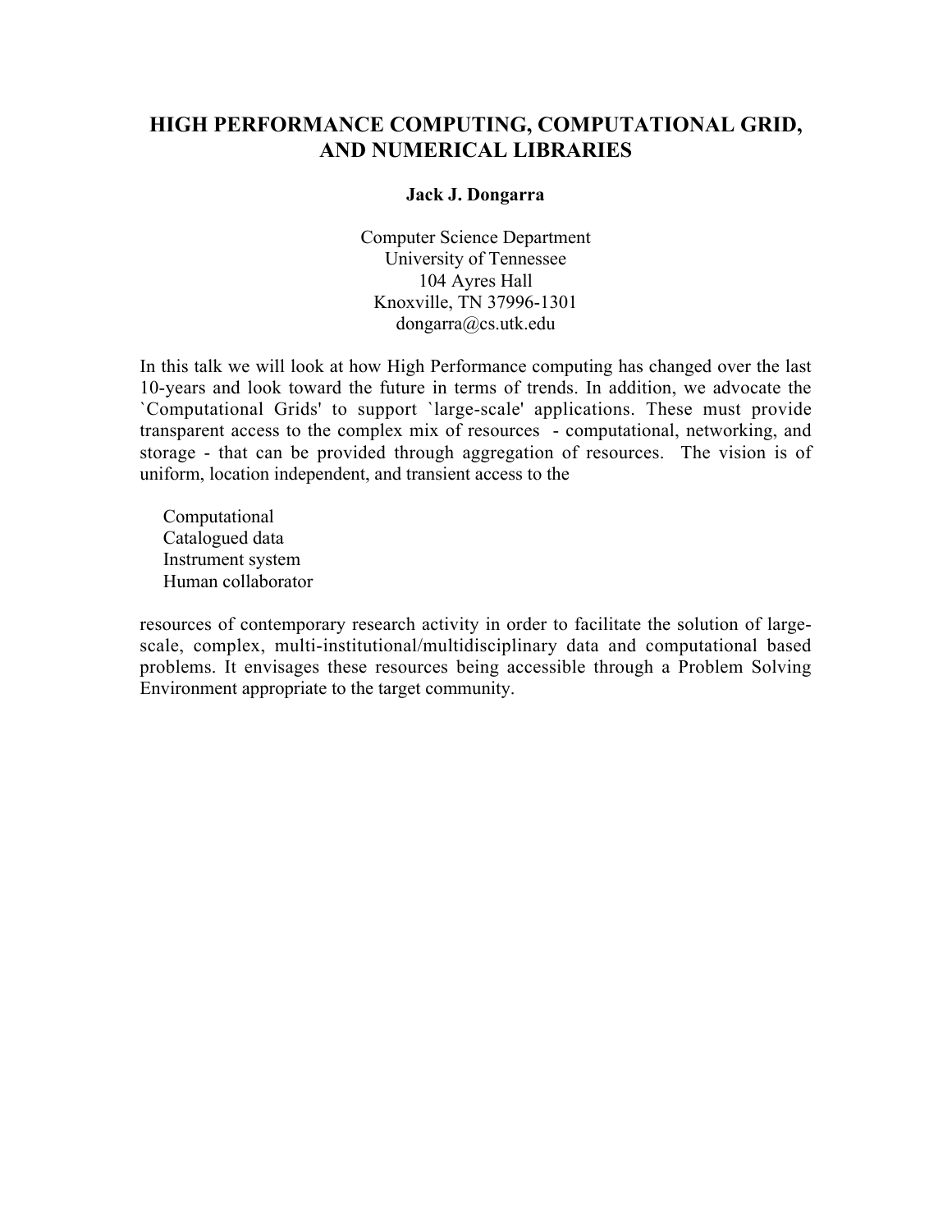# HIGH PERFORMANCE COMPUTING, COMPUTATIONAL GRID, AND NUMERICAL LIBRARIES

**Jack J. Dongarra**

Computer Science Department
University of Tennessee
104 Ayres Hall
Knoxville, TN 37996-1301
dongarra@cs.utk.edu

In this talk we will look at how High Performance computing has changed over the last 10-years and look toward the future in terms of trends. In addition, we advocate the `Computational Grids' to support `large-scale' applications. These must provide transparent access to the complex mix of resources - computational, networking, and storage - that can be provided through aggregation of resources. The vision is of uniform, location independent, and transient access to the

Computational
Catalogued data
Instrument system
Human collaborator

resources of contemporary research activity in order to facilitate the solution of large-scale, complex, multi-institutional/multidisciplinary data and computational based problems. It envisages these resources being accessible through a Problem Solving Environment appropriate to the target community.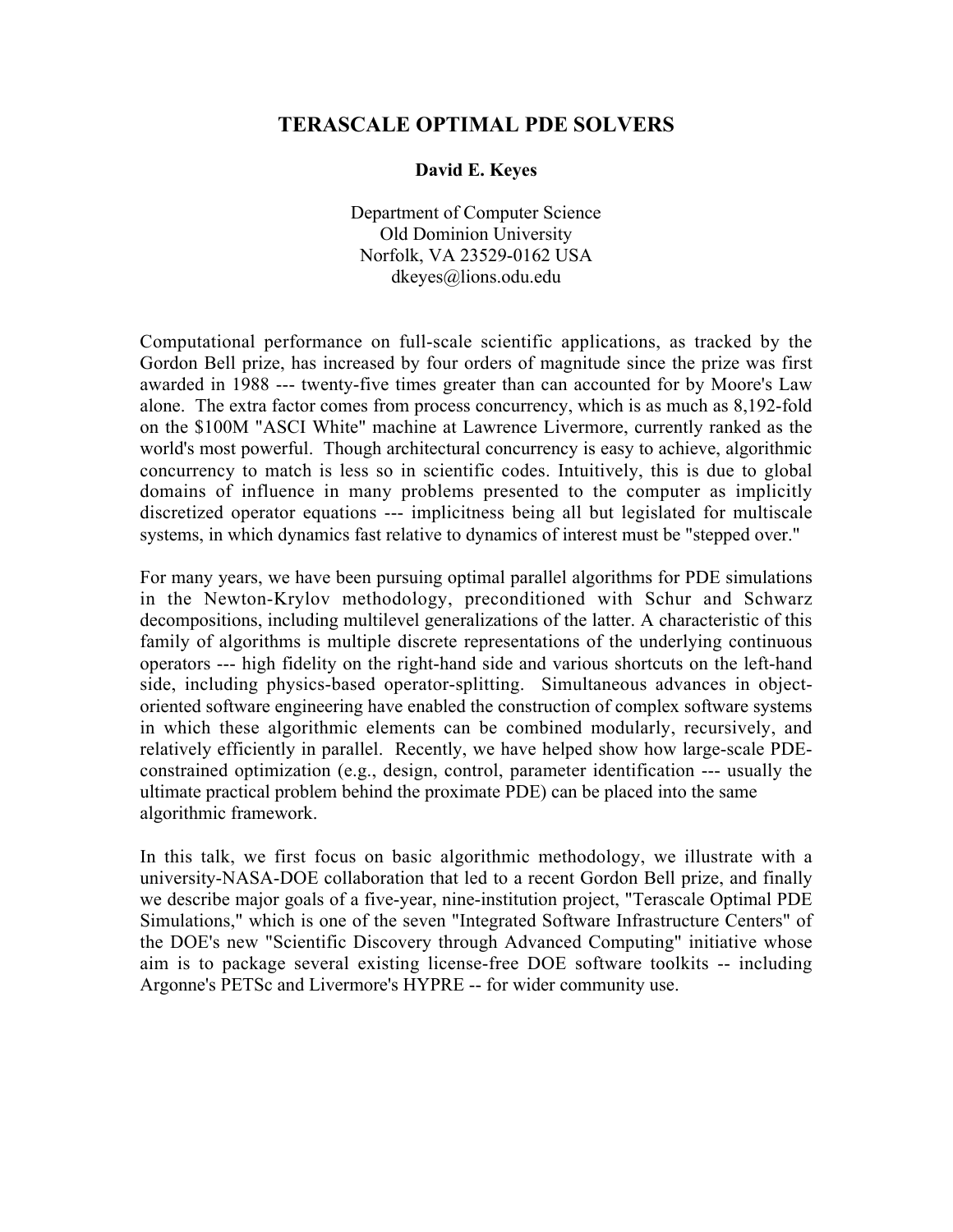# TERASCALE OPTIMAL PDE SOLVERS

**David E. Keyes**

Department of Computer Science
Old Dominion University
Norfolk, VA 23529-0162 USA
dkeyes@lions.odu.edu

Computational performance on full-scale scientific applications, as tracked by the Gordon Bell prize, has increased by four orders of magnitude since the prize was first awarded in 1988 --- twenty-five times greater than can accounted for by Moore's Law alone. The extra factor comes from process concurrency, which is as much as 8,192-fold on the $100M "ASCI White" machine at Lawrence Livermore, currently ranked as the world's most powerful. Though architectural concurrency is easy to achieve, algorithmic concurrency to match is less so in scientific codes. Intuitively, this is due to global domains of influence in many problems presented to the computer as implicitly discretized operator equations --- implicitness being all but legislated for multiscale systems, in which dynamics fast relative to dynamics of interest must be "stepped over."

For many years, we have been pursuing optimal parallel algorithms for PDE simulations in the Newton-Krylov methodology, preconditioned with Schur and Schwarz decompositions, including multilevel generalizations of the latter. A characteristic of this family of algorithms is multiple discrete representations of the underlying continuous operators --- high fidelity on the right-hand side and various shortcuts on the left-hand side, including physics-based operator-splitting. Simultaneous advances in object-oriented software engineering have enabled the construction of complex software systems in which these algorithmic elements can be combined modularly, recursively, and relatively efficiently in parallel. Recently, we have helped show how large-scale PDE-constrained optimization (e.g., design, control, parameter identification --- usually the ultimate practical problem behind the proximate PDE) can be placed into the same algorithmic framework.

In this talk, we first focus on basic algorithmic methodology, we illustrate with a university-NASA-DOE collaboration that led to a recent Gordon Bell prize, and finally we describe major goals of a five-year, nine-institution project, "Terascale Optimal PDE Simulations," which is one of the seven "Integrated Software Infrastructure Centers" of the DOE's new "Scientific Discovery through Advanced Computing" initiative whose aim is to package several existing license-free DOE software toolkits -- including Argonne's PETSc and Livermore's HYPRE -- for wider community use.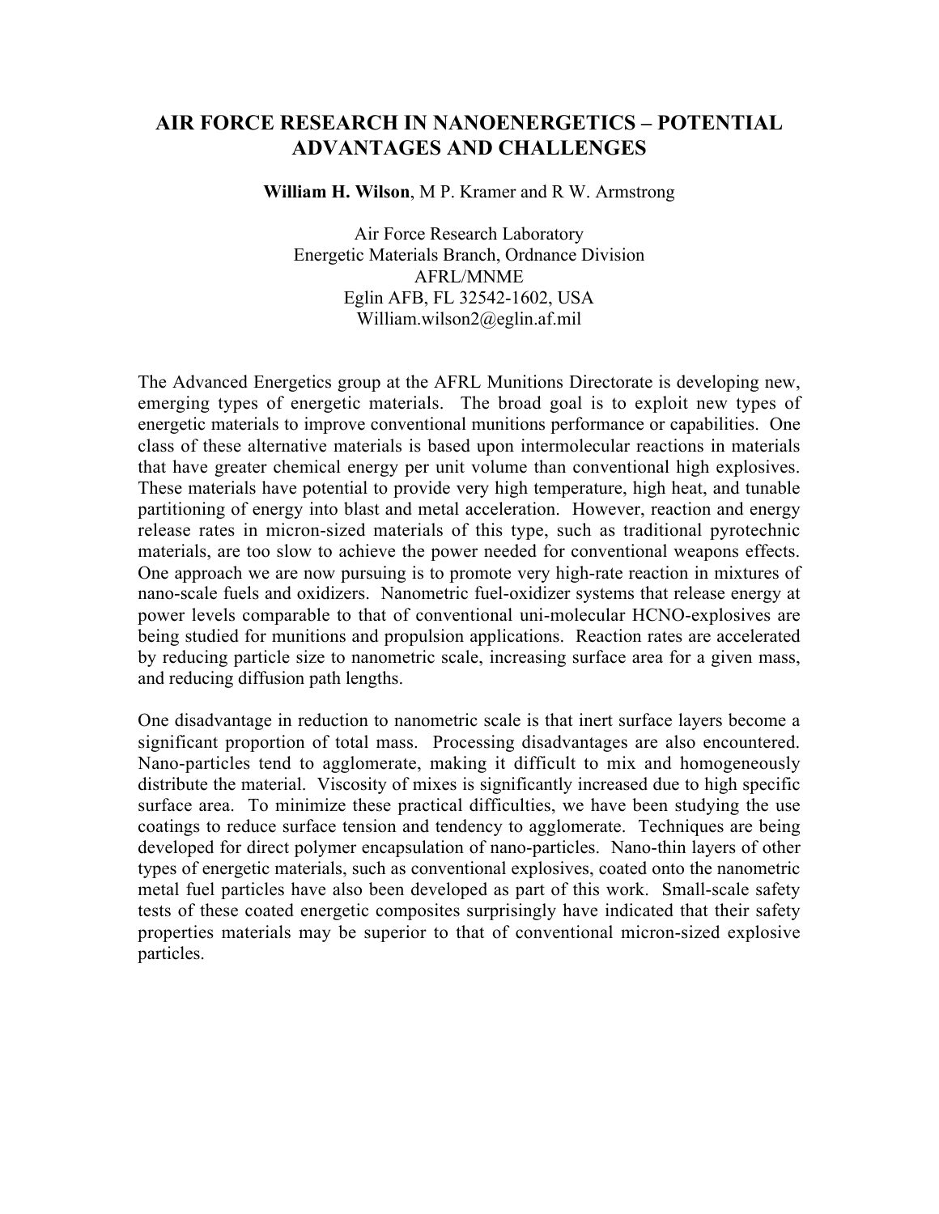# AIR FORCE RESEARCH IN NANOENERGETICS – POTENTIAL ADVANTAGES AND CHALLENGES

**William H. Wilson**, M P. Kramer and R W. Armstrong

Air Force Research Laboratory
Energetic Materials Branch, Ordnance Division
AFRL/MNME
Eglin AFB, FL 32542-1602, USA
William.wilson2@eglin.af.mil

The Advanced Energetics group at the AFRL Munitions Directorate is developing new, emerging types of energetic materials. The broad goal is to exploit new types of energetic materials to improve conventional munitions performance or capabilities. One class of these alternative materials is based upon intermolecular reactions in materials that have greater chemical energy per unit volume than conventional high explosives. These materials have potential to provide very high temperature, high heat, and tunable partitioning of energy into blast and metal acceleration. However, reaction and energy release rates in micron-sized materials of this type, such as traditional pyrotechnic materials, are too slow to achieve the power needed for conventional weapons effects. One approach we are now pursuing is to promote very high-rate reaction in mixtures of nano-scale fuels and oxidizers. Nanometric fuel-oxidizer systems that release energy at power levels comparable to that of conventional uni-molecular HCNO-explosives are being studied for munitions and propulsion applications. Reaction rates are accelerated by reducing particle size to nanometric scale, increasing surface area for a given mass, and reducing diffusion path lengths.

One disadvantage in reduction to nanometric scale is that inert surface layers become a significant proportion of total mass. Processing disadvantages are also encountered. Nano-particles tend to agglomerate, making it difficult to mix and homogeneously distribute the material. Viscosity of mixes is significantly increased due to high specific surface area. To minimize these practical difficulties, we have been studying the use coatings to reduce surface tension and tendency to agglomerate. Techniques are being developed for direct polymer encapsulation of nano-particles. Nano-thin layers of other types of energetic materials, such as conventional explosives, coated onto the nanometric metal fuel particles have also been developed as part of this work. Small-scale safety tests of these coated energetic composites surprisingly have indicated that their safety properties materials may be superior to that of conventional micron-sized explosive particles.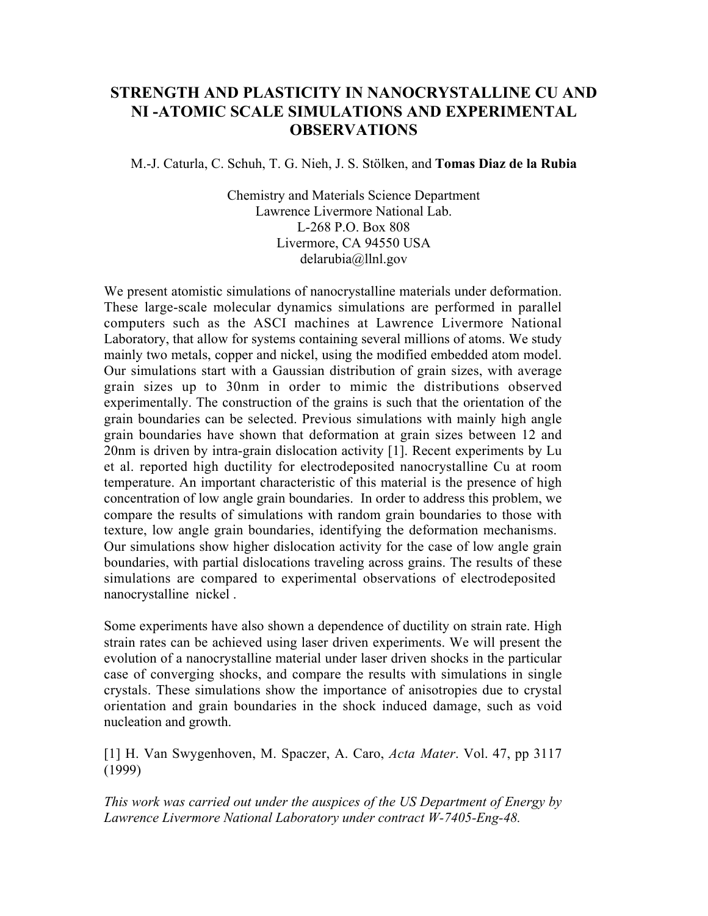# STRENGTH AND PLASTICITY IN NANOCRYSTALLINE CU AND NI -ATOMIC SCALE SIMULATIONS AND EXPERIMENTAL OBSERVATIONS

M.-J. Caturla, C. Schuh, T. G. Nieh, J. S. Stölken, and **Tomas Diaz de la Rubia**

Chemistry and Materials Science Department
Lawrence Livermore National Lab.
L-268 P.O. Box 808
Livermore, CA 94550 USA
delarubia@llnl.gov

We present atomistic simulations of nanocrystalline materials under deformation. These large-scale molecular dynamics simulations are performed in parallel computers such as the ASCI machines at Lawrence Livermore National Laboratory, that allow for systems containing several millions of atoms. We study mainly two metals, copper and nickel, using the modified embedded atom model. Our simulations start with a Gaussian distribution of grain sizes, with average grain sizes up to 30nm in order to mimic the distributions observed experimentally. The construction of the grains is such that the orientation of the grain boundaries can be selected. Previous simulations with mainly high angle grain boundaries have shown that deformation at grain sizes between 12 and 20nm is driven by intra-grain dislocation activity [1]. Recent experiments by Lu et al. reported high ductility for electrodeposited nanocrystalline Cu at room temperature. An important characteristic of this material is the presence of high concentration of low angle grain boundaries. In order to address this problem, we compare the results of simulations with random grain boundaries to those with texture, low angle grain boundaries, identifying the deformation mechanisms. Our simulations show higher dislocation activity for the case of low angle grain boundaries, with partial dislocations traveling across grains. The results of these simulations are compared to experimental observations of electrodeposited nanocrystalline nickel .

Some experiments have also shown a dependence of ductility on strain rate. High strain rates can be achieved using laser driven experiments. We will present the evolution of a nanocrystalline material under laser driven shocks in the particular case of converging shocks, and compare the results with simulations in single crystals. These simulations show the importance of anisotropies due to crystal orientation and grain boundaries in the shock induced damage, such as void nucleation and growth.

[1] H. Van Swygenhoven, M. Spaczer, A. Caro, *Acta Mater*. Vol. 47, pp 3117 (1999)

*This work was carried out under the auspices of the US Department of Energy by Lawrence Livermore National Laboratory under contract W-7405-Eng-48.*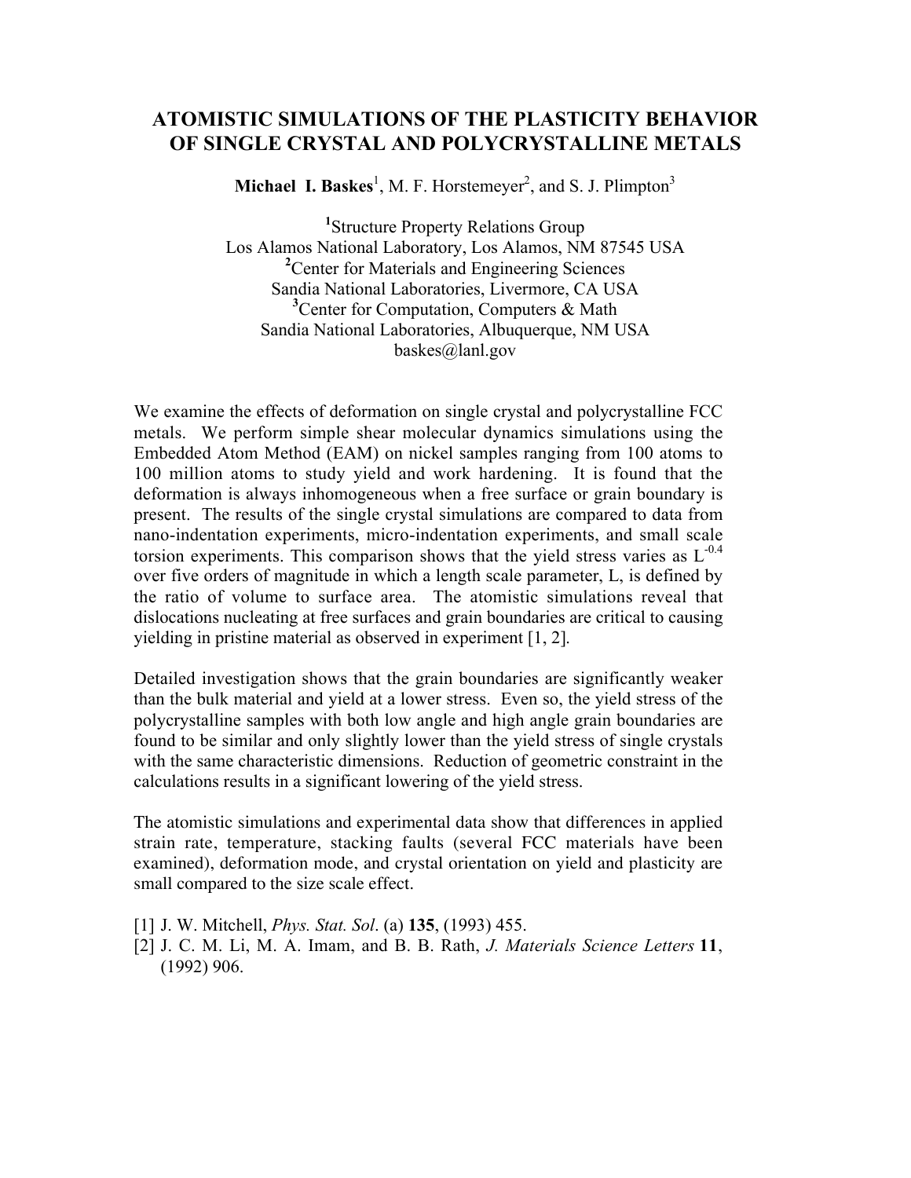# ATOMISTIC SIMULATIONS OF THE PLASTICITY BEHAVIOR OF SINGLE CRYSTAL AND POLYCRYSTALLINE METALS

**Michael I. Baskes**[1], M. F. Horstemeyer[2], and S. J. Plimpton[3]

[1]Structure Property Relations Group
Los Alamos National Laboratory, Los Alamos, NM 87545 USA
[2]Center for Materials and Engineering Sciences
Sandia National Laboratories, Livermore, CA USA
[3]Center for Computation, Computers & Math
Sandia National Laboratories, Albuquerque, NM USA
baskes@lanl.gov

We examine the effects of deformation on single crystal and polycrystalline FCC metals. We perform simple shear molecular dynamics simulations using the Embedded Atom Method (EAM) on nickel samples ranging from 100 atoms to 100 million atoms to study yield and work hardening. It is found that the deformation is always inhomogeneous when a free surface or grain boundary is present. The results of the single crystal simulations are compared to data from nano-indentation experiments, micro-indentation experiments, and small scale torsion experiments. This comparison shows that the yield stress varies as $L^{-0.4}$ over five orders of magnitude in which a length scale parameter, L, is defined by the ratio of volume to surface area. The atomistic simulations reveal that dislocations nucleating at free surfaces and grain boundaries are critical to causing yielding in pristine material as observed in experiment [1, 2].

Detailed investigation shows that the grain boundaries are significantly weaker than the bulk material and yield at a lower stress. Even so, the yield stress of the polycrystalline samples with both low angle and high angle grain boundaries are found to be similar and only slightly lower than the yield stress of single crystals with the same characteristic dimensions. Reduction of geometric constraint in the calculations results in a significant lowering of the yield stress.

The atomistic simulations and experimental data show that differences in applied strain rate, temperature, stacking faults (several FCC materials have been examined), deformation mode, and crystal orientation on yield and plasticity are small compared to the size scale effect.

[1] J. W. Mitchell, *Phys. Stat. Sol*. (a) **135**, (1993) 455.
[2] J. C. M. Li, M. A. Imam, and B. B. Rath, *J. Materials Science Letters* **11**, (1992) 906.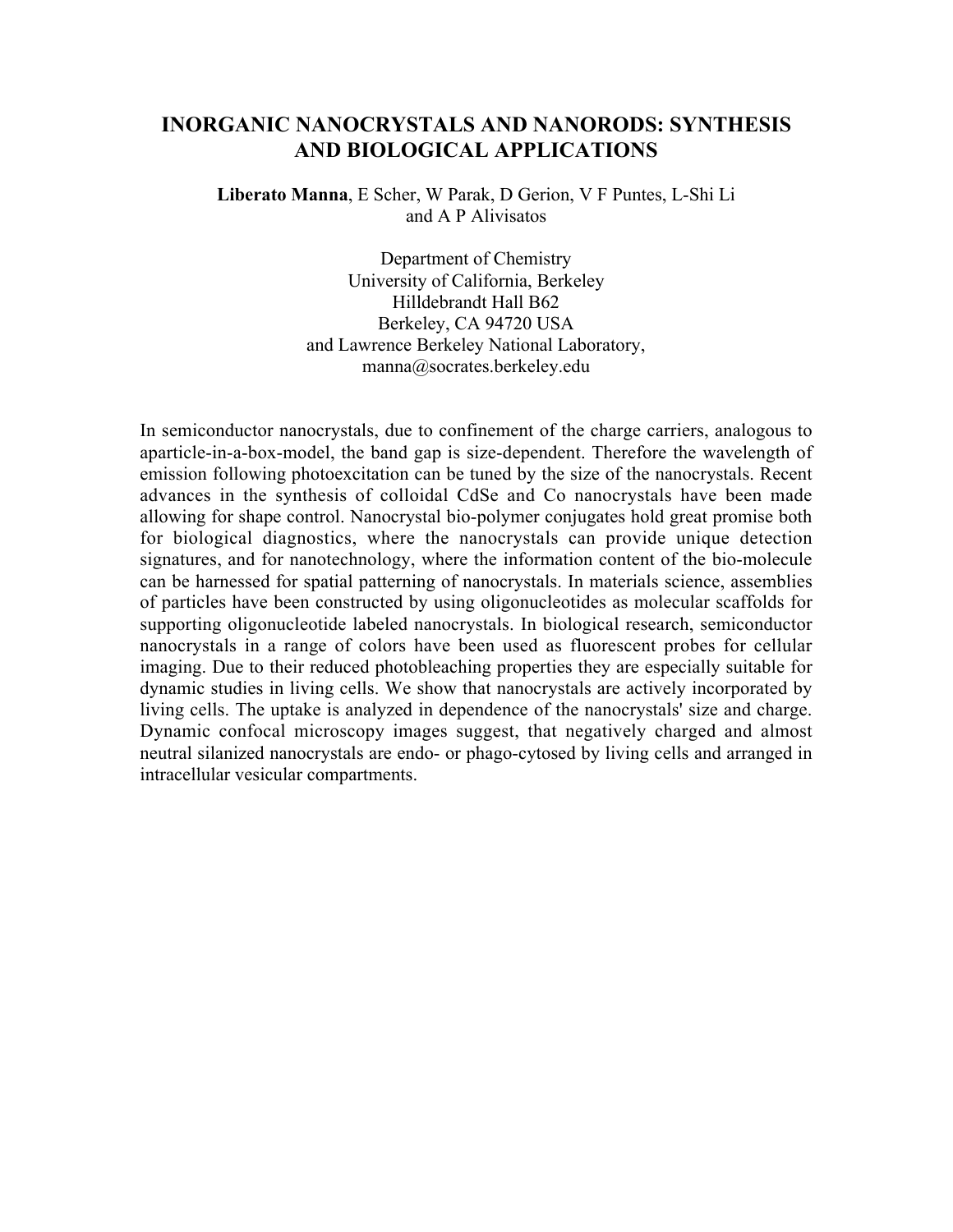# INORGANIC NANOCRYSTALS AND NANORODS: SYNTHESIS AND BIOLOGICAL APPLICATIONS

**Liberato Manna**, E Scher, W Parak, D Gerion, V F Puntes, L-Shi Li and A P Alivisatos

Department of Chemistry
University of California, Berkeley
Hilldebrandt Hall B62
Berkeley, CA 94720 USA
and Lawrence Berkeley National Laboratory,
manna@socrates.berkeley.edu

In semiconductor nanocrystals, due to confinement of the charge carriers, analogous to aparticle-in-a-box-model, the band gap is size-dependent. Therefore the wavelength of emission following photoexcitation can be tuned by the size of the nanocrystals. Recent advances in the synthesis of colloidal CdSe and Co nanocrystals have been made allowing for shape control. Nanocrystal bio-polymer conjugates hold great promise both for biological diagnostics, where the nanocrystals can provide unique detection signatures, and for nanotechnology, where the information content of the bio-molecule can be harnessed for spatial patterning of nanocrystals. In materials science, assemblies of particles have been constructed by using oligonucleotides as molecular scaffolds for supporting oligonucleotide labeled nanocrystals. In biological research, semiconductor nanocrystals in a range of colors have been used as fluorescent probes for cellular imaging. Due to their reduced photobleaching properties they are especially suitable for dynamic studies in living cells. We show that nanocrystals are actively incorporated by living cells. The uptake is analyzed in dependence of the nanocrystals' size and charge. Dynamic confocal microscopy images suggest, that negatively charged and almost neutral silanized nanocrystals are endo- or phago-cytosed by living cells and arranged in intracellular vesicular compartments.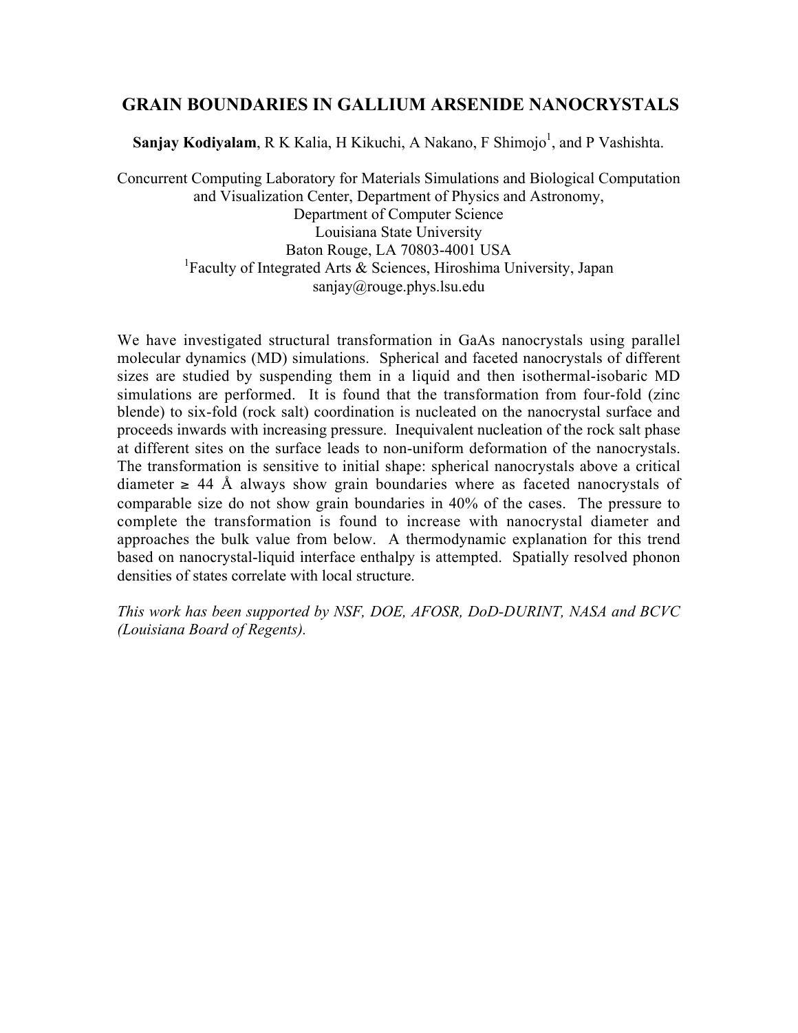# GRAIN BOUNDARIES IN GALLIUM ARSENIDE NANOCRYSTALS

**Sanjay Kodiyalam**, R K Kalia, H Kikuchi, A Nakano, F Shimojo[1], and P Vashishta.

Concurrent Computing Laboratory for Materials Simulations and Biological Computation and Visualization Center, Department of Physics and Astronomy,
Department of Computer Science
Louisiana State University
Baton Rouge, LA 70803-4001 USA
[1]Faculty of Integrated Arts & Sciences, Hiroshima University, Japan
sanjay@rouge.phys.lsu.edu

We have investigated structural transformation in GaAs nanocrystals using parallel molecular dynamics (MD) simulations. Spherical and faceted nanocrystals of different sizes are studied by suspending them in a liquid and then isothermal-isobaric MD simulations are performed. It is found that the transformation from four-fold (zinc blende) to six-fold (rock salt) coordination is nucleated on the nanocrystal surface and proceeds inwards with increasing pressure. Inequivalent nucleation of the rock salt phase at different sites on the surface leads to non-uniform deformation of the nanocrystals. The transformation is sensitive to initial shape: spherical nanocrystals above a critical diameter $\geq$ 44 Å always show grain boundaries where as faceted nanocrystals of comparable size do not show grain boundaries in 40% of the cases. The pressure to complete the transformation is found to increase with nanocrystal diameter and approaches the bulk value from below. A thermodynamic explanation for this trend based on nanocrystal-liquid interface enthalpy is attempted. Spatially resolved phonon densities of states correlate with local structure.

*This work has been supported by NSF, DOE, AFOSR, DoD-DURINT, NASA and BCVC (Louisiana Board of Regents).*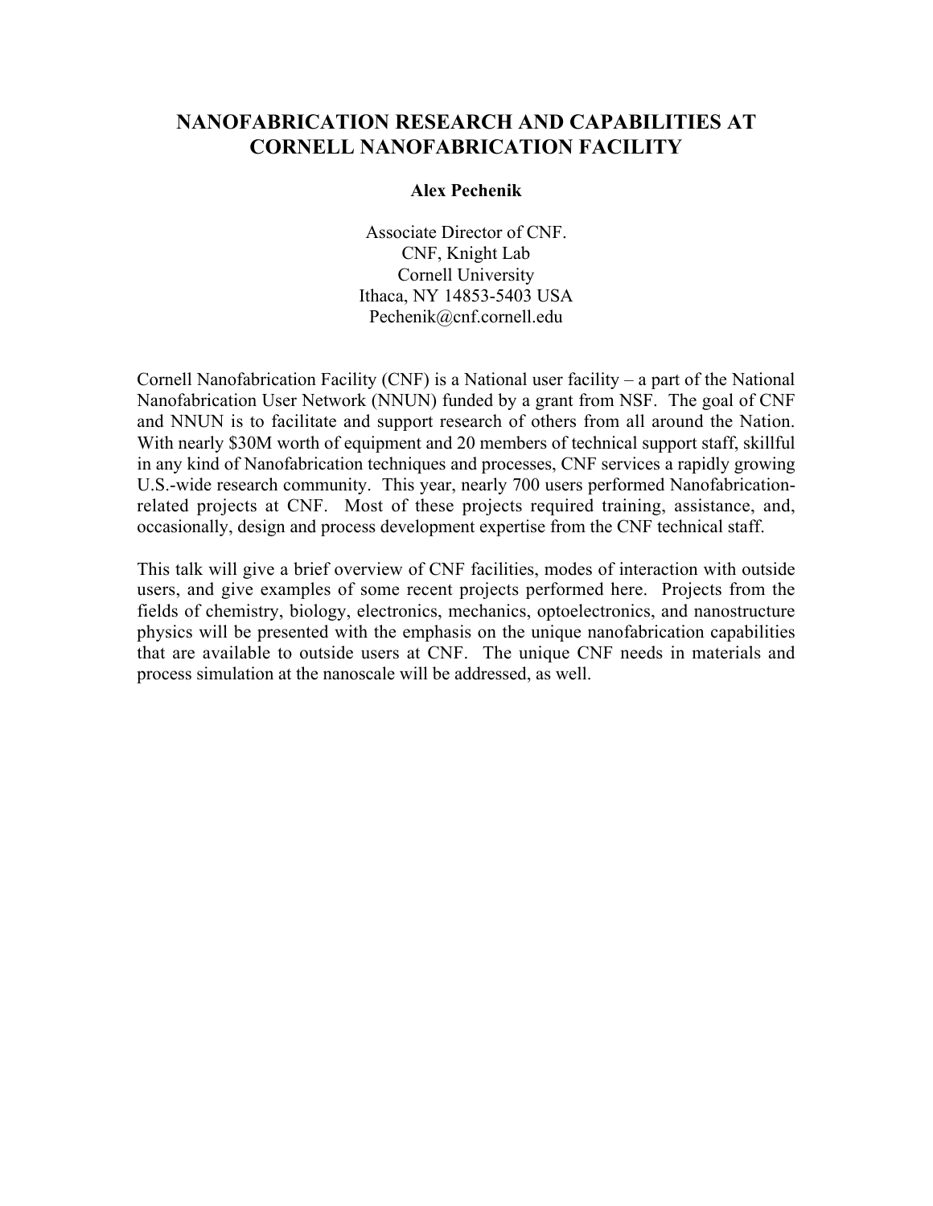# NANOFABRICATION RESEARCH AND CAPABILITIES AT CORNELL NANOFABRICATION FACILITY

**Alex Pechenik**

Associate Director of CNF.
CNF, Knight Lab
Cornell University
Ithaca, NY 14853-5403 USA
Pechenik@cnf.cornell.edu

Cornell Nanofabrication Facility (CNF) is a National user facility – a part of the National Nanofabrication User Network (NNUN) funded by a grant from NSF. The goal of CNF and NNUN is to facilitate and support research of others from all around the Nation. With nearly $30M worth of equipment and 20 members of technical support staff, skillful in any kind of Nanofabrication techniques and processes, CNF services a rapidly growing U.S.-wide research community. This year, nearly 700 users performed Nanofabrication-related projects at CNF. Most of these projects required training, assistance, and, occasionally, design and process development expertise from the CNF technical staff.

This talk will give a brief overview of CNF facilities, modes of interaction with outside users, and give examples of some recent projects performed here. Projects from the fields of chemistry, biology, electronics, mechanics, optoelectronics, and nanostructure physics will be presented with the emphasis on the unique nanofabrication capabilities that are available to outside users at CNF. The unique CNF needs in materials and process simulation at the nanoscale will be addressed, as well.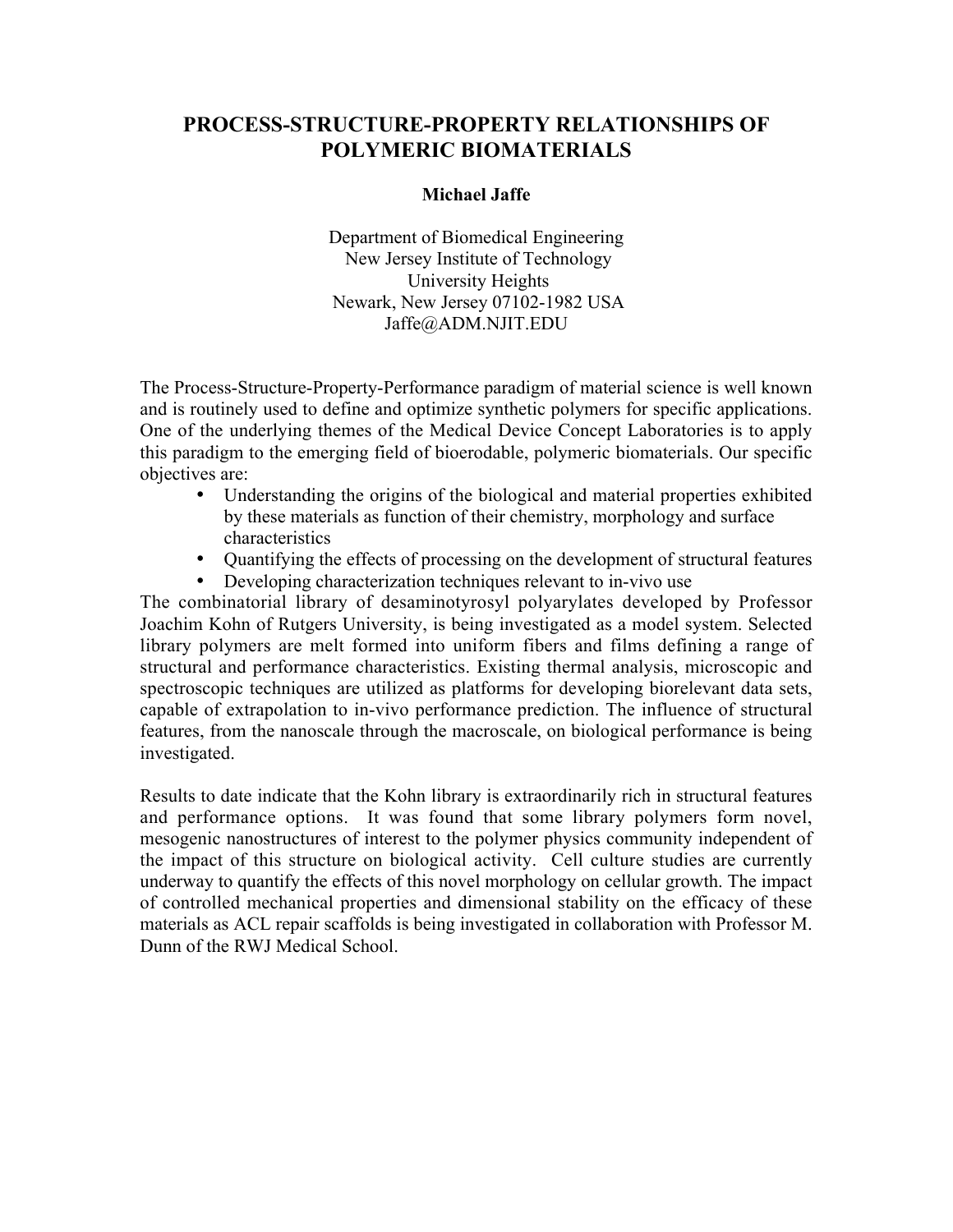# PROCESS-STRUCTURE-PROPERTY RELATIONSHIPS OF POLYMERIC BIOMATERIALS

**Michael Jaffe**

Department of Biomedical Engineering
New Jersey Institute of Technology
University Heights
Newark, New Jersey 07102-1982 USA
Jaffe@ADM.NJIT.EDU

The Process-Structure-Property-Performance paradigm of material science is well known and is routinely used to define and optimize synthetic polymers for specific applications. One of the underlying themes of the Medical Device Concept Laboratories is to apply this paradigm to the emerging field of bioerodable, polymeric biomaterials. Our specific objectives are:

- Understanding the origins of the biological and material properties exhibited by these materials as function of their chemistry, morphology and surface characteristics
- Quantifying the effects of processing on the development of structural features
- Developing characterization techniques relevant to in-vivo use

The combinatorial library of desaminotyrosyl polyarylates developed by Professor Joachim Kohn of Rutgers University, is being investigated as a model system. Selected library polymers are melt formed into uniform fibers and films defining a range of structural and performance characteristics. Existing thermal analysis, microscopic and spectroscopic techniques are utilized as platforms for developing biorelevant data sets, capable of extrapolation to in-vivo performance prediction. The influence of structural features, from the nanoscale through the macroscale, on biological performance is being investigated.

Results to date indicate that the Kohn library is extraordinarily rich in structural features and performance options. It was found that some library polymers form novel, mesogenic nanostructures of interest to the polymer physics community independent of the impact of this structure on biological activity. Cell culture studies are currently underway to quantify the effects of this novel morphology on cellular growth. The impact of controlled mechanical properties and dimensional stability on the efficacy of these materials as ACL repair scaffolds is being investigated in collaboration with Professor M. Dunn of the RWJ Medical School.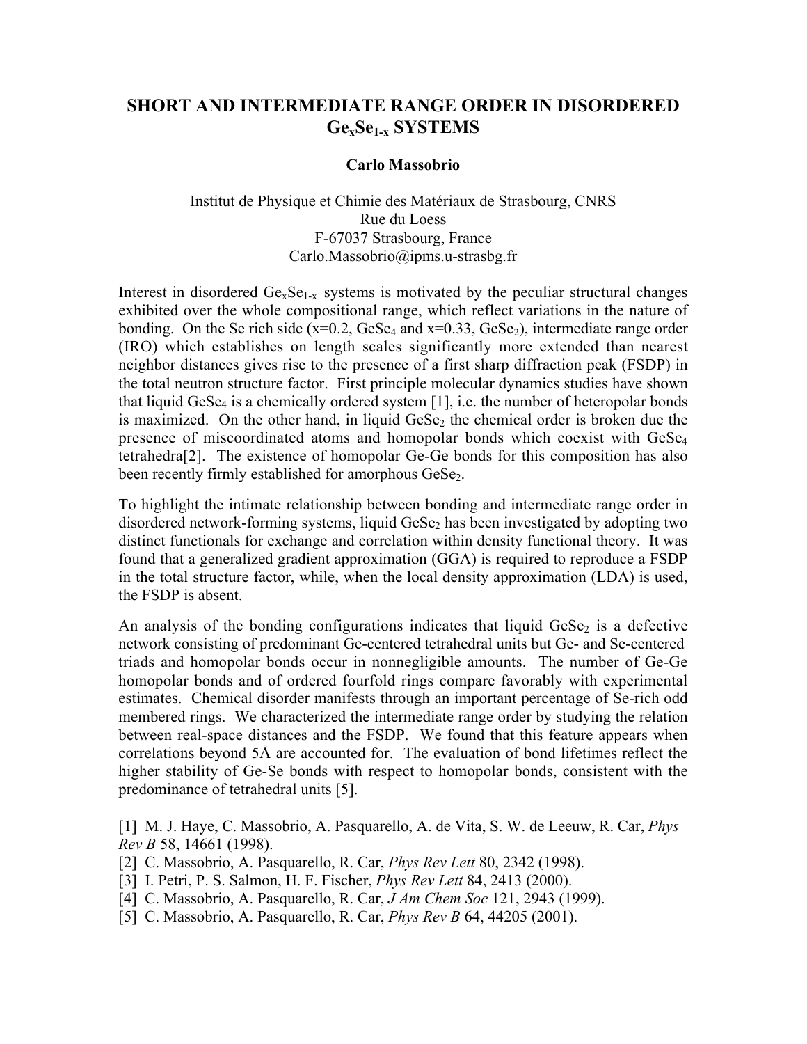# SHORT AND INTERMEDIATE RANGE ORDER IN DISORDERED $Ge_xSe_{1-x}$ SYSTEMS

**Carlo Massobrio**

Institut de Physique et Chimie des Matériaux de Strasbourg, CNRS
Rue du Loess
F-67037 Strasbourg, France
Carlo.Massobrio@ipms.u-strasbg.fr

Interest in disordered $Ge_xSe_{1-x}$ systems is motivated by the peculiar structural changes exhibited over the whole compositional range, which reflect variations in the nature of bonding. On the Se rich side (x=0.2, $GeSe_4$ and x=0.33, $GeSe_2$), intermediate range order (IRO) which establishes on length scales significantly more extended than nearest neighbor distances gives rise to the presence of a first sharp diffraction peak (FSDP) in the total neutron structure factor. First principle molecular dynamics studies have shown that liquid $GeSe_4$ is a chemically ordered system [1], i.e. the number of heteropolar bonds is maximized. On the other hand, in liquid $GeSe_2$ the chemical order is broken due the presence of miscoordinated atoms and homopolar bonds which coexist with $GeSe_4$ tetrahedra[2]. The existence of homopolar Ge-Ge bonds for this composition has also been recently firmly established for amorphous $GeSe_2$.

To highlight the intimate relationship between bonding and intermediate range order in disordered network-forming systems, liquid $GeSe_2$ has been investigated by adopting two distinct functionals for exchange and correlation within density functional theory. It was found that a generalized gradient approximation (GGA) is required to reproduce a FSDP in the total structure factor, while, when the local density approximation (LDA) is used, the FSDP is absent.

An analysis of the bonding configurations indicates that liquid $GeSe_2$ is a defective network consisting of predominant Ge-centered tetrahedral units but Ge- and Se-centered triads and homopolar bonds occur in nonnegligible amounts. The number of Ge-Ge homopolar bonds and of ordered fourfold rings compare favorably with experimental estimates. Chemical disorder manifests through an important percentage of Se-rich odd membered rings. We characterized the intermediate range order by studying the relation between real-space distances and the FSDP. We found that this feature appears when correlations beyond 5Å are accounted for. The evaluation of bond lifetimes reflect the higher stability of Ge-Se bonds with respect to homopolar bonds, consistent with the predominance of tetrahedral units [5].

[1] M. J. Haye, C. Massobrio, A. Pasquarello, A. de Vita, S. W. de Leeuw, R. Car, *Phys Rev B* 58, 14661 (1998).
[2] C. Massobrio, A. Pasquarello, R. Car, *Phys Rev Lett* 80, 2342 (1998).
[3] I. Petri, P. S. Salmon, H. F. Fischer, *Phys Rev Lett* 84, 2413 (2000).
[4] C. Massobrio, A. Pasquarello, R. Car, *J Am Chem Soc* 121, 2943 (1999).
[5] C. Massobrio, A. Pasquarello, R. Car, *Phys Rev B* 64, 44205 (2001).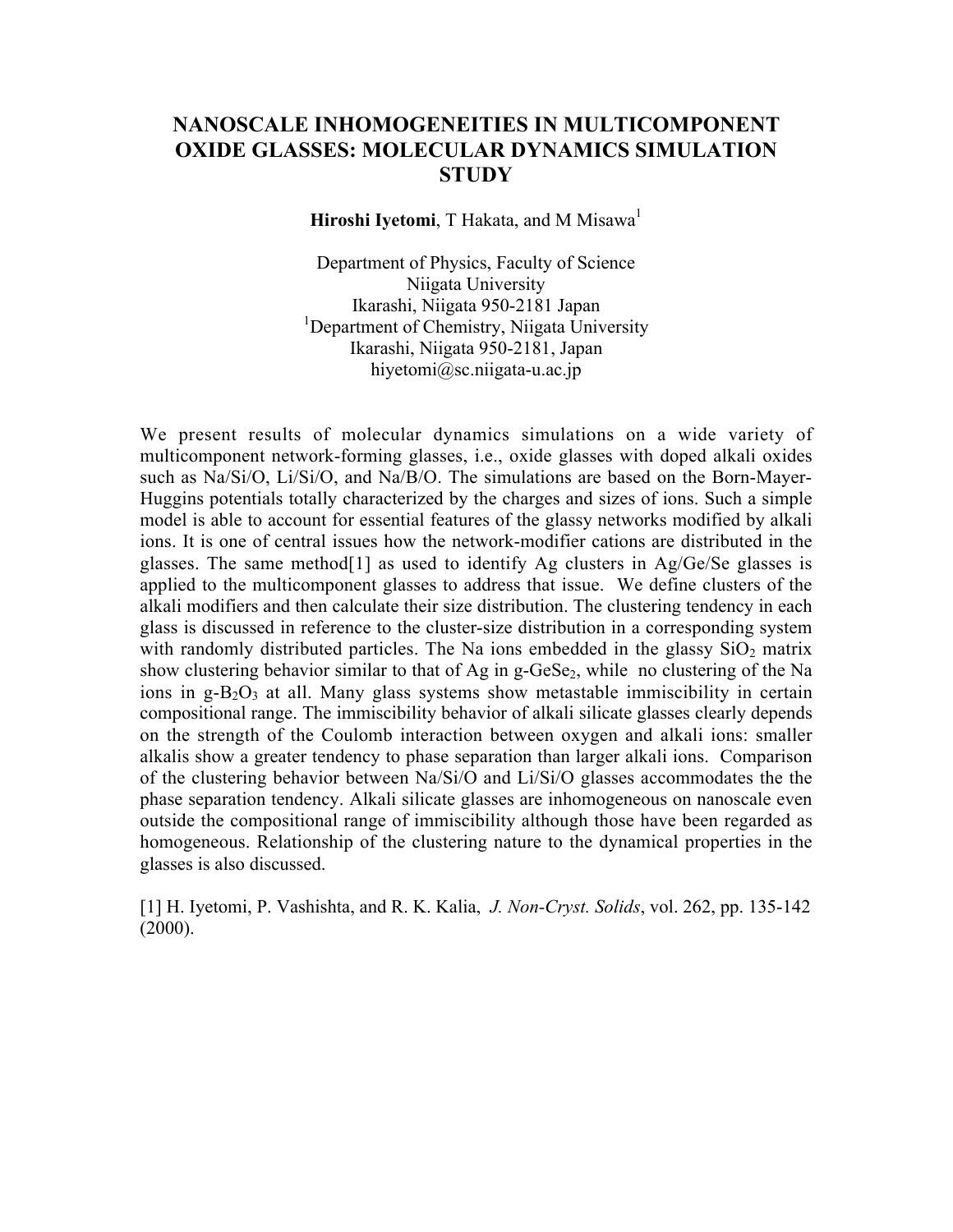# NANOSCALE INHOMOGENEITIES IN MULTICOMPONENT OXIDE GLASSES: MOLECULAR DYNAMICS SIMULATION STUDY

**Hiroshi Iyetomi**, T Hakata, and M Misawa[1]

Department of Physics, Faculty of Science
Niigata University
Ikarashi, Niigata 950-2181 Japan
[1]Department of Chemistry, Niigata University
Ikarashi, Niigata 950-2181, Japan
hiyetomi@sc.niigata-u.ac.jp

We present results of molecular dynamics simulations on a wide variety of multicomponent network-forming glasses, i.e., oxide glasses with doped alkali oxides such as Na/Si/O, Li/Si/O, and Na/B/O. The simulations are based on the Born-Mayer-Huggins potentials totally characterized by the charges and sizes of ions. Such a simple model is able to account for essential features of the glassy networks modified by alkali ions. It is one of central issues how the network-modifier cations are distributed in the glasses. The same method[1] as used to identify Ag clusters in Ag/Ge/Se glasses is applied to the multicomponent glasses to address that issue. We define clusters of the alkali modifiers and then calculate their size distribution. The clustering tendency in each glass is discussed in reference to the cluster-size distribution in a corresponding system with randomly distributed particles. The Na ions embedded in the glassy $SiO_2$ matrix show clustering behavior similar to that of Ag in g-$GeSe_2$, while no clustering of the Na ions in g-$B_2O_3$ at all. Many glass systems show metastable immiscibility in certain compositional range. The immiscibility behavior of alkali silicate glasses clearly depends on the strength of the Coulomb interaction between oxygen and alkali ions: smaller alkalis show a greater tendency to phase separation than larger alkali ions. Comparison of the clustering behavior between Na/Si/O and Li/Si/O glasses accommodates the the phase separation tendency. Alkali silicate glasses are inhomogeneous on nanoscale even outside the compositional range of immiscibility although those have been regarded as homogeneous. Relationship of the clustering nature to the dynamical properties in the glasses is also discussed.

[1] H. Iyetomi, P. Vashishta, and R. K. Kalia, *J. Non-Cryst. Solids*, vol. 262, pp. 135-142 (2000).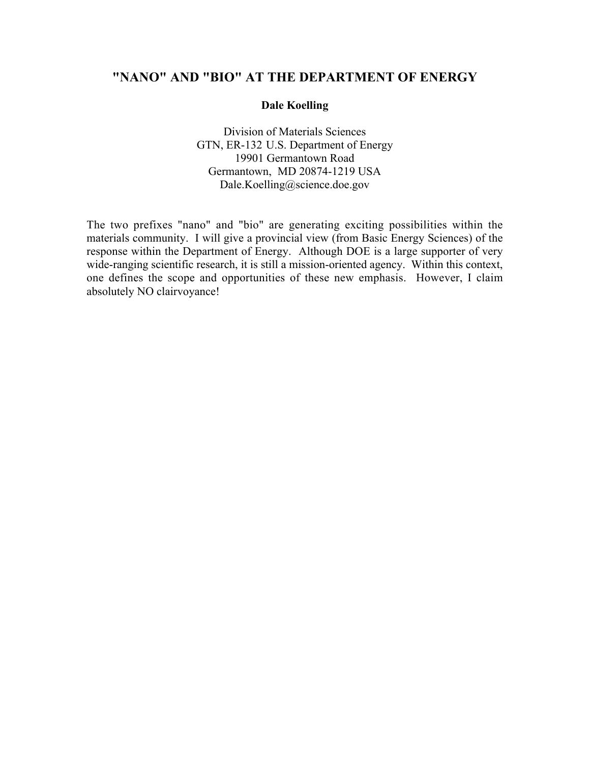# "NANO" AND "BIO" AT THE DEPARTMENT OF ENERGY

**Dale Koelling**

Division of Materials Sciences
GTN, ER-132 U.S. Department of Energy
19901 Germantown Road
Germantown, MD 20874-1219 USA
Dale.Koelling@science.doe.gov

The two prefixes "nano" and "bio" are generating exciting possibilities within the materials community. I will give a provincial view (from Basic Energy Sciences) of the response within the Department of Energy. Although DOE is a large supporter of very wide-ranging scientific research, it is still a mission-oriented agency. Within this context, one defines the scope and opportunities of these new emphasis. However, I claim absolutely NO clairvoyance!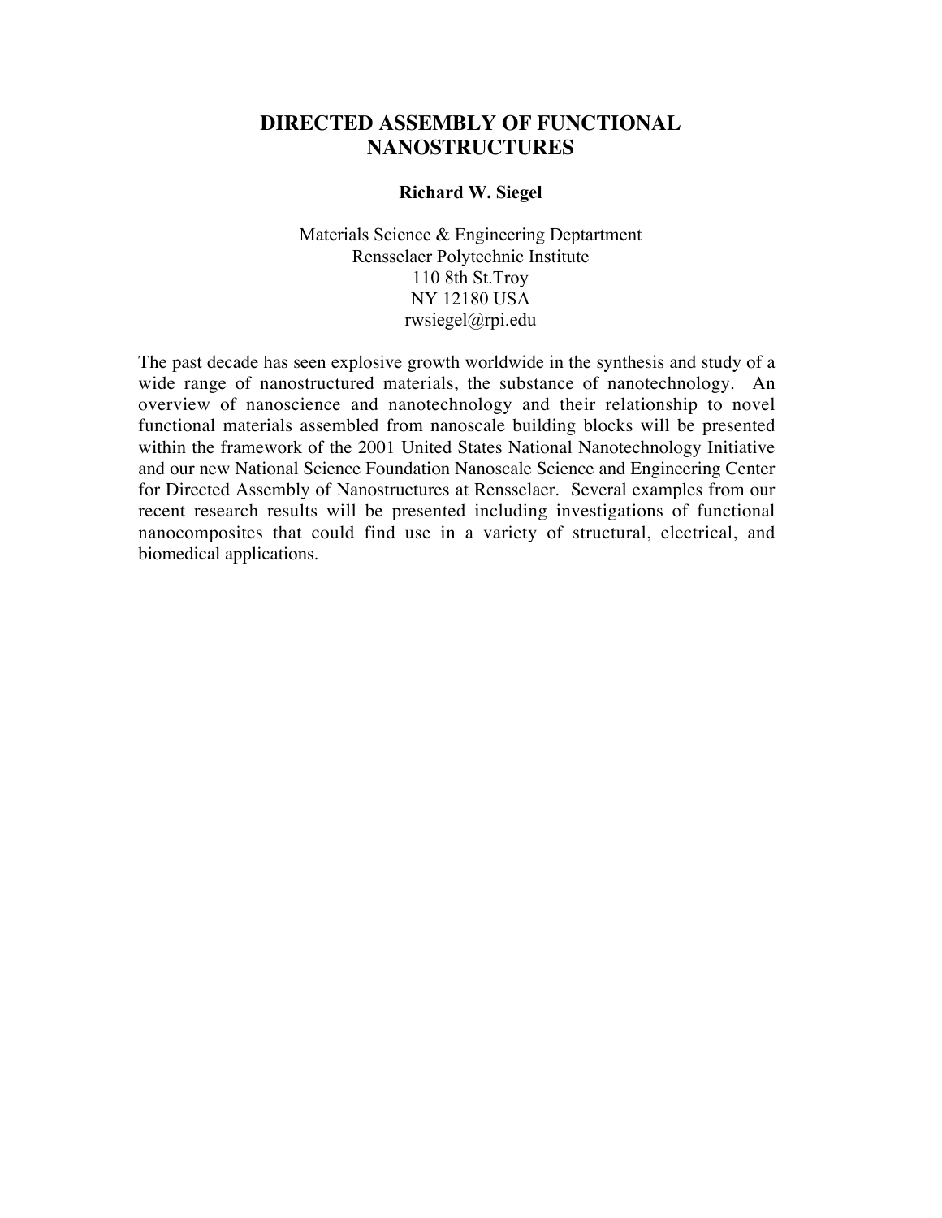# DIRECTED ASSEMBLY OF FUNCTIONAL NANOSTRUCTURES

**Richard W. Siegel**

Materials Science & Engineering Deptartment
Rensselaer Polytechnic Institute
110 8th St.Troy
NY 12180 USA
rwsiegel@rpi.edu

The past decade has seen explosive growth worldwide in the synthesis and study of a wide range of nanostructured materials, the substance of nanotechnology. An overview of nanoscience and nanotechnology and their relationship to novel functional materials assembled from nanoscale building blocks will be presented within the framework of the 2001 United States National Nanotechnology Initiative and our new National Science Foundation Nanoscale Science and Engineering Center for Directed Assembly of Nanostructures at Rensselaer. Several examples from our recent research results will be presented including investigations of functional nanocomposites that could find use in a variety of structural, electrical, and biomedical applications.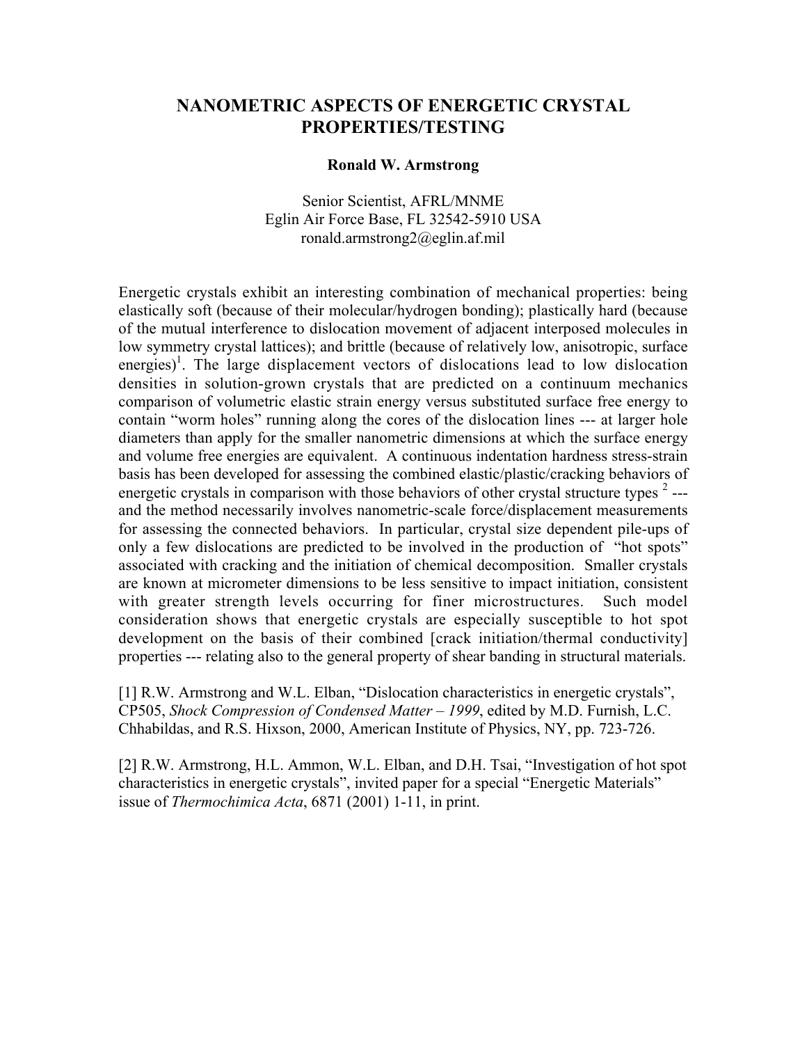# NANOMETRIC ASPECTS OF ENERGETIC CRYSTAL PROPERTIES/TESTING

**Ronald W. Armstrong**

Senior Scientist, AFRL/MNME
Eglin Air Force Base, FL 32542-5910 USA
ronald.armstrong2@eglin.af.mil

Energetic crystals exhibit an interesting combination of mechanical properties: being elastically soft (because of their molecular/hydrogen bonding); plastically hard (because of the mutual interference to dislocation movement of adjacent interposed molecules in low symmetry crystal lattices); and brittle (because of relatively low, anisotropic, surface energies)[1]. The large displacement vectors of dislocations lead to low dislocation densities in solution-grown crystals that are predicted on a continuum mechanics comparison of volumetric elastic strain energy versus substituted surface free energy to contain "worm holes" running along the cores of the dislocation lines --- at larger hole diameters than apply for the smaller nanometric dimensions at which the surface energy and volume free energies are equivalent. A continuous indentation hardness stress-strain basis has been developed for assessing the combined elastic/plastic/cracking behaviors of energetic crystals in comparison with those behaviors of other crystal structure types [2] --- and the method necessarily involves nanometric-scale force/displacement measurements for assessing the connected behaviors. In particular, crystal size dependent pile-ups of only a few dislocations are predicted to be involved in the production of "hot spots" associated with cracking and the initiation of chemical decomposition. Smaller crystals are known at micrometer dimensions to be less sensitive to impact initiation, consistent with greater strength levels occurring for finer microstructures. Such model consideration shows that energetic crystals are especially susceptible to hot spot development on the basis of their combined [crack initiation/thermal conductivity] properties --- relating also to the general property of shear banding in structural materials.

[1] R.W. Armstrong and W.L. Elban, "Dislocation characteristics in energetic crystals", CP505, *Shock Compression of Condensed Matter – 1999*, edited by M.D. Furnish, L.C. Chhabildas, and R.S. Hixson, 2000, American Institute of Physics, NY, pp. 723-726.

[2] R.W. Armstrong, H.L. Ammon, W.L. Elban, and D.H. Tsai, "Investigation of hot spot characteristics in energetic crystals", invited paper for a special "Energetic Materials" issue of *Thermochimica Acta*, 6871 (2001) 1-11, in print.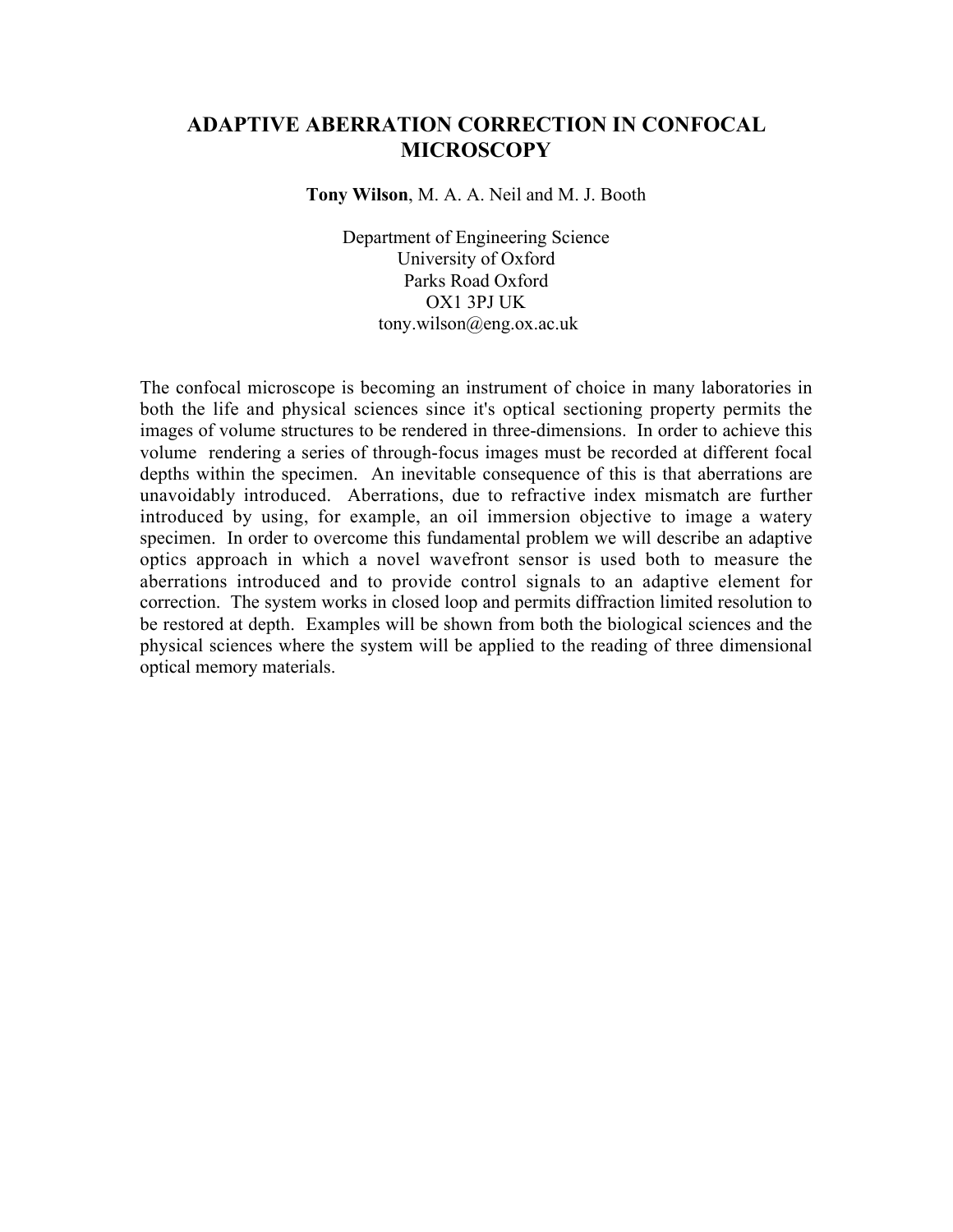# ADAPTIVE ABERRATION CORRECTION IN CONFOCAL MICROSCOPY

**Tony Wilson**, M. A. A. Neil and M. J. Booth

Department of Engineering Science
University of Oxford
Parks Road Oxford
OX1 3PJ UK
tony.wilson@eng.ox.ac.uk

The confocal microscope is becoming an instrument of choice in many laboratories in both the life and physical sciences since it's optical sectioning property permits the images of volume structures to be rendered in three-dimensions. In order to achieve this volume rendering a series of through-focus images must be recorded at different focal depths within the specimen. An inevitable consequence of this is that aberrations are unavoidably introduced. Aberrations, due to refractive index mismatch are further introduced by using, for example, an oil immersion objective to image a watery specimen. In order to overcome this fundamental problem we will describe an adaptive optics approach in which a novel wavefront sensor is used both to measure the aberrations introduced and to provide control signals to an adaptive element for correction. The system works in closed loop and permits diffraction limited resolution to be restored at depth. Examples will be shown from both the biological sciences and the physical sciences where the system will be applied to the reading of three dimensional optical memory materials.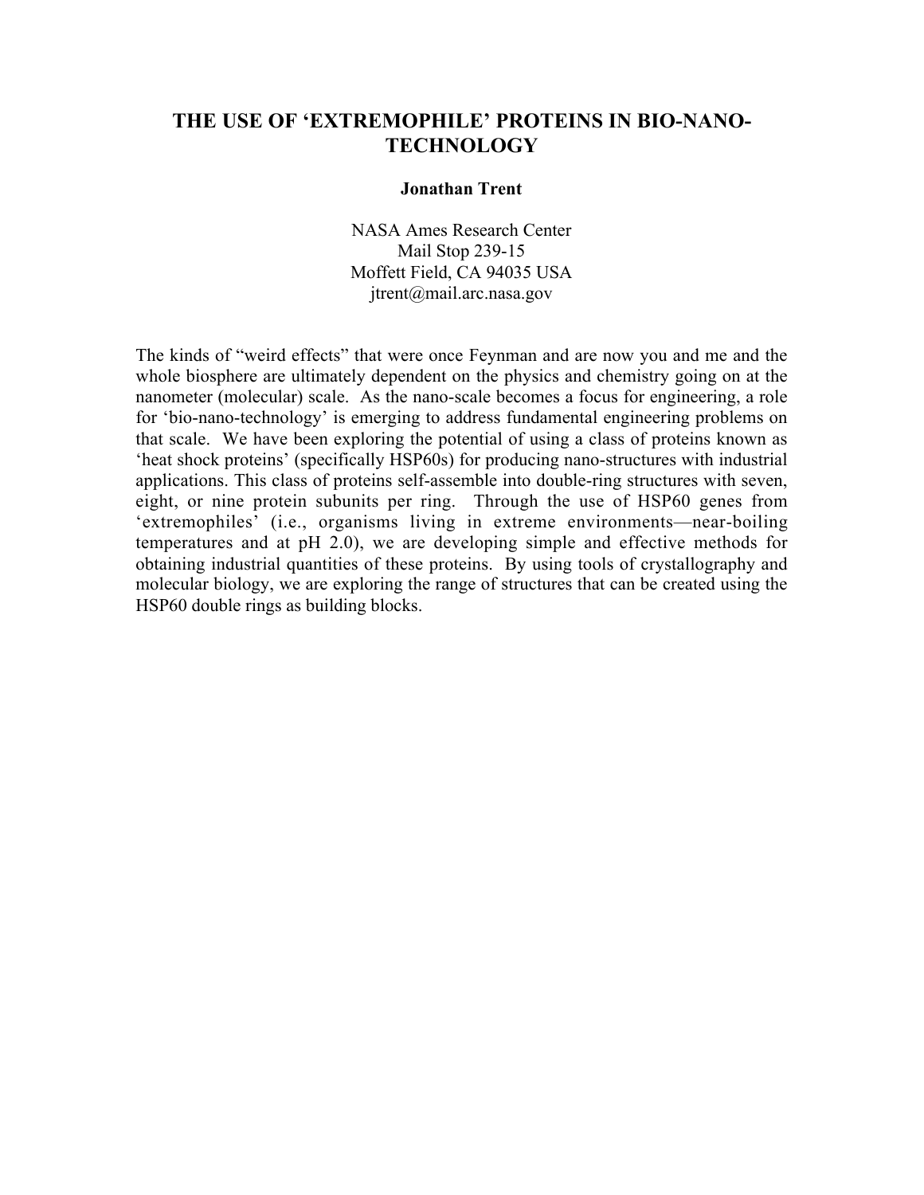# THE USE OF 'EXTREMOPHILE' PROTEINS IN BIO-NANO-TECHNOLOGY

**Jonathan Trent**

NASA Ames Research Center
Mail Stop 239-15
Moffett Field, CA 94035 USA
jtrent@mail.arc.nasa.gov

The kinds of "weird effects" that were once Feynman and are now you and me and the whole biosphere are ultimately dependent on the physics and chemistry going on at the nanometer (molecular) scale. As the nano-scale becomes a focus for engineering, a role for 'bio-nano-technology' is emerging to address fundamental engineering problems on that scale. We have been exploring the potential of using a class of proteins known as 'heat shock proteins' (specifically HSP60s) for producing nano-structures with industrial applications. This class of proteins self-assemble into double-ring structures with seven, eight, or nine protein subunits per ring. Through the use of HSP60 genes from 'extremophiles' (i.e., organisms living in extreme environments—near-boiling temperatures and at pH 2.0), we are developing simple and effective methods for obtaining industrial quantities of these proteins. By using tools of crystallography and molecular biology, we are exploring the range of structures that can be created using the HSP60 double rings as building blocks.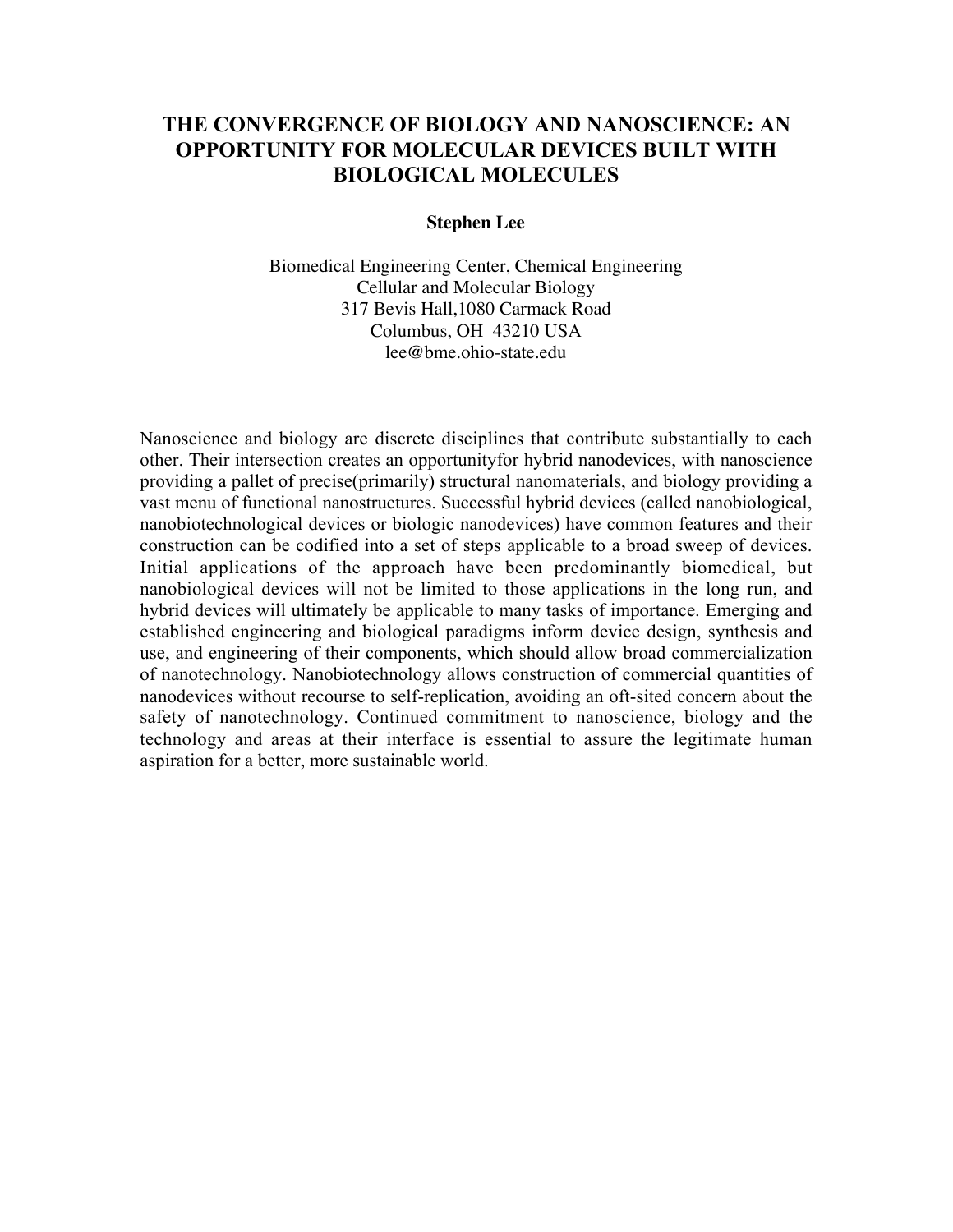# THE CONVERGENCE OF BIOLOGY AND NANOSCIENCE: AN OPPORTUNITY FOR MOLECULAR DEVICES BUILT WITH BIOLOGICAL MOLECULES

**Stephen Lee**

Biomedical Engineering Center, Chemical Engineering
Cellular and Molecular Biology
317 Bevis Hall,1080 Carmack Road
Columbus, OH 43210 USA
lee@bme.ohio-state.edu

Nanoscience and biology are discrete disciplines that contribute substantially to each other. Their intersection creates an opportunityfor hybrid nanodevices, with nanoscience providing a pallet of precise(primarily) structural nanomaterials, and biology providing a vast menu of functional nanostructures. Successful hybrid devices (called nanobiological, nanobiotechnological devices or biologic nanodevices) have common features and their construction can be codified into a set of steps applicable to a broad sweep of devices. Initial applications of the approach have been predominantly biomedical, but nanobiological devices will not be limited to those applications in the long run, and hybrid devices will ultimately be applicable to many tasks of importance. Emerging and established engineering and biological paradigms inform device design, synthesis and use, and engineering of their components, which should allow broad commercialization of nanotechnology. Nanobiotechnology allows construction of commercial quantities of nanodevices without recourse to self-replication, avoiding an oft-sited concern about the safety of nanotechnology. Continued commitment to nanoscience, biology and the technology and areas at their interface is essential to assure the legitimate human aspiration for a better, more sustainable world.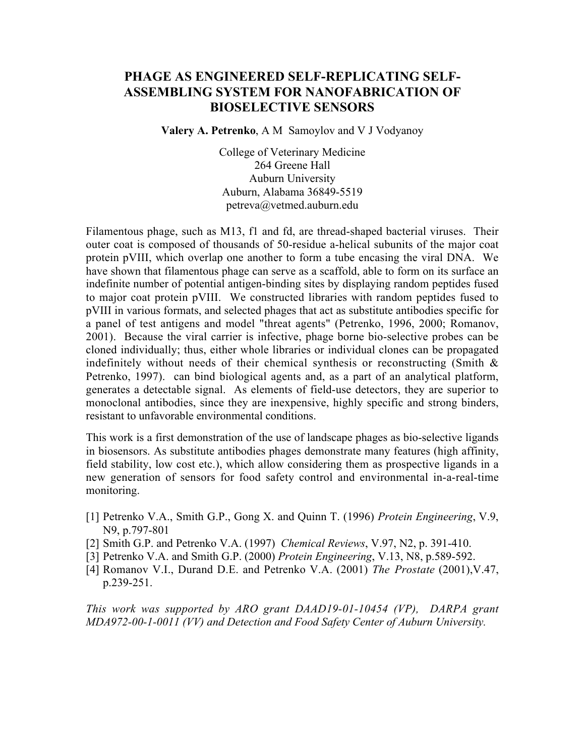# PHAGE AS ENGINEERED SELF-REPLICATING SELF-ASSEMBLING SYSTEM FOR NANOFABRICATION OF BIOSELECTIVE SENSORS

**Valery A. Petrenko**, A M Samoylov and V J Vodyanoy

College of Veterinary Medicine
264 Greene Hall
Auburn University
Auburn, Alabama 36849-5519
petreva@vetmed.auburn.edu

Filamentous phage, such as M13, f1 and fd, are thread-shaped bacterial viruses. Their outer coat is composed of thousands of 50-residue a-helical subunits of the major coat protein pVIII, which overlap one another to form a tube encasing the viral DNA. We have shown that filamentous phage can serve as a scaffold, able to form on its surface an indefinite number of potential antigen-binding sites by displaying random peptides fused to major coat protein pVIII. We constructed libraries with random peptides fused to pVIII in various formats, and selected phages that act as substitute antibodies specific for a panel of test antigens and model "threat agents" (Petrenko, 1996, 2000; Romanov, 2001). Because the viral carrier is infective, phage borne bio-selective probes can be cloned individually; thus, either whole libraries or individual clones can be propagated indefinitely without needs of their chemical synthesis or reconstructing (Smith & Petrenko, 1997). can bind biological agents and, as a part of an analytical platform, generates a detectable signal. As elements of field-use detectors, they are superior to monoclonal antibodies, since they are inexpensive, highly specific and strong binders, resistant to unfavorable environmental conditions.

This work is a first demonstration of the use of landscape phages as bio-selective ligands in biosensors. As substitute antibodies phages demonstrate many features (high affinity, field stability, low cost etc.), which allow considering them as prospective ligands in a new generation of sensors for food safety control and environmental in-a-real-time monitoring.

[1] Petrenko V.A., Smith G.P., Gong X. and Quinn T. (1996) *Protein Engineering*, V.9, N9, p.797-801
[2] Smith G.P. and Petrenko V.A. (1997) *Chemical Reviews*, V.97, N2, p. 391-410.
[3] Petrenko V.A. and Smith G.P. (2000) *Protein Engineering*, V.13, N8, p.589-592.
[4] Romanov V.I., Durand D.E. and Petrenko V.A. (2001) *The Prostate* (2001),V.47, p.239-251.

*This work was supported by ARO grant DAAD19-01-10454 (VP), DARPA grant MDA972-00-1-0011 (VV) and Detection and Food Safety Center of Auburn University.*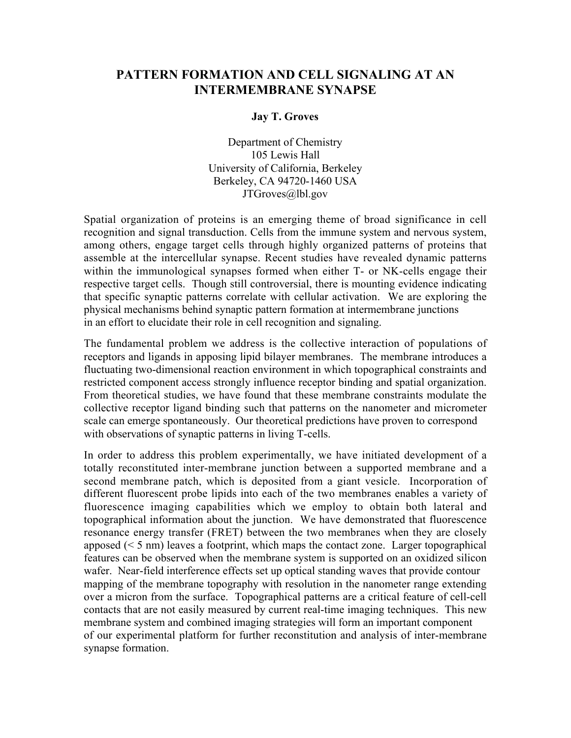# PATTERN FORMATION AND CELL SIGNALING AT AN INTERMEMBRANE SYNAPSE

**Jay T. Groves**

Department of Chemistry
105 Lewis Hall
University of California, Berkeley
Berkeley, CA 94720-1460 USA
JTGroves@lbl.gov

Spatial organization of proteins is an emerging theme of broad significance in cell recognition and signal transduction. Cells from the immune system and nervous system, among others, engage target cells through highly organized patterns of proteins that assemble at the intercellular synapse. Recent studies have revealed dynamic patterns within the immunological synapses formed when either T- or NK-cells engage their respective target cells. Though still controversial, there is mounting evidence indicating that specific synaptic patterns correlate with cellular activation. We are exploring the physical mechanisms behind synaptic pattern formation at intermembrane junctions in an effort to elucidate their role in cell recognition and signaling.

The fundamental problem we address is the collective interaction of populations of receptors and ligands in apposing lipid bilayer membranes. The membrane introduces a fluctuating two-dimensional reaction environment in which topographical constraints and restricted component access strongly influence receptor binding and spatial organization. From theoretical studies, we have found that these membrane constraints modulate the collective receptor ligand binding such that patterns on the nanometer and micrometer scale can emerge spontaneously. Our theoretical predictions have proven to correspond with observations of synaptic patterns in living T-cells.

In order to address this problem experimentally, we have initiated development of a totally reconstituted inter-membrane junction between a supported membrane and a second membrane patch, which is deposited from a giant vesicle. Incorporation of different fluorescent probe lipids into each of the two membranes enables a variety of fluorescence imaging capabilities which we employ to obtain both lateral and topographical information about the junction. We have demonstrated that fluorescence resonance energy transfer (FRET) between the two membranes when they are closely apposed (< 5 nm) leaves a footprint, which maps the contact zone. Larger topographical features can be observed when the membrane system is supported on an oxidized silicon wafer. Near-field interference effects set up optical standing waves that provide contour mapping of the membrane topography with resolution in the nanometer range extending over a micron from the surface. Topographical patterns are a critical feature of cell-cell contacts that are not easily measured by current real-time imaging techniques. This new membrane system and combined imaging strategies will form an important component of our experimental platform for further reconstitution and analysis of inter-membrane synapse formation.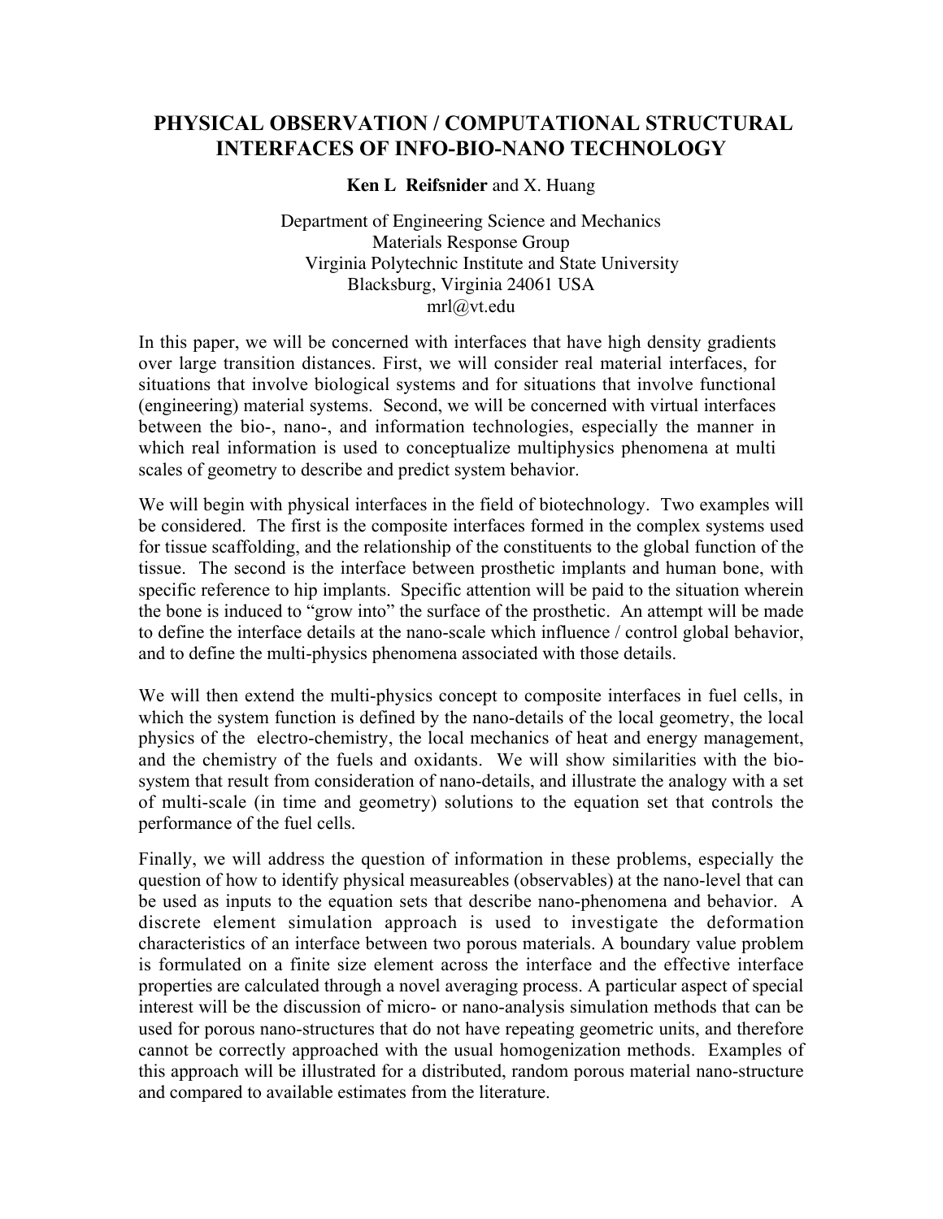# PHYSICAL OBSERVATION / COMPUTATIONAL STRUCTURAL INTERFACES OF INFO-BIO-NANO TECHNOLOGY

**Ken L Reifsnider** and X. Huang

Department of Engineering Science and Mechanics
Materials Response Group
Virginia Polytechnic Institute and State University
Blacksburg, Virginia 24061 USA
mrl@vt.edu

In this paper, we will be concerned with interfaces that have high density gradients over large transition distances. First, we will consider real material interfaces, for situations that involve biological systems and for situations that involve functional (engineering) material systems. Second, we will be concerned with virtual interfaces between the bio-, nano-, and information technologies, especially the manner in which real information is used to conceptualize multiphysics phenomena at multi scales of geometry to describe and predict system behavior.

We will begin with physical interfaces in the field of biotechnology. Two examples will be considered. The first is the composite interfaces formed in the complex systems used for tissue scaffolding, and the relationship of the constituents to the global function of the tissue. The second is the interface between prosthetic implants and human bone, with specific reference to hip implants. Specific attention will be paid to the situation wherein the bone is induced to "grow into" the surface of the prosthetic. An attempt will be made to define the interface details at the nano-scale which influence / control global behavior, and to define the multi-physics phenomena associated with those details.

We will then extend the multi-physics concept to composite interfaces in fuel cells, in which the system function is defined by the nano-details of the local geometry, the local physics of the electro-chemistry, the local mechanics of heat and energy management, and the chemistry of the fuels and oxidants. We will show similarities with the bio-system that result from consideration of nano-details, and illustrate the analogy with a set of multi-scale (in time and geometry) solutions to the equation set that controls the performance of the fuel cells.

Finally, we will address the question of information in these problems, especially the question of how to identify physical measureables (observables) at the nano-level that can be used as inputs to the equation sets that describe nano-phenomena and behavior. A discrete element simulation approach is used to investigate the deformation characteristics of an interface between two porous materials. A boundary value problem is formulated on a finite size element across the interface and the effective interface properties are calculated through a novel averaging process. A particular aspect of special interest will be the discussion of micro- or nano-analysis simulation methods that can be used for porous nano-structures that do not have repeating geometric units, and therefore cannot be correctly approached with the usual homogenization methods. Examples of this approach will be illustrated for a distributed, random porous material nano-structure and compared to available estimates from the literature.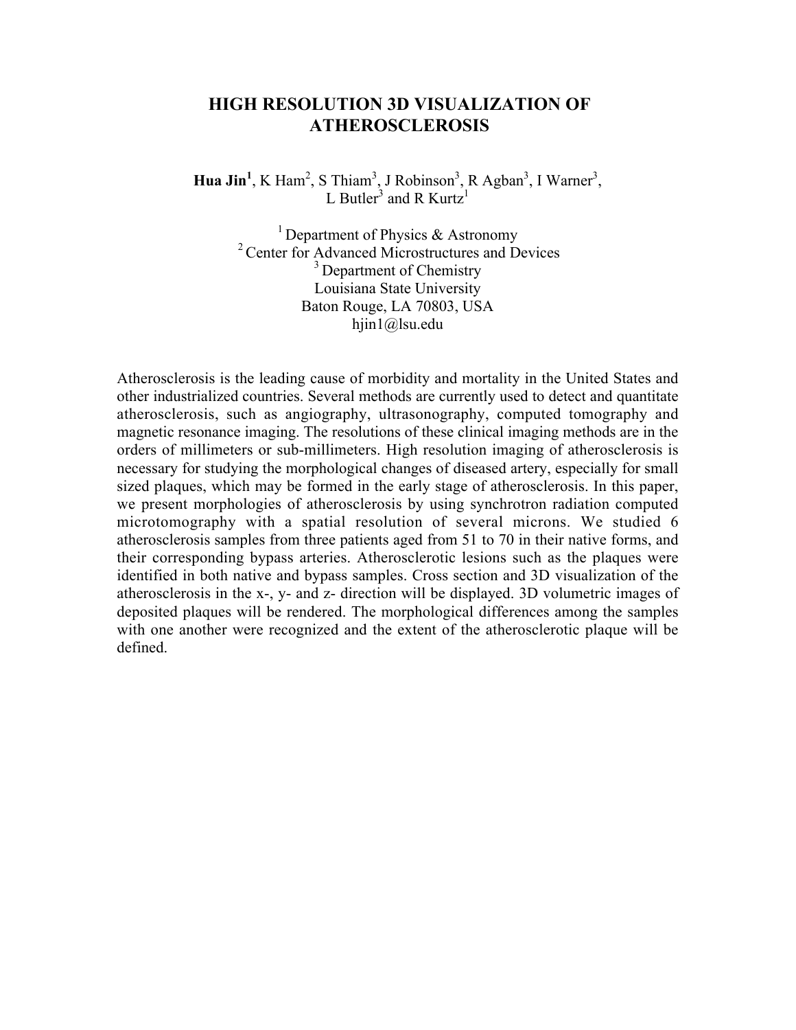# HIGH RESOLUTION 3D VISUALIZATION OF ATHEROSCLEROSIS

**Hua Jin**[1], K Ham[2], S Thiam[3], J Robinson[3], R Agban[3], I Warner[3], L Butler[3] and R Kurtz[1]

[1] Department of Physics & Astronomy
[2] Center for Advanced Microstructures and Devices
[3] Department of Chemistry
Louisiana State University
Baton Rouge, LA 70803, USA
hjin1@lsu.edu

Atherosclerosis is the leading cause of morbidity and mortality in the United States and other industrialized countries. Several methods are currently used to detect and quantitate atherosclerosis, such as angiography, ultrasonography, computed tomography and magnetic resonance imaging. The resolutions of these clinical imaging methods are in the orders of millimeters or sub-millimeters. High resolution imaging of atherosclerosis is necessary for studying the morphological changes of diseased artery, especially for small sized plaques, which may be formed in the early stage of atherosclerosis. In this paper, we present morphologies of atherosclerosis by using synchrotron radiation computed microtomography with a spatial resolution of several microns. We studied 6 atherosclerosis samples from three patients aged from 51 to 70 in their native forms, and their corresponding bypass arteries. Atherosclerotic lesions such as the plaques were identified in both native and bypass samples. Cross section and 3D visualization of the atherosclerosis in the x-, y- and z- direction will be displayed. 3D volumetric images of deposited plaques will be rendered. The morphological differences among the samples with one another were recognized and the extent of the atherosclerotic plaque will be defined.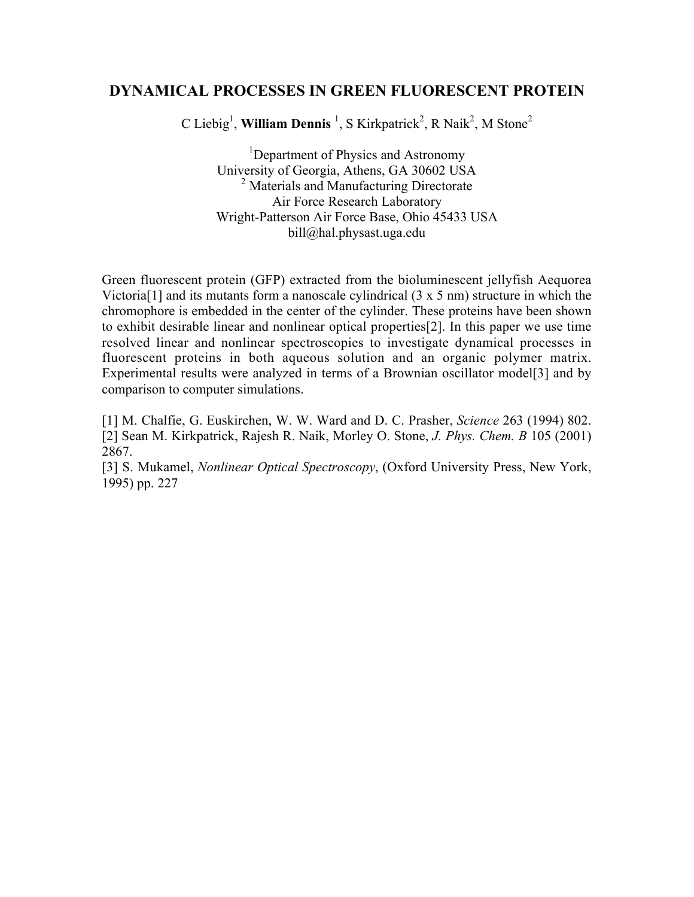# DYNAMICAL PROCESSES IN GREEN FLUORESCENT PROTEIN

C Liebig[1], **William Dennis** [1], S Kirkpatrick[2], R Naik[2], M Stone[2]

[1]Department of Physics and Astronomy
University of Georgia, Athens, GA 30602 USA
[2] Materials and Manufacturing Directorate
Air Force Research Laboratory
Wright-Patterson Air Force Base, Ohio 45433 USA
bill@hal.physast.uga.edu

Green fluorescent protein (GFP) extracted from the bioluminescent jellyfish Aequorea Victoria[1] and its mutants form a nanoscale cylindrical (3 x 5 nm) structure in which the chromophore is embedded in the center of the cylinder. These proteins have been shown to exhibit desirable linear and nonlinear optical properties[2]. In this paper we use time resolved linear and nonlinear spectroscopies to investigate dynamical processes in fluorescent proteins in both aqueous solution and an organic polymer matrix. Experimental results were analyzed in terms of a Brownian oscillator model[3] and by comparison to computer simulations.

[1] M. Chalfie, G. Euskirchen, W. W. Ward and D. C. Prasher, *Science* 263 (1994) 802.
[2] Sean M. Kirkpatrick, Rajesh R. Naik, Morley O. Stone, *J. Phys. Chem. B* 105 (2001) 2867.
[3] S. Mukamel, *Nonlinear Optical Spectroscopy*, (Oxford University Press, New York, 1995) pp. 227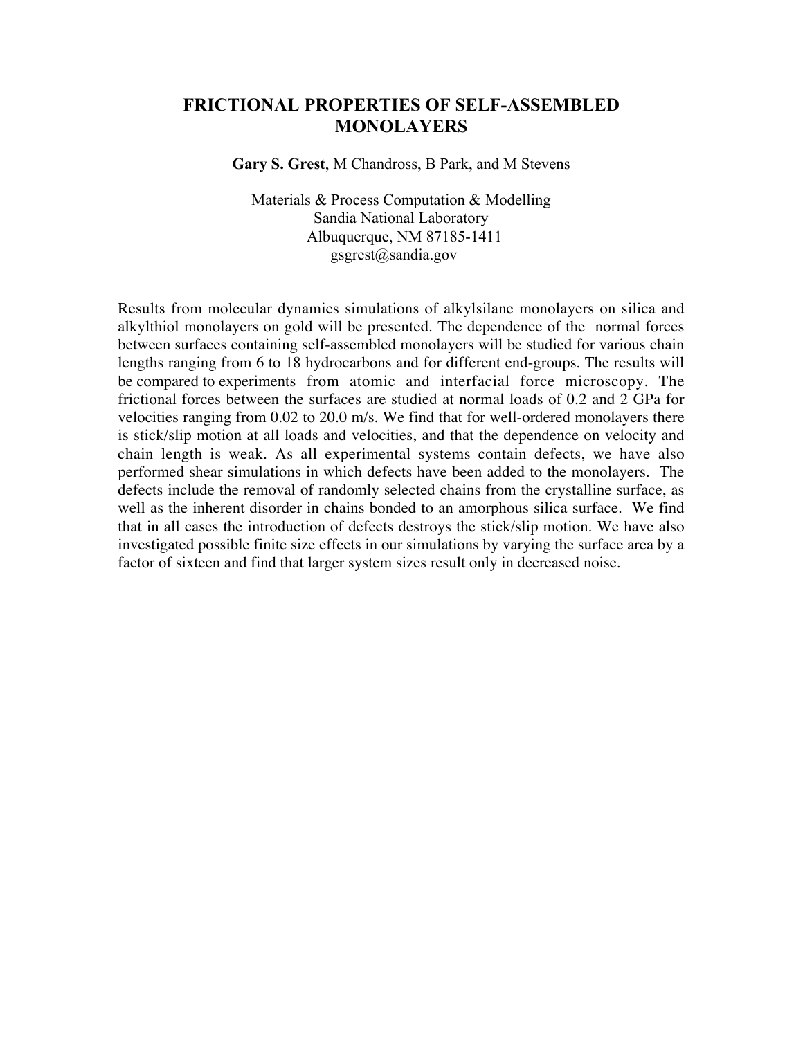# FRICTIONAL PROPERTIES OF SELF-ASSEMBLED MONOLAYERS

**Gary S. Grest**, M Chandross, B Park, and M Stevens

Materials & Process Computation & Modelling
Sandia National Laboratory
Albuquerque, NM 87185-1411
gsgrest@sandia.gov

Results from molecular dynamics simulations of alkylsilane monolayers on silica and alkylthiol monolayers on gold will be presented. The dependence of the normal forces between surfaces containing self-assembled monolayers will be studied for various chain lengths ranging from 6 to 18 hydrocarbons and for different end-groups. The results will be compared to experiments from atomic and interfacial force microscopy. The frictional forces between the surfaces are studied at normal loads of 0.2 and 2 GPa for velocities ranging from 0.02 to 20.0 m/s. We find that for well-ordered monolayers there is stick/slip motion at all loads and velocities, and that the dependence on velocity and chain length is weak. As all experimental systems contain defects, we have also performed shear simulations in which defects have been added to the monolayers. The defects include the removal of randomly selected chains from the crystalline surface, as well as the inherent disorder in chains bonded to an amorphous silica surface. We find that in all cases the introduction of defects destroys the stick/slip motion. We have also investigated possible finite size effects in our simulations by varying the surface area by a factor of sixteen and find that larger system sizes result only in decreased noise.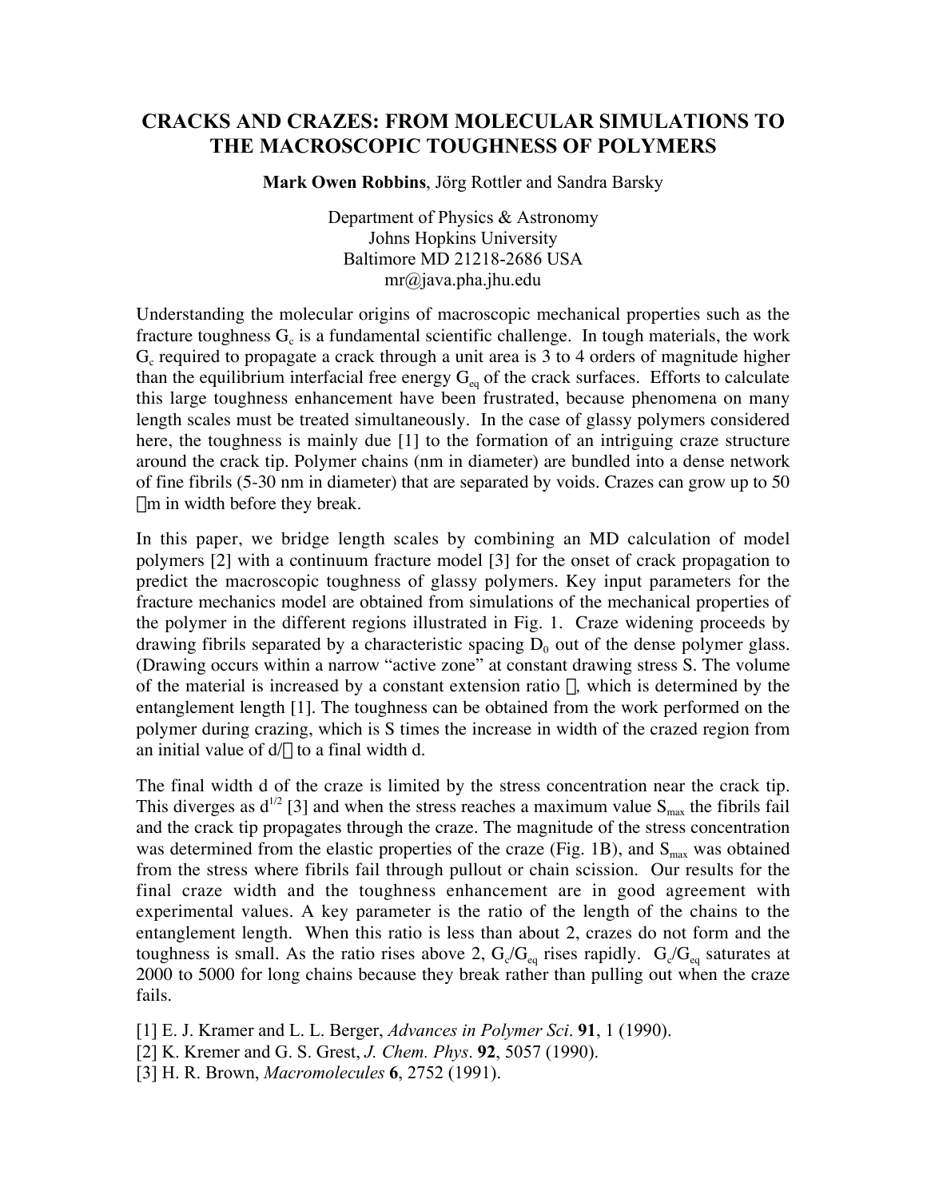# CRACKS AND CRAZES: FROM MOLECULAR SIMULATIONS TO THE MACROSCOPIC TOUGHNESS OF POLYMERS

**Mark Owen Robbins**, Jörg Rottler and Sandra Barsky

Department of Physics & Astronomy
Johns Hopkins University
Baltimore MD 21218-2686 USA
mr@java.pha.jhu.edu

Understanding the molecular origins of macroscopic mechanical properties such as the fracture toughness $G_c$ is a fundamental scientific challenge. In tough materials, the work $G_c$ required to propagate a crack through a unit area is 3 to 4 orders of magnitude higher than the equilibrium interfacial free energy $G_{eq}$ of the crack surfaces. Efforts to calculate this large toughness enhancement have been frustrated, because phenomena on many length scales must be treated simultaneously. In the case of glassy polymers considered here, the toughness is mainly due [1] to the formation of an intriguing craze structure around the crack tip. Polymer chains (nm in diameter) are bundled into a dense network of fine fibrils (5-30 nm in diameter) that are separated by voids. Crazes can grow up to 50 $\mu$m in width before they break.

In this paper, we bridge length scales by combining an MD calculation of model polymers [2] with a continuum fracture model [3] for the onset of crack propagation to predict the macroscopic toughness of glassy polymers. Key input parameters for the fracture mechanics model are obtained from simulations of the mechanical properties of the polymer in the different regions illustrated in Fig. 1. Craze widening proceeds by drawing fibrils separated by a characteristic spacing $D_0$ out of the dense polymer glass. (Drawing occurs within a narrow "active zone" at constant drawing stress S. The volume of the material is increased by a constant extension ratio $\lambda$, which is determined by the entanglement length [1]. The toughness can be obtained from the work performed on the polymer during crazing, which is S times the increase in width of the crazed region from an initial value of $d/\lambda$ to a final width d.

The final width d of the craze is limited by the stress concentration near the crack tip. This diverges as $d^{1/2}$ [3] and when the stress reaches a maximum value $S_{max}$ the fibrils fail and the crack tip propagates through the craze. The magnitude of the stress concentration was determined from the elastic properties of the craze (Fig. 1B), and $S_{max}$ was obtained from the stress where fibrils fail through pullout or chain scission. Our results for the final craze width and the toughness enhancement are in good agreement with experimental values. A key parameter is the ratio of the length of the chains to the entanglement length. When this ratio is less than about 2, crazes do not form and the toughness is small. As the ratio rises above 2, $G_c/G_{eq}$ rises rapidly. $G_c/G_{eq}$ saturates at 2000 to 5000 for long chains because they break rather than pulling out when the craze fails.

[1] E. J. Kramer and L. L. Berger, *Advances in Polymer Sci*. **91**, 1 (1990).
[2] K. Kremer and G. S. Grest, *J. Chem. Phys*. **92**, 5057 (1990).
[3] H. R. Brown, *Macromolecules* **6**, 2752 (1991).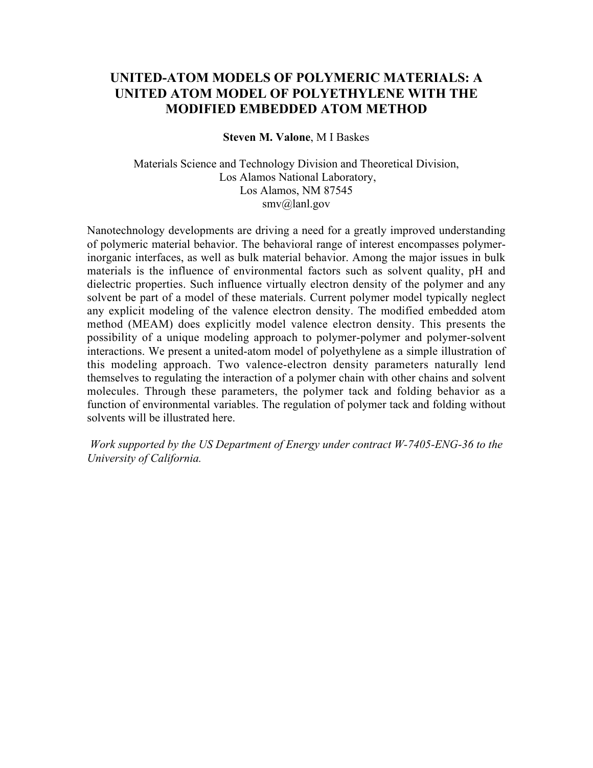# UNITED-ATOM MODELS OF POLYMERIC MATERIALS: A UNITED ATOM MODEL OF POLYETHYLENE WITH THE MODIFIED EMBEDDED ATOM METHOD

**Steven M. Valone**, M I Baskes

Materials Science and Technology Division and Theoretical Division,
Los Alamos National Laboratory,
Los Alamos, NM 87545
smv@lanl.gov

Nanotechnology developments are driving a need for a greatly improved understanding of polymeric material behavior. The behavioral range of interest encompasses polymer-inorganic interfaces, as well as bulk material behavior. Among the major issues in bulk materials is the influence of environmental factors such as solvent quality, pH and dielectric properties. Such influence virtually electron density of the polymer and any solvent be part of a model of these materials. Current polymer model typically neglect any explicit modeling of the valence electron density. The modified embedded atom method (MEAM) does explicitly model valence electron density. This presents the possibility of a unique modeling approach to polymer-polymer and polymer-solvent interactions. We present a united-atom model of polyethylene as a simple illustration of this modeling approach. Two valence-electron density parameters naturally lend themselves to regulating the interaction of a polymer chain with other chains and solvent molecules. Through these parameters, the polymer tack and folding behavior as a function of environmental variables. The regulation of polymer tack and folding without solvents will be illustrated here.

*Work supported by the US Department of Energy under contract W-7405-ENG-36 to the University of California.*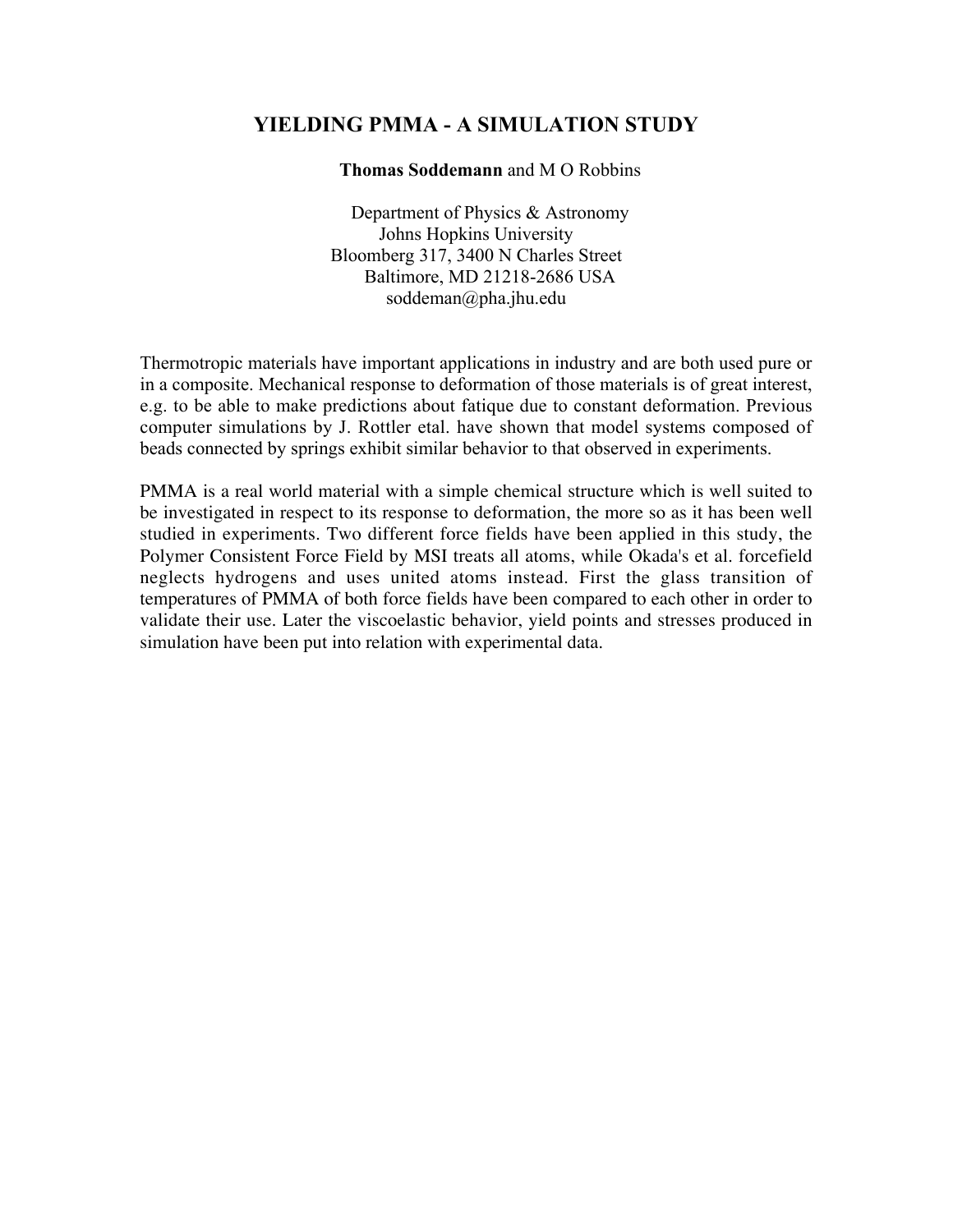# YIELDING PMMA - A SIMULATION STUDY

**Thomas Soddemann** and M O Robbins

Department of Physics & Astronomy
Johns Hopkins University
Bloomberg 317, 3400 N Charles Street
Baltimore, MD 21218-2686 USA
soddeman@pha.jhu.edu

Thermotropic materials have important applications in industry and are both used pure or in a composite. Mechanical response to deformation of those materials is of great interest, e.g. to be able to make predictions about fatique due to constant deformation. Previous computer simulations by J. Rottler etal. have shown that model systems composed of beads connected by springs exhibit similar behavior to that observed in experiments.

PMMA is a real world material with a simple chemical structure which is well suited to be investigated in respect to its response to deformation, the more so as it has been well studied in experiments. Two different force fields have been applied in this study, the Polymer Consistent Force Field by MSI treats all atoms, while Okada's et al. forcefield neglects hydrogens and uses united atoms instead. First the glass transition of temperatures of PMMA of both force fields have been compared to each other in order to validate their use. Later the viscoelastic behavior, yield points and stresses produced in simulation have been put into relation with experimental data.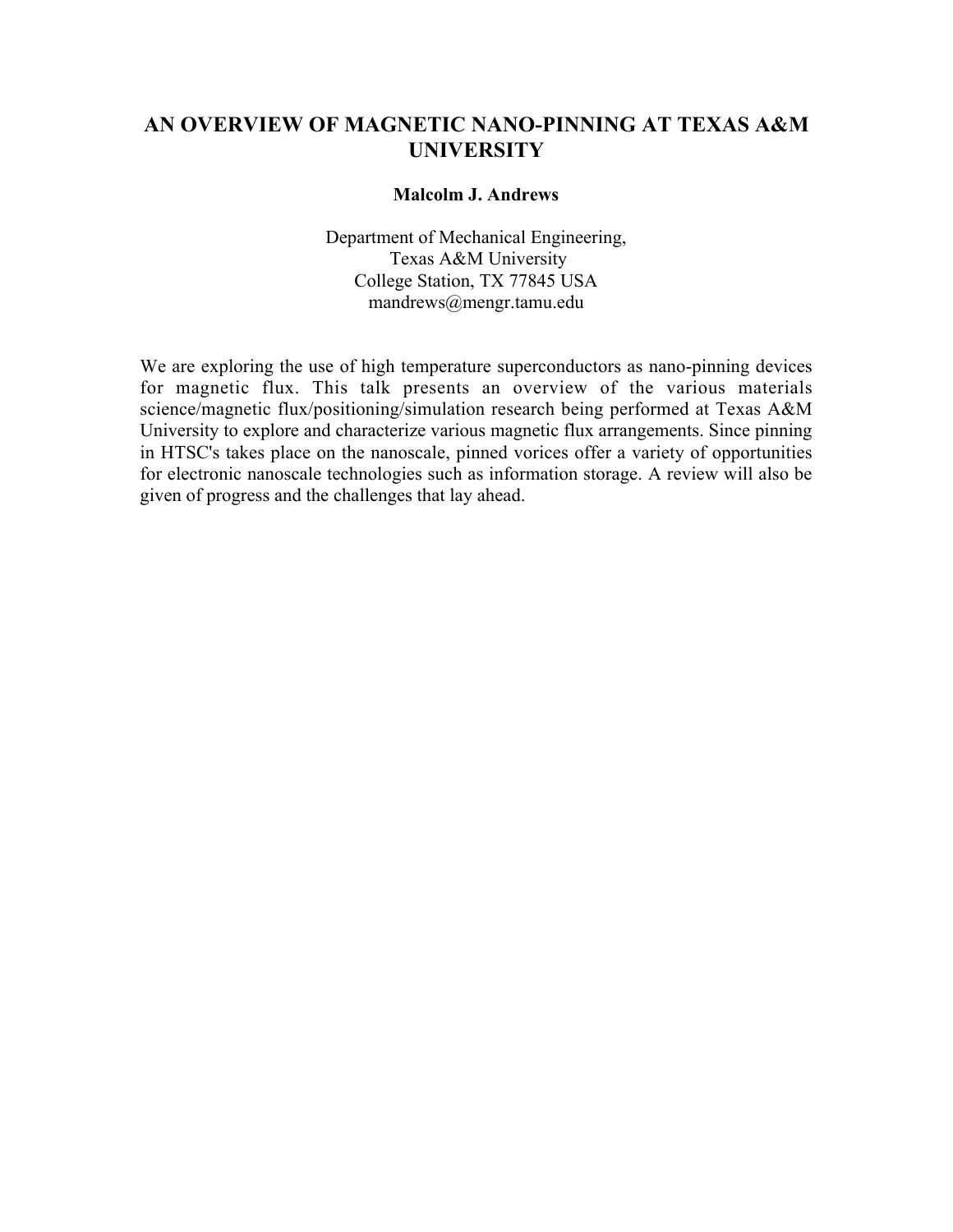# AN OVERVIEW OF MAGNETIC NANO-PINNING AT TEXAS A&M UNIVERSITY

**Malcolm J. Andrews**

Department of Mechanical Engineering,
Texas A&M University
College Station, TX 77845 USA
mandrews@mengr.tamu.edu

We are exploring the use of high temperature superconductors as nano-pinning devices for magnetic flux. This talk presents an overview of the various materials science/magnetic flux/positioning/simulation research being performed at Texas A&M University to explore and characterize various magnetic flux arrangements. Since pinning in HTSC's takes place on the nanoscale, pinned vorices offer a variety of opportunities for electronic nanoscale technologies such as information storage. A review will also be given of progress and the challenges that lay ahead.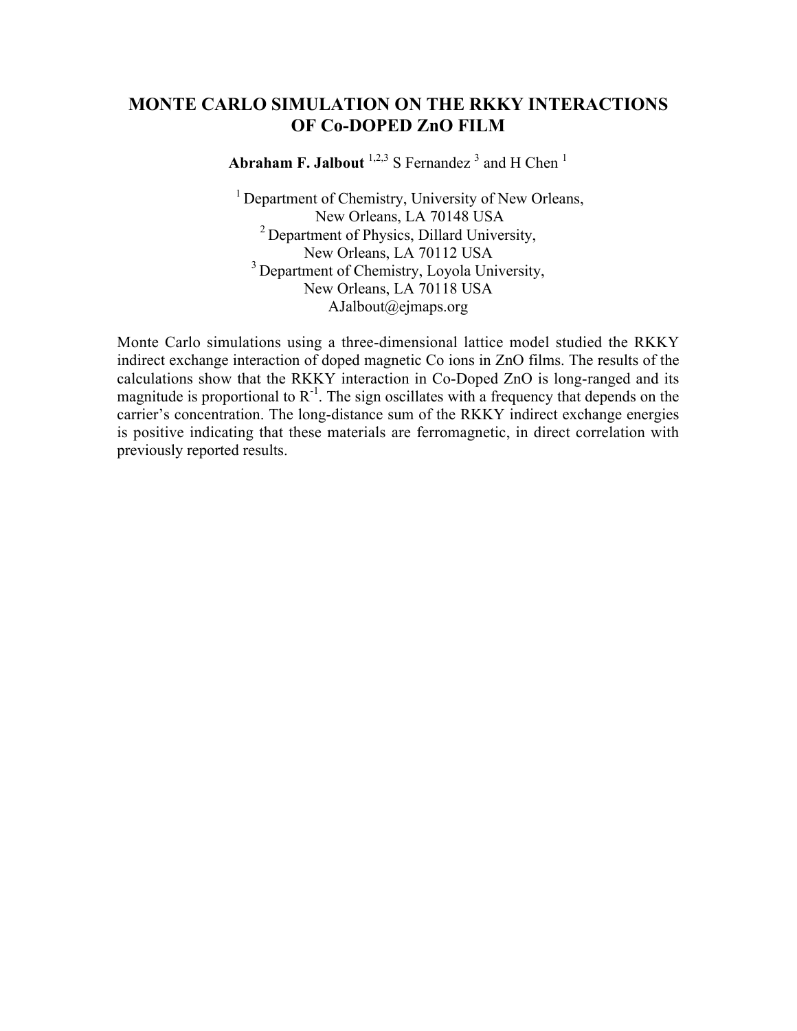# MONTE CARLO SIMULATION ON THE RKKY INTERACTIONS OF Co-DOPED ZnO FILM

**Abraham F. Jalbout** [1,2,3] S Fernandez [3] and H Chen [1]

[1] Department of Chemistry, University of New Orleans, New Orleans, LA 70148 USA
[2] Department of Physics, Dillard University, New Orleans, LA 70112 USA
[3] Department of Chemistry, Loyola University, New Orleans, LA 70118 USA
AJalbout@ejmaps.org

Monte Carlo simulations using a three-dimensional lattice model studied the RKKY indirect exchange interaction of doped magnetic Co ions in ZnO films. The results of the calculations show that the RKKY interaction in Co-Doped ZnO is long-ranged and its magnitude is proportional to $R^{-1}$. The sign oscillates with a frequency that depends on the carrier's concentration. The long-distance sum of the RKKY indirect exchange energies is positive indicating that these materials are ferromagnetic, in direct correlation with previously reported results.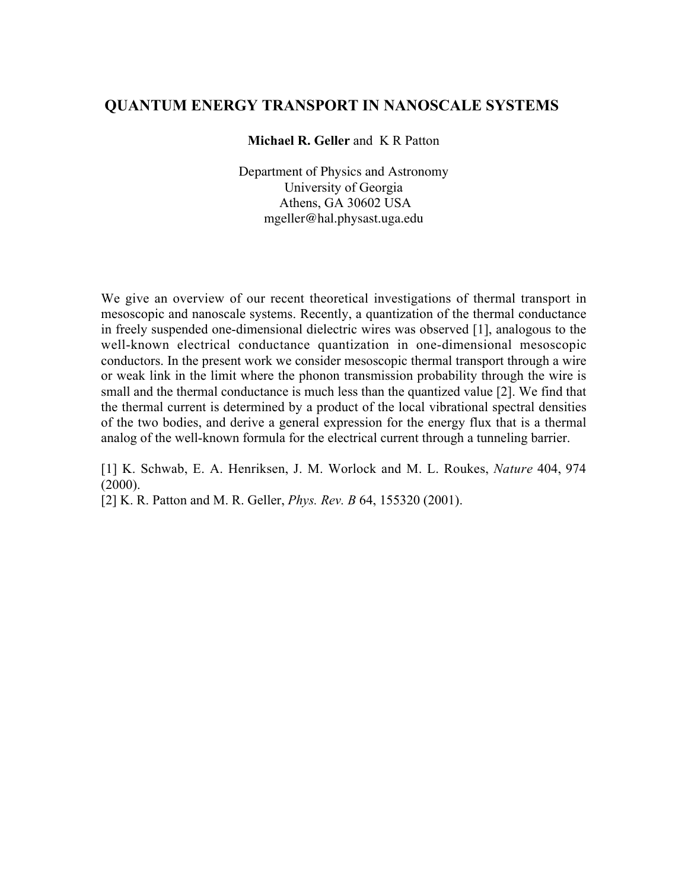# QUANTUM ENERGY TRANSPORT IN NANOSCALE SYSTEMS

**Michael R. Geller** and K R Patton

Department of Physics and Astronomy
University of Georgia
Athens, GA 30602 USA
mgeller@hal.physast.uga.edu

We give an overview of our recent theoretical investigations of thermal transport in mesoscopic and nanoscale systems. Recently, a quantization of the thermal conductance in freely suspended one-dimensional dielectric wires was observed [1], analogous to the well-known electrical conductance quantization in one-dimensional mesoscopic conductors. In the present work we consider mesoscopic thermal transport through a wire or weak link in the limit where the phonon transmission probability through the wire is small and the thermal conductance is much less than the quantized value [2]. We find that the thermal current is determined by a product of the local vibrational spectral densities of the two bodies, and derive a general expression for the energy flux that is a thermal analog of the well-known formula for the electrical current through a tunneling barrier.

[1] K. Schwab, E. A. Henriksen, J. M. Worlock and M. L. Roukes, *Nature* 404, 974 (2000).
[2] K. R. Patton and M. R. Geller, *Phys. Rev. B* 64, 155320 (2001).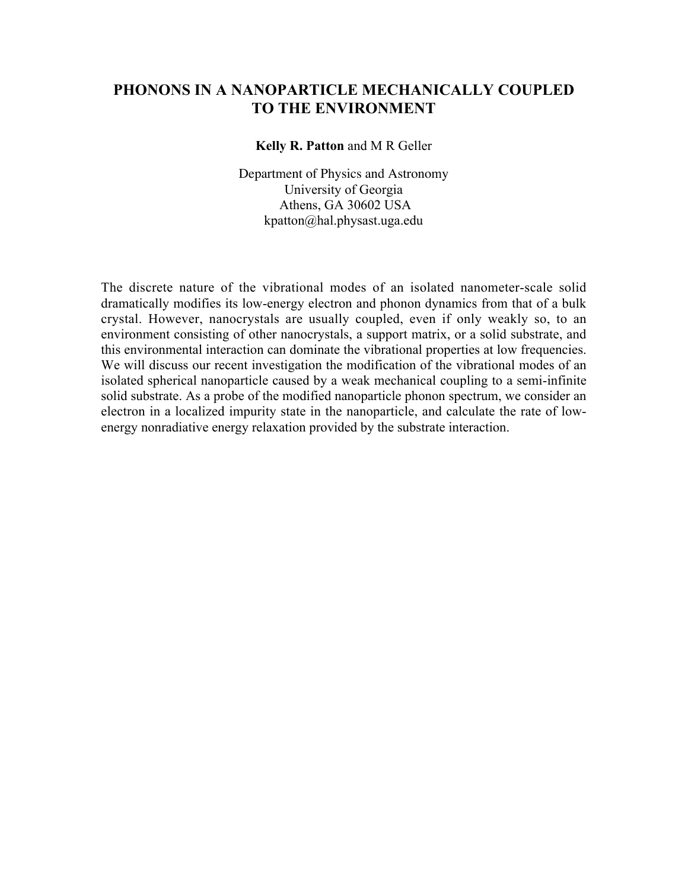# PHONONS IN A NANOPARTICLE MECHANICALLY COUPLED TO THE ENVIRONMENT

**Kelly R. Patton** and M R Geller

Department of Physics and Astronomy
University of Georgia
Athens, GA 30602 USA
kpatton@hal.physast.uga.edu

The discrete nature of the vibrational modes of an isolated nanometer-scale solid dramatically modifies its low-energy electron and phonon dynamics from that of a bulk crystal. However, nanocrystals are usually coupled, even if only weakly so, to an environment consisting of other nanocrystals, a support matrix, or a solid substrate, and this environmental interaction can dominate the vibrational properties at low frequencies. We will discuss our recent investigation the modification of the vibrational modes of an isolated spherical nanoparticle caused by a weak mechanical coupling to a semi-infinite solid substrate. As a probe of the modified nanoparticle phonon spectrum, we consider an electron in a localized impurity state in the nanoparticle, and calculate the rate of low-energy nonradiative energy relaxation provided by the substrate interaction.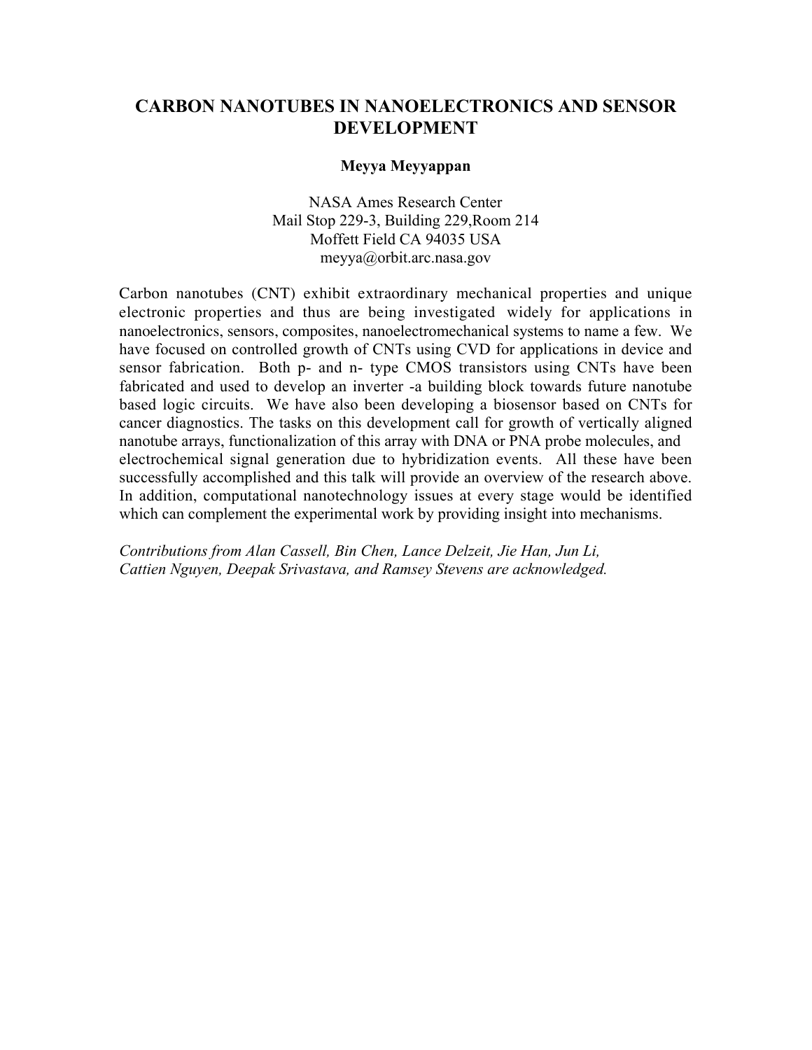# CARBON NANOTUBES IN NANOELECTRONICS AND SENSOR DEVELOPMENT

**Meyya Meyyappan**

NASA Ames Research Center
Mail Stop 229-3, Building 229,Room 214
Moffett Field CA 94035 USA
meyya@orbit.arc.nasa.gov

Carbon nanotubes (CNT) exhibit extraordinary mechanical properties and unique electronic properties and thus are being investigated widely for applications in nanoelectronics, sensors, composites, nanoelectromechanical systems to name a few. We have focused on controlled growth of CNTs using CVD for applications in device and sensor fabrication. Both p- and n- type CMOS transistors using CNTs have been fabricated and used to develop an inverter -a building block towards future nanotube based logic circuits. We have also been developing a biosensor based on CNTs for cancer diagnostics. The tasks on this development call for growth of vertically aligned nanotube arrays, functionalization of this array with DNA or PNA probe molecules, and electrochemical signal generation due to hybridization events. All these have been successfully accomplished and this talk will provide an overview of the research above. In addition, computational nanotechnology issues at every stage would be identified which can complement the experimental work by providing insight into mechanisms.

*Contributions from Alan Cassell, Bin Chen, Lance Delzeit, Jie Han, Jun Li, Cattien Nguyen, Deepak Srivastava, and Ramsey Stevens are acknowledged.*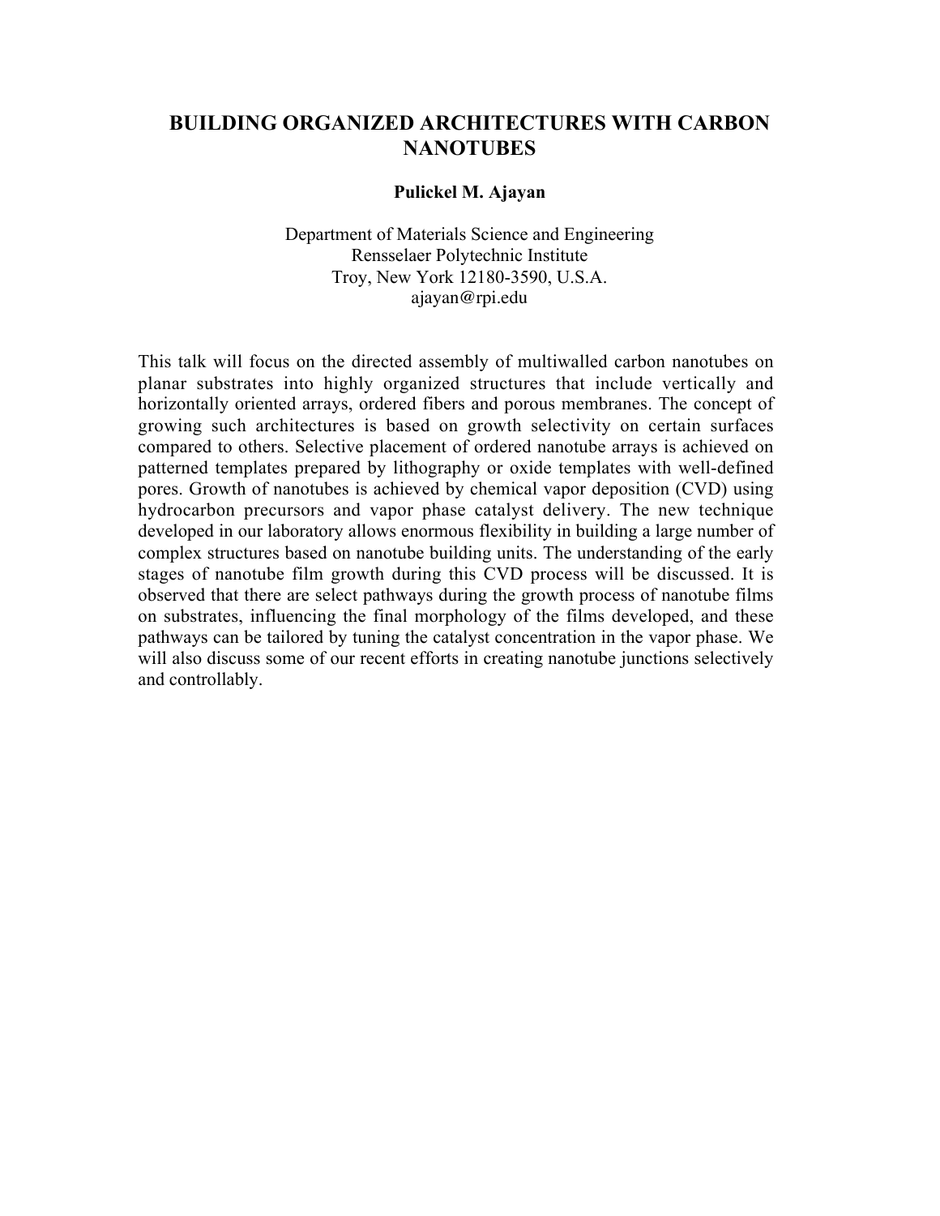# BUILDING ORGANIZED ARCHITECTURES WITH CARBON NANOTUBES

**Pulickel M. Ajayan**

Department of Materials Science and Engineering
Rensselaer Polytechnic Institute
Troy, New York 12180-3590, U.S.A.
ajayan@rpi.edu

This talk will focus on the directed assembly of multiwalled carbon nanotubes on planar substrates into highly organized structures that include vertically and horizontally oriented arrays, ordered fibers and porous membranes. The concept of growing such architectures is based on growth selectivity on certain surfaces compared to others. Selective placement of ordered nanotube arrays is achieved on patterned templates prepared by lithography or oxide templates with well-defined pores. Growth of nanotubes is achieved by chemical vapor deposition (CVD) using hydrocarbon precursors and vapor phase catalyst delivery. The new technique developed in our laboratory allows enormous flexibility in building a large number of complex structures based on nanotube building units. The understanding of the early stages of nanotube film growth during this CVD process will be discussed. It is observed that there are select pathways during the growth process of nanotube films on substrates, influencing the final morphology of the films developed, and these pathways can be tailored by tuning the catalyst concentration in the vapor phase. We will also discuss some of our recent efforts in creating nanotube junctions selectively and controllably.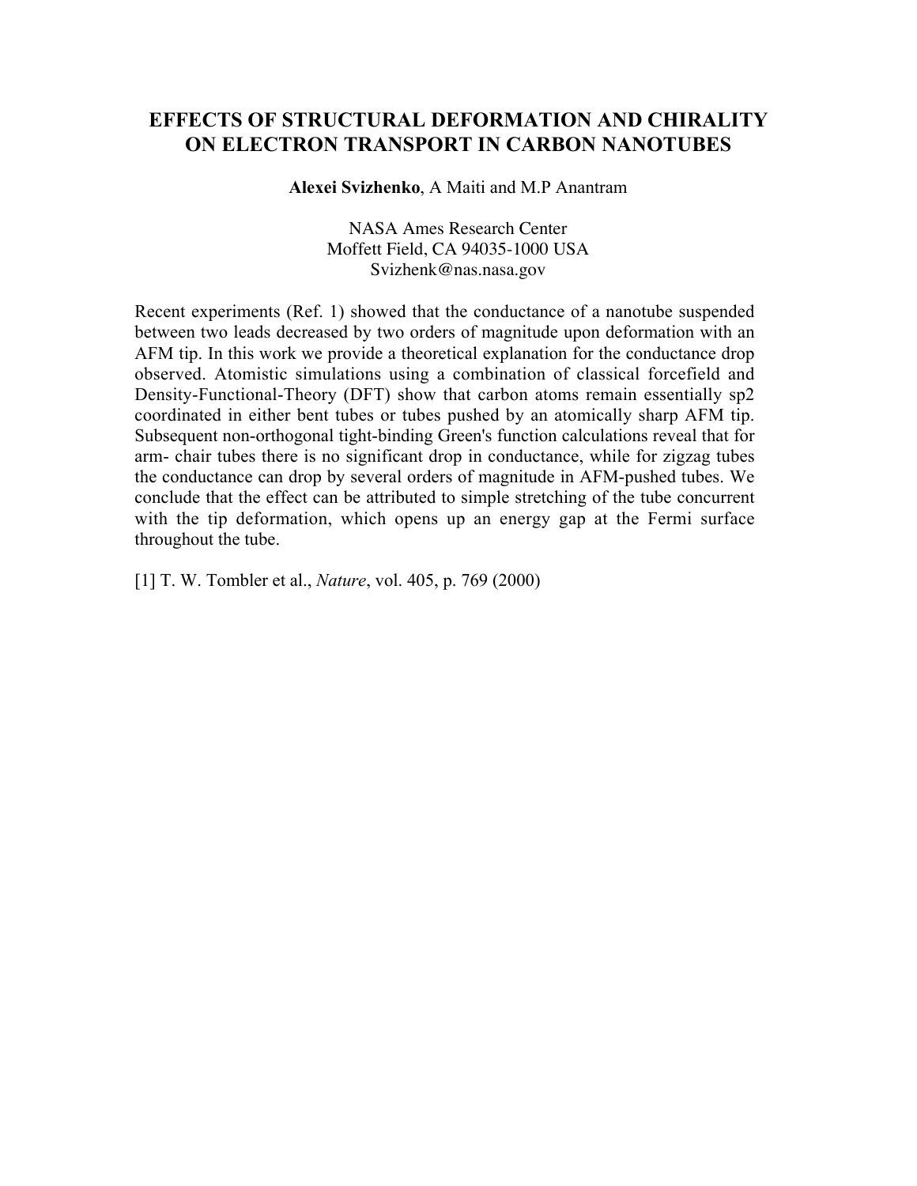# EFFECTS OF STRUCTURAL DEFORMATION AND CHIRALITY ON ELECTRON TRANSPORT IN CARBON NANOTUBES

**Alexei Svizhenko**, A Maiti and M.P Anantram

NASA Ames Research Center
Moffett Field, CA 94035-1000 USA
Svizhenk@nas.nasa.gov

Recent experiments (Ref. 1) showed that the conductance of a nanotube suspended between two leads decreased by two orders of magnitude upon deformation with an AFM tip. In this work we provide a theoretical explanation for the conductance drop observed. Atomistic simulations using a combination of classical forcefield and Density-Functional-Theory (DFT) show that carbon atoms remain essentially sp2 coordinated in either bent tubes or tubes pushed by an atomically sharp AFM tip. Subsequent non-orthogonal tight-binding Green's function calculations reveal that for arm- chair tubes there is no significant drop in conductance, while for zigzag tubes the conductance can drop by several orders of magnitude in AFM-pushed tubes. We conclude that the effect can be attributed to simple stretching of the tube concurrent with the tip deformation, which opens up an energy gap at the Fermi surface throughout the tube.

[1] T. W. Tombler et al., *Nature*, vol. 405, p. 769 (2000)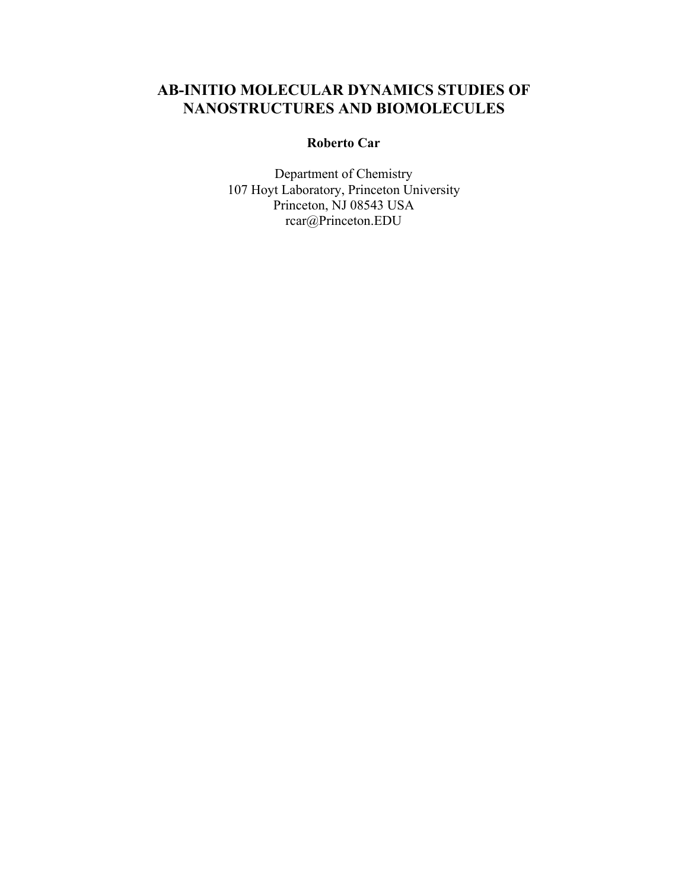# AB-INITIO MOLECULAR DYNAMICS STUDIES OF NANOSTRUCTURES AND BIOMOLECULES

**Roberto Car**

Department of Chemistry
107 Hoyt Laboratory, Princeton University
Princeton, NJ 08543 USA
rcar@Princeton.EDU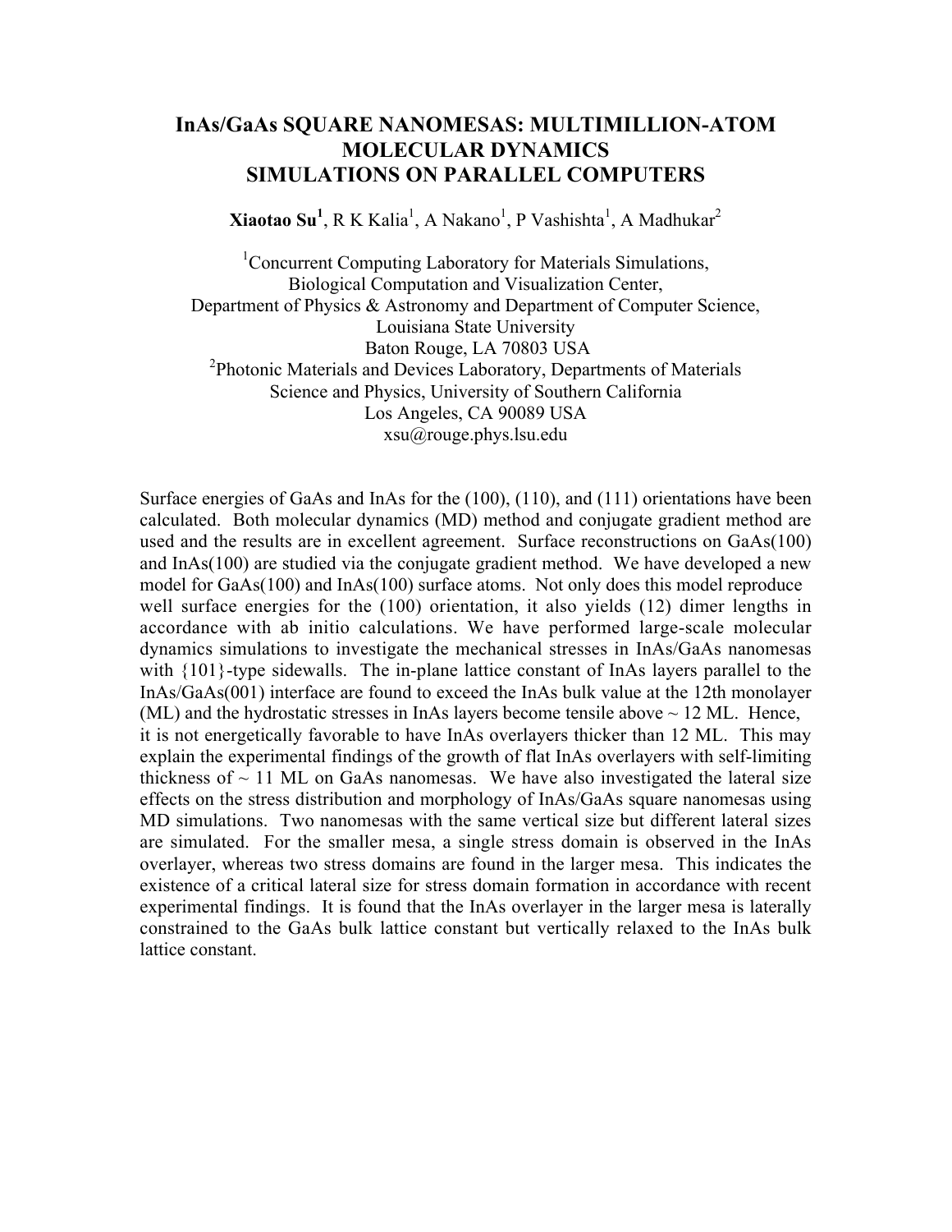# InAs/GaAs SQUARE NANOMESAS: MULTIMILLION-ATOM MOLECULAR DYNAMICS SIMULATIONS ON PARALLEL COMPUTERS

**Xiaotao Su[1]**, R K Kalia[1], A Nakano[1], P Vashishta[1], A Madhukar[2]

[1]Concurrent Computing Laboratory for Materials Simulations,
Biological Computation and Visualization Center,
Department of Physics & Astronomy and Department of Computer Science,
Louisiana State University
Baton Rouge, LA 70803 USA

[2]Photonic Materials and Devices Laboratory, Departments of Materials Science and Physics, University of Southern California
Los Angeles, CA 90089 USA
xsu@rouge.phys.lsu.edu

Surface energies of GaAs and InAs for the (100), (110), and (111) orientations have been calculated. Both molecular dynamics (MD) method and conjugate gradient method are used and the results are in excellent agreement. Surface reconstructions on GaAs(100) and InAs(100) are studied via the conjugate gradient method. We have developed a new model for GaAs(100) and InAs(100) surface atoms. Not only does this model reproduce well surface energies for the (100) orientation, it also yields (12) dimer lengths in accordance with ab initio calculations. We have performed large-scale molecular dynamics simulations to investigate the mechanical stresses in InAs/GaAs nanomesas with {101}-type sidewalls. The in-plane lattice constant of InAs layers parallel to the InAs/GaAs(001) interface are found to exceed the InAs bulk value at the 12th monolayer (ML) and the hydrostatic stresses in InAs layers become tensile above ~ 12 ML. Hence, it is not energetically favorable to have InAs overlayers thicker than 12 ML. This may explain the experimental findings of the growth of flat InAs overlayers with self-limiting thickness of ~ 11 ML on GaAs nanomesas. We have also investigated the lateral size effects on the stress distribution and morphology of InAs/GaAs square nanomesas using MD simulations. Two nanomesas with the same vertical size but different lateral sizes are simulated. For the smaller mesa, a single stress domain is observed in the InAs overlayer, whereas two stress domains are found in the larger mesa. This indicates the existence of a critical lateral size for stress domain formation in accordance with recent experimental findings. It is found that the InAs overlayer in the larger mesa is laterally constrained to the GaAs bulk lattice constant but vertically relaxed to the InAs bulk lattice constant.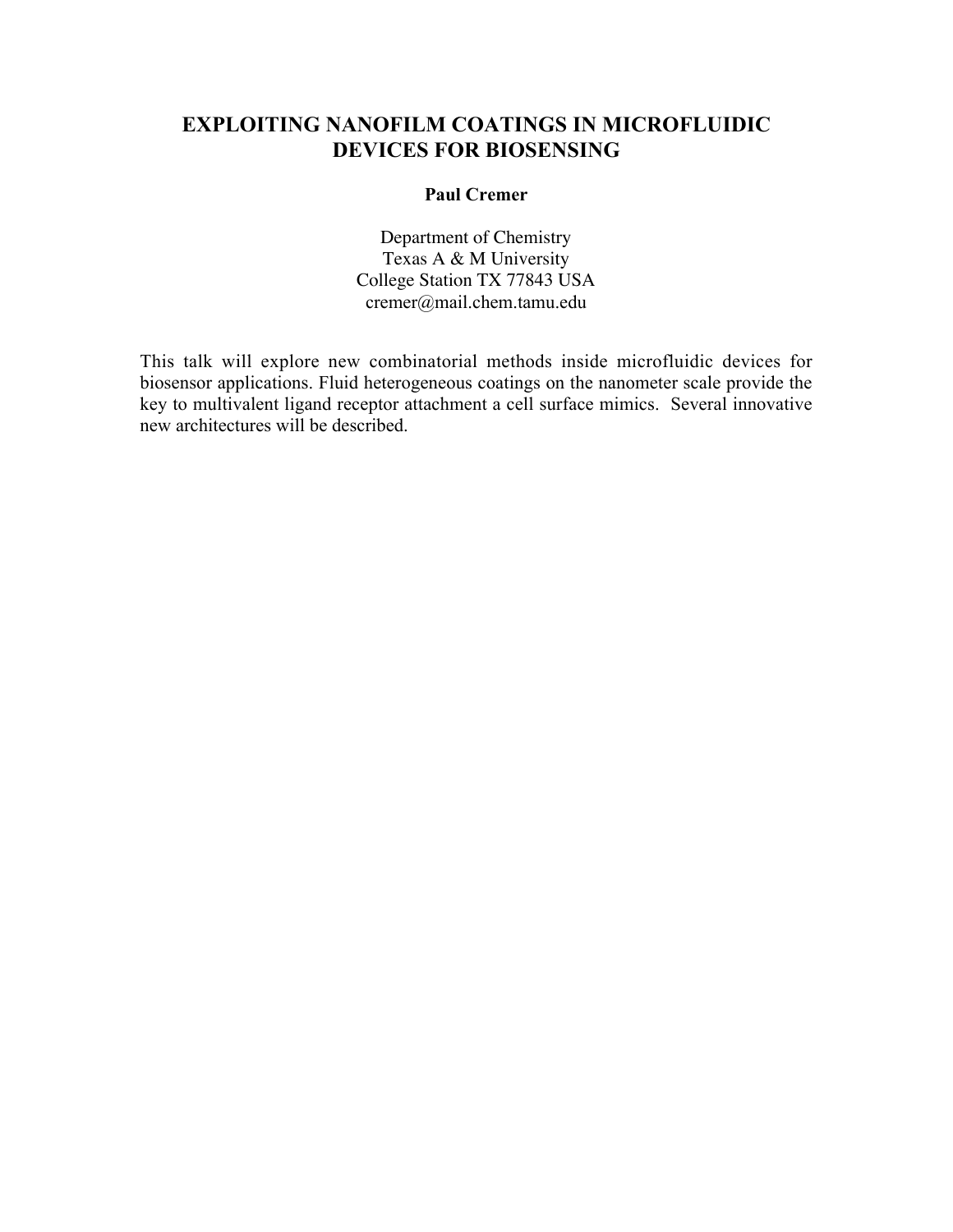# EXPLOITING NANOFILM COATINGS IN MICROFLUIDIC DEVICES FOR BIOSENSING

**Paul Cremer**

Department of Chemistry
Texas A & M University
College Station TX 77843 USA
cremer@mail.chem.tamu.edu

This talk will explore new combinatorial methods inside microfluidic devices for biosensor applications. Fluid heterogeneous coatings on the nanometer scale provide the key to multivalent ligand receptor attachment a cell surface mimics. Several innovative new architectures will be described.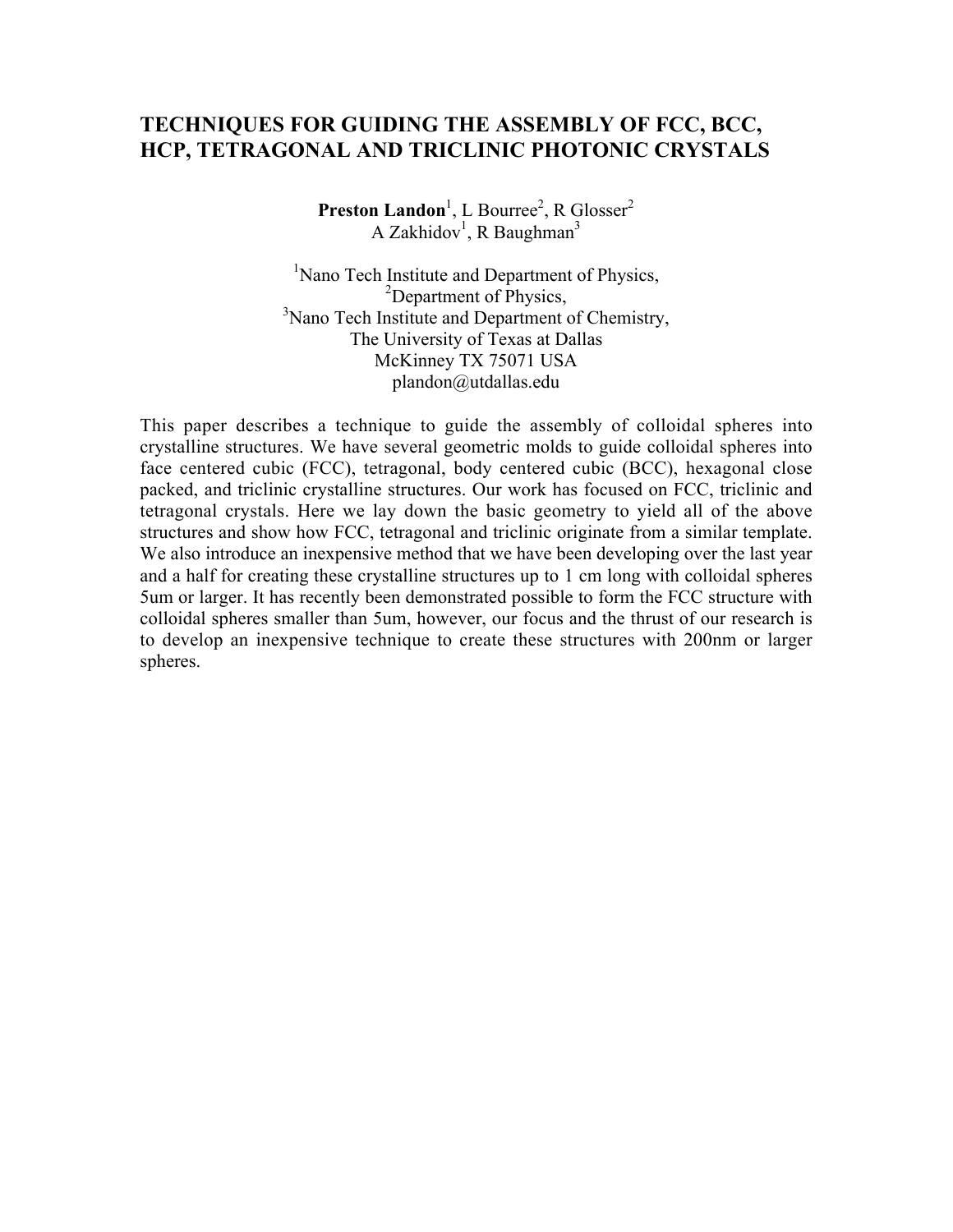# TECHNIQUES FOR GUIDING THE ASSEMBLY OF FCC, BCC, HCP, TETRAGONAL AND TRICLINIC PHOTONIC CRYSTALS

**Preston Landon**[1], L Bourree[2], R Glosser[2]
A Zakhidov[1], R Baughman[3]

[1]Nano Tech Institute and Department of Physics,
[2]Department of Physics,
[3]Nano Tech Institute and Department of Chemistry,
The University of Texas at Dallas
McKinney TX 75071 USA
plandon@utdallas.edu

This paper describes a technique to guide the assembly of colloidal spheres into crystalline structures. We have several geometric molds to guide colloidal spheres into face centered cubic (FCC), tetragonal, body centered cubic (BCC), hexagonal close packed, and triclinic crystalline structures. Our work has focused on FCC, triclinic and tetragonal crystals. Here we lay down the basic geometry to yield all of the above structures and show how FCC, tetragonal and triclinic originate from a similar template. We also introduce an inexpensive method that we have been developing over the last year and a half for creating these crystalline structures up to 1 cm long with colloidal spheres 5um or larger. It has recently been demonstrated possible to form the FCC structure with colloidal spheres smaller than 5um, however, our focus and the thrust of our research is to develop an inexpensive technique to create these structures with 200nm or larger spheres.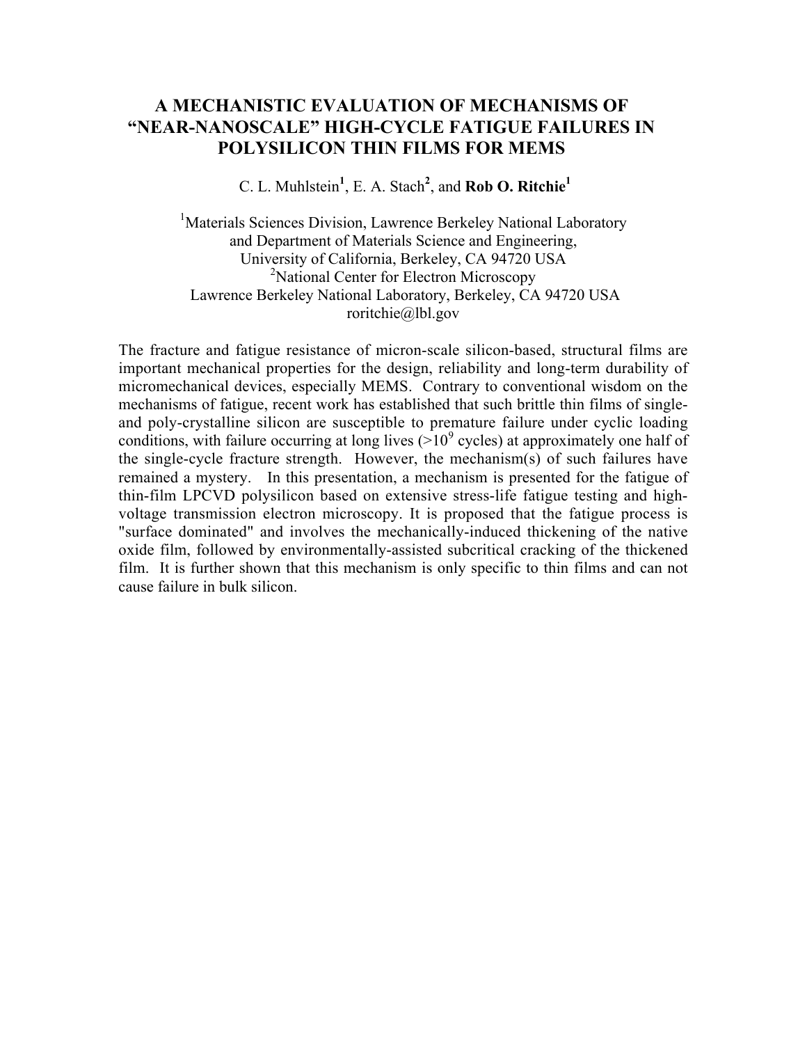# A MECHANISTIC EVALUATION OF MECHANISMS OF "NEAR-NANOSCALE" HIGH-CYCLE FATIGUE FAILURES IN POLYSILICON THIN FILMS FOR MEMS

C. L. Muhlstein[1], E. A. Stach[2], and **Rob O. Ritchie[1]**

[1]Materials Sciences Division, Lawrence Berkeley National Laboratory
and Department of Materials Science and Engineering,
University of California, Berkeley, CA 94720 USA
[2]National Center for Electron Microscopy
Lawrence Berkeley National Laboratory, Berkeley, CA 94720 USA
roritchie@lbl.gov

The fracture and fatigue resistance of micron-scale silicon-based, structural films are important mechanical properties for the design, reliability and long-term durability of micromechanical devices, especially MEMS. Contrary to conventional wisdom on the mechanisms of fatigue, recent work has established that such brittle thin films of single- and poly-crystalline silicon are susceptible to premature failure under cyclic loading conditions, with failure occurring at long lives ($>10^9$ cycles) at approximately one half of the single-cycle fracture strength. However, the mechanism(s) of such failures have remained a mystery. In this presentation, a mechanism is presented for the fatigue of thin-film LPCVD polysilicon based on extensive stress-life fatigue testing and high-voltage transmission electron microscopy. It is proposed that the fatigue process is "surface dominated" and involves the mechanically-induced thickening of the native oxide film, followed by environmentally-assisted subcritical cracking of the thickened film. It is further shown that this mechanism is only specific to thin films and can not cause failure in bulk silicon.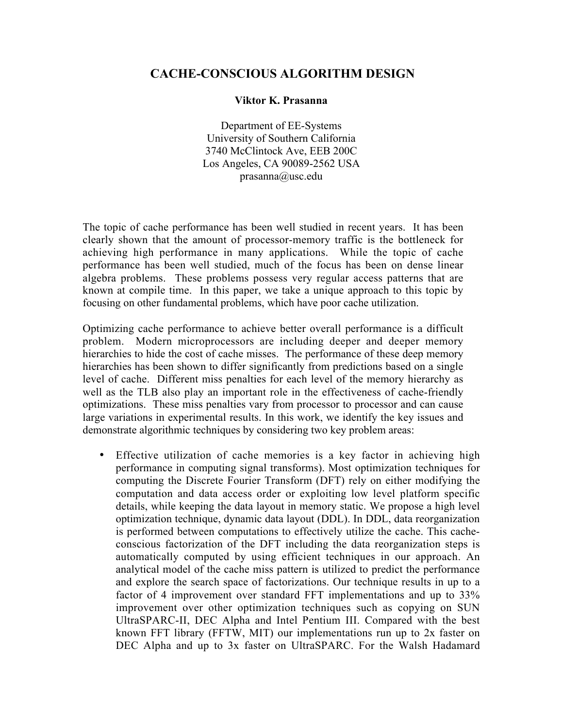# CACHE-CONSCIOUS ALGORITHM DESIGN

**Viktor K. Prasanna**

Department of EE-Systems  
University of Southern California  
3740 McClintock Ave, EEB 200C  
Los Angeles, CA 90089-2562 USA  
prasanna@usc.edu

The topic of cache performance has been well studied in recent years. It has been clearly shown that the amount of processor-memory traffic is the bottleneck for achieving high performance in many applications. While the topic of cache performance has been well studied, much of the focus has been on dense linear algebra problems. These problems possess very regular access patterns that are known at compile time. In this paper, we take a unique approach to this topic by focusing on other fundamental problems, which have poor cache utilization.

Optimizing cache performance to achieve better overall performance is a difficult problem. Modern microprocessors are including deeper and deeper memory hierarchies to hide the cost of cache misses. The performance of these deep memory hierarchies has been shown to differ significantly from predictions based on a single level of cache. Different miss penalties for each level of the memory hierarchy as well as the TLB also play an important role in the effectiveness of cache-friendly optimizations. These miss penalties vary from processor to processor and can cause large variations in experimental results. In this work, we identify the key issues and demonstrate algorithmic techniques by considering two key problem areas:

- Effective utilization of cache memories is a key factor in achieving high performance in computing signal transforms). Most optimization techniques for computing the Discrete Fourier Transform (DFT) rely on either modifying the computation and data access order or exploiting low level platform specific details, while keeping the data layout in memory static. We propose a high level optimization technique, dynamic data layout (DDL). In DDL, data reorganization is performed between computations to effectively utilize the cache. This cache-conscious factorization of the DFT including the data reorganization steps is automatically computed by using efficient techniques in our approach. An analytical model of the cache miss pattern is utilized to predict the performance and explore the search space of factorizations. Our technique results in up to a factor of 4 improvement over standard FFT implementations and up to 33% improvement over other optimization techniques such as copying on SUN UltraSPARC-II, DEC Alpha and Intel Pentium III. Compared with the best known FFT library (FFTW, MIT) our implementations run up to 2x faster on DEC Alpha and up to 3x faster on UltraSPARC. For the Walsh Hadamard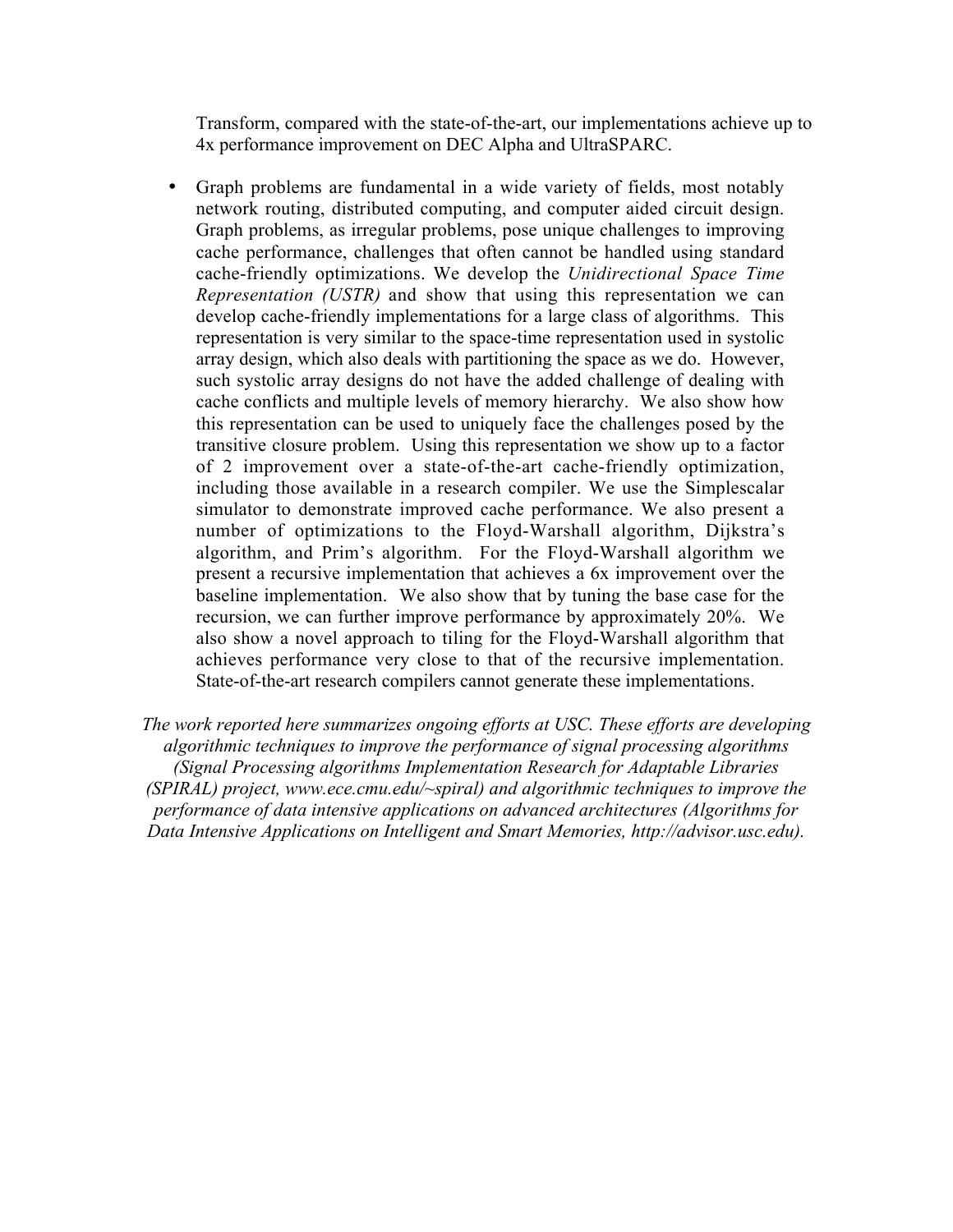Transform, compared with the state-of-the-art, our implementations achieve up to 4x performance improvement on DEC Alpha and UltraSPARC.

- Graph problems are fundamental in a wide variety of fields, most notably network routing, distributed computing, and computer aided circuit design. Graph problems, as irregular problems, pose unique challenges to improving cache performance, challenges that often cannot be handled using standard cache-friendly optimizations. We develop the *Unidirectional Space Time Representation (USTR)* and show that using this representation we can develop cache-friendly implementations for a large class of algorithms. This representation is very similar to the space-time representation used in systolic array design, which also deals with partitioning the space as we do. However, such systolic array designs do not have the added challenge of dealing with cache conflicts and multiple levels of memory hierarchy. We also show how this representation can be used to uniquely face the challenges posed by the transitive closure problem. Using this representation we show up to a factor of 2 improvement over a state-of-the-art cache-friendly optimization, including those available in a research compiler. We use the Simplescalar simulator to demonstrate improved cache performance. We also present a number of optimizations to the Floyd-Warshall algorithm, Dijkstra's algorithm, and Prim's algorithm. For the Floyd-Warshall algorithm we present a recursive implementation that achieves a 6x improvement over the baseline implementation. We also show that by tuning the base case for the recursion, we can further improve performance by approximately 20%. We also show a novel approach to tiling for the Floyd-Warshall algorithm that achieves performance very close to that of the recursive implementation. State-of-the-art research compilers cannot generate these implementations.

*The work reported here summarizes ongoing efforts at USC. These efforts are developing algorithmic techniques to improve the performance of signal processing algorithms (Signal Processing algorithms Implementation Research for Adaptable Libraries (SPIRAL) project, www.ece.cmu.edu/~spiral) and algorithmic techniques to improve the performance of data intensive applications on advanced architectures (Algorithms for Data Intensive Applications on Intelligent and Smart Memories, http://advisor.usc.edu).*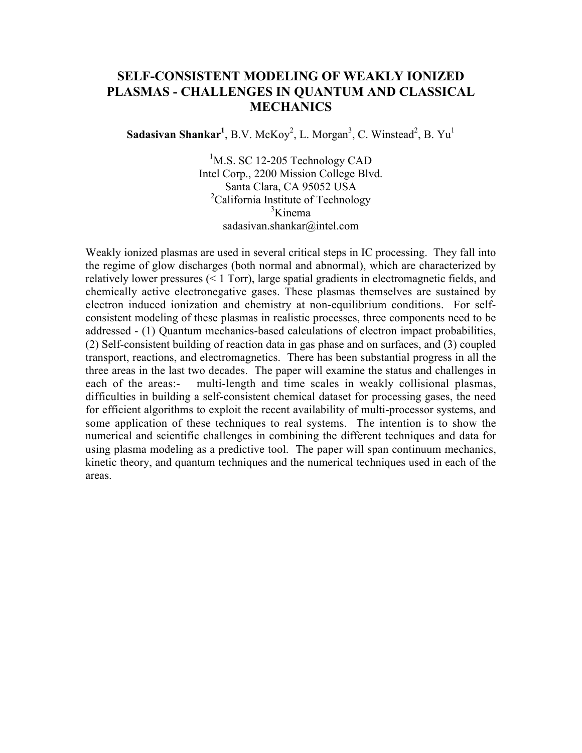# SELF-CONSISTENT MODELING OF WEAKLY IONIZED PLASMAS - CHALLENGES IN QUANTUM AND CLASSICAL MECHANICS

**Sadasivan Shankar[1]**, B.V. McKoy[2], L. Morgan[3], C. Winstead[2], B. Yu[1]

[1]M.S. SC 12-205 Technology CAD
Intel Corp., 2200 Mission College Blvd.
Santa Clara, CA 95052 USA
[2]California Institute of Technology
[3]Kinema
sadasivan.shankar@intel.com

Weakly ionized plasmas are used in several critical steps in IC processing. They fall into the regime of glow discharges (both normal and abnormal), which are characterized by relatively lower pressures (< 1 Torr), large spatial gradients in electromagnetic fields, and chemically active electronegative gases. These plasmas themselves are sustained by electron induced ionization and chemistry at non-equilibrium conditions. For self-consistent modeling of these plasmas in realistic processes, three components need to be addressed - (1) Quantum mechanics-based calculations of electron impact probabilities, (2) Self-consistent building of reaction data in gas phase and on surfaces, and (3) coupled transport, reactions, and electromagnetics. There has been substantial progress in all the three areas in the last two decades. The paper will examine the status and challenges in each of the areas:- multi-length and time scales in weakly collisional plasmas, difficulties in building a self-consistent chemical dataset for processing gases, the need for efficient algorithms to exploit the recent availability of multi-processor systems, and some application of these techniques to real systems. The intention is to show the numerical and scientific challenges in combining the different techniques and data for using plasma modeling as a predictive tool. The paper will span continuum mechanics, kinetic theory, and quantum techniques and the numerical techniques used in each of the areas.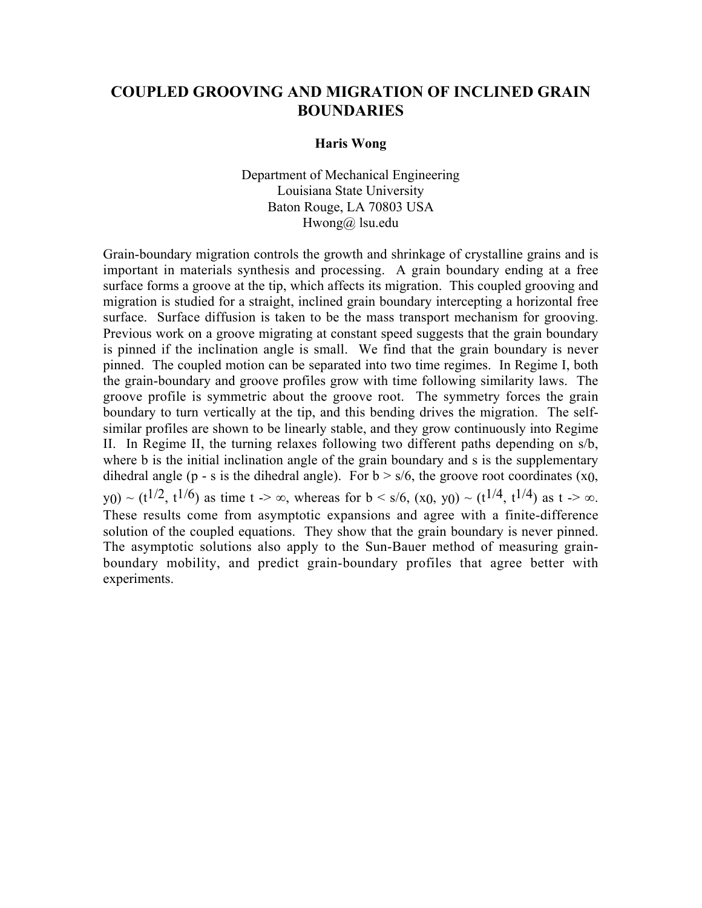# COUPLED GROOVING AND MIGRATION OF INCLINED GRAIN BOUNDARIES

**Haris Wong**

Department of Mechanical Engineering
Louisiana State University
Baton Rouge, LA 70803 USA
Hwong@ lsu.edu

Grain-boundary migration controls the growth and shrinkage of crystalline grains and is important in materials synthesis and processing. A grain boundary ending at a free surface forms a groove at the tip, which affects its migration. This coupled grooving and migration is studied for a straight, inclined grain boundary intercepting a horizontal free surface. Surface diffusion is taken to be the mass transport mechanism for grooving. Previous work on a groove migrating at constant speed suggests that the grain boundary is pinned if the inclination angle is small. We find that the grain boundary is never pinned. The coupled motion can be separated into two time regimes. In Regime I, both the grain-boundary and groove profiles grow with time following similarity laws. The groove profile is symmetric about the groove root. The symmetry forces the grain boundary to turn vertically at the tip, and this bending drives the migration. The self-similar profiles are shown to be linearly stable, and they grow continuously into Regime II. In Regime II, the turning relaxes following two different paths depending on s/b, where b is the initial inclination angle of the grain boundary and s is the supplementary dihedral angle (p - s is the dihedral angle). For b > s/6, the groove root coordinates ($x_0$, $y_0$) ~ ($t^{1/2}$, $t^{1/6}$) as time t -> ∞, whereas for b < s/6, ($x_0$, $y_0$) ~ ($t^{1/4}$, $t^{1/4}$) as t -> ∞. These results come from asymptotic expansions and agree with a finite-difference solution of the coupled equations. They show that the grain boundary is never pinned. The asymptotic solutions also apply to the Sun-Bauer method of measuring grain-boundary mobility, and predict grain-boundary profiles that agree better with experiments.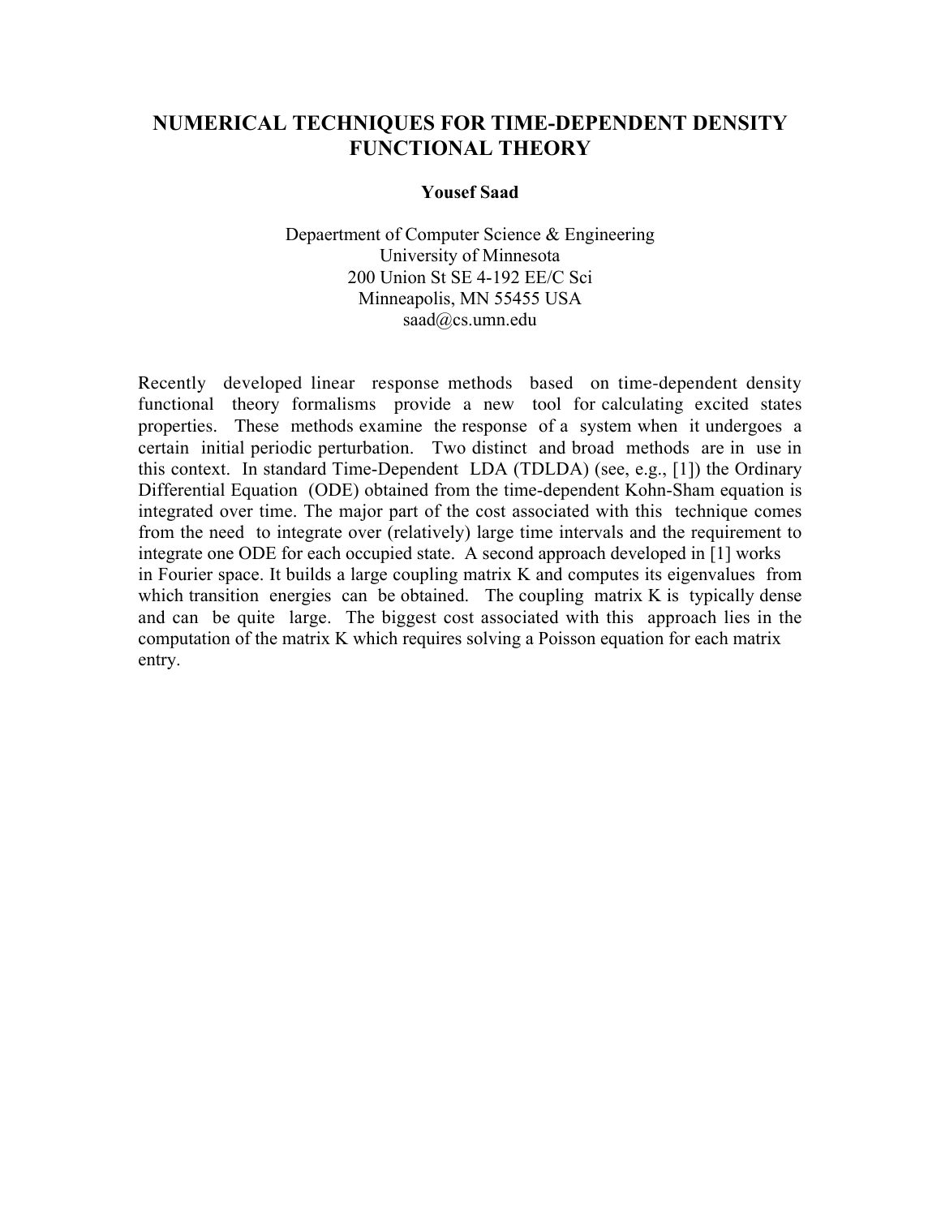# NUMERICAL TECHNIQUES FOR TIME-DEPENDENT DENSITY FUNCTIONAL THEORY

**Yousef Saad**

Depaertment of Computer Science & Engineering
University of Minnesota
200 Union St SE 4-192 EE/C Sci
Minneapolis, MN 55455 USA
saad@cs.umn.edu

Recently developed linear response methods based on time-dependent density functional theory formalisms provide a new tool for calculating excited states properties. These methods examine the response of a system when it undergoes a certain initial periodic perturbation. Two distinct and broad methods are in use in this context. In standard Time-Dependent LDA (TDLDA) (see, e.g., [1]) the Ordinary Differential Equation (ODE) obtained from the time-dependent Kohn-Sham equation is integrated over time. The major part of the cost associated with this technique comes from the need to integrate over (relatively) large time intervals and the requirement to integrate one ODE for each occupied state. A second approach developed in [1] works in Fourier space. It builds a large coupling matrix K and computes its eigenvalues from which transition energies can be obtained. The coupling matrix K is typically dense and can be quite large. The biggest cost associated with this approach lies in the computation of the matrix K which requires solving a Poisson equation for each matrix entry.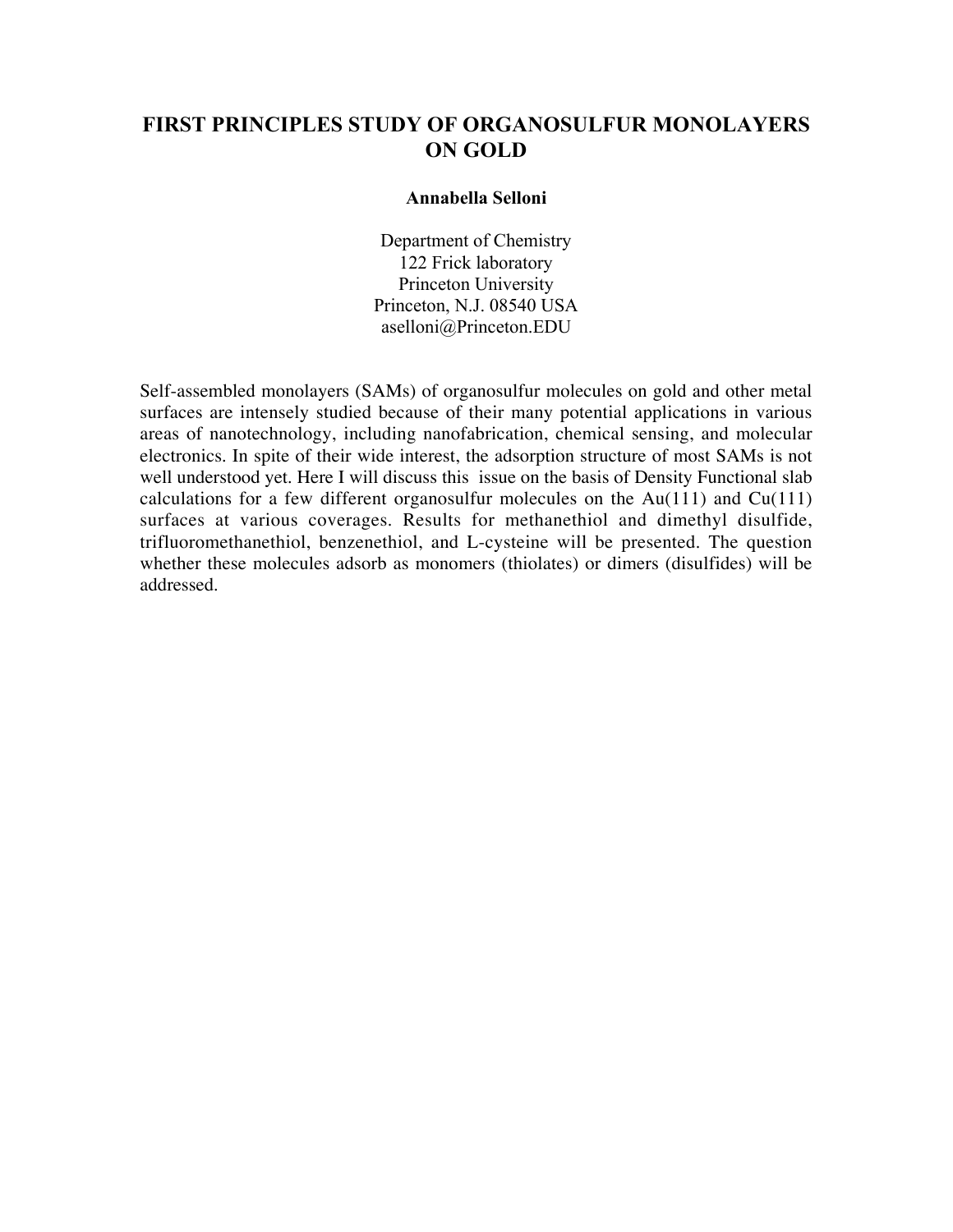# FIRST PRINCIPLES STUDY OF ORGANOSULFUR MONOLAYERS ON GOLD

**Annabella Selloni**

Department of Chemistry
122 Frick laboratory
Princeton University
Princeton, N.J. 08540 USA
aselloni@Princeton.EDU

Self-assembled monolayers (SAMs) of organosulfur molecules on gold and other metal surfaces are intensely studied because of their many potential applications in various areas of nanotechnology, including nanofabrication, chemical sensing, and molecular electronics. In spite of their wide interest, the adsorption structure of most SAMs is not well understood yet. Here I will discuss this issue on the basis of Density Functional slab calculations for a few different organosulfur molecules on the Au(111) and Cu(111) surfaces at various coverages. Results for methanethiol and dimethyl disulfide, trifluoromethanethiol, benzenethiol, and L-cysteine will be presented. The question whether these molecules adsorb as monomers (thiolates) or dimers (disulfides) will be addressed.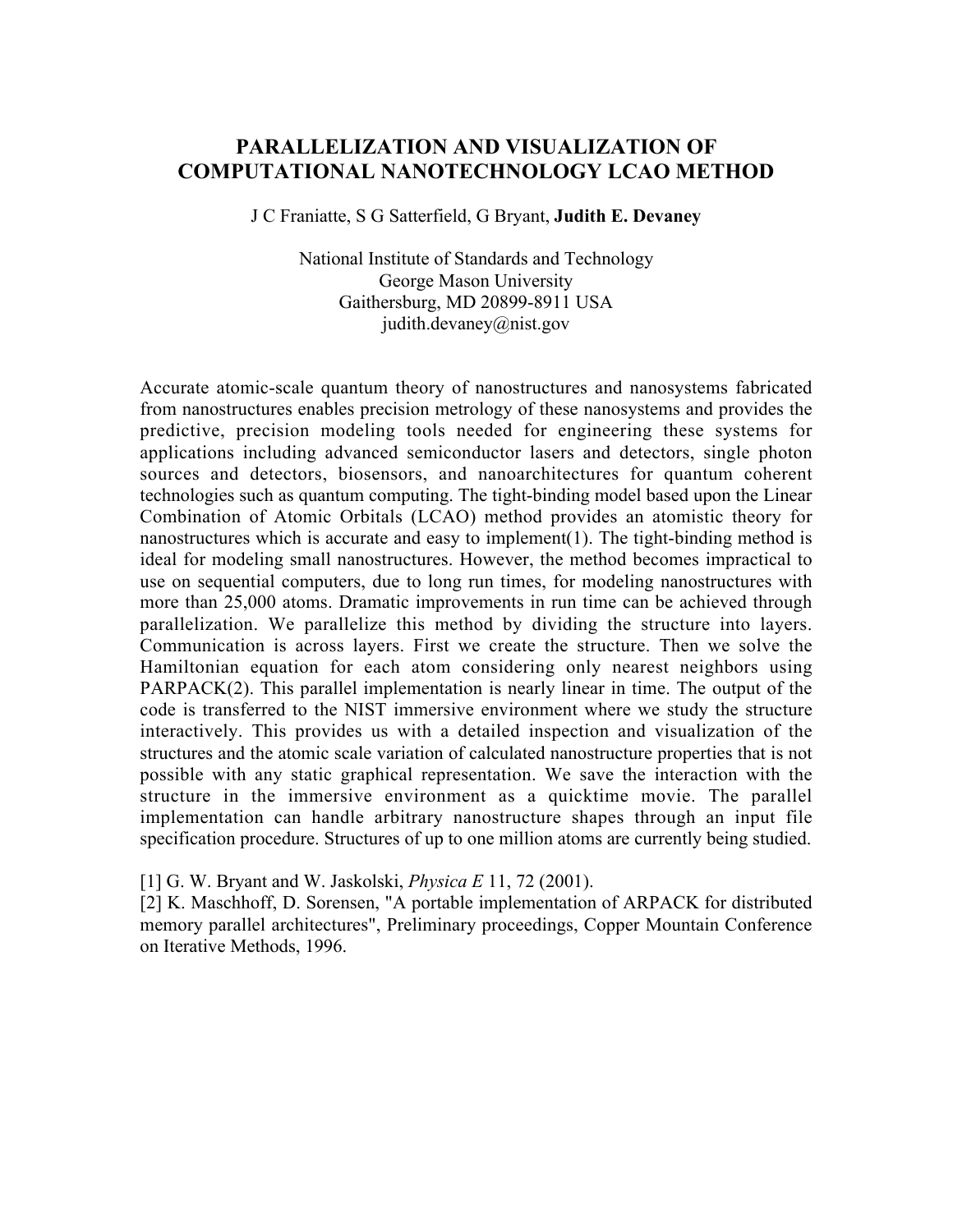# PARALLELIZATION AND VISUALIZATION OF COMPUTATIONAL NANOTECHNOLOGY LCAO METHOD

J C Franiatte, S G Satterfield, G Bryant, **Judith E. Devaney**

National Institute of Standards and Technology
George Mason University
Gaithersburg, MD 20899-8911 USA
judith.devaney@nist.gov

Accurate atomic-scale quantum theory of nanostructures and nanosystems fabricated from nanostructures enables precision metrology of these nanosystems and provides the predictive, precision modeling tools needed for engineering these systems for applications including advanced semiconductor lasers and detectors, single photon sources and detectors, biosensors, and nanoarchitectures for quantum coherent technologies such as quantum computing. The tight-binding model based upon the Linear Combination of Atomic Orbitals (LCAO) method provides an atomistic theory for nanostructures which is accurate and easy to implement(1). The tight-binding method is ideal for modeling small nanostructures. However, the method becomes impractical to use on sequential computers, due to long run times, for modeling nanostructures with more than 25,000 atoms. Dramatic improvements in run time can be achieved through parallelization. We parallelize this method by dividing the structure into layers. Communication is across layers. First we create the structure. Then we solve the Hamiltonian equation for each atom considering only nearest neighbors using PARPACK(2). This parallel implementation is nearly linear in time. The output of the code is transferred to the NIST immersive environment where we study the structure interactively. This provides us with a detailed inspection and visualization of the structures and the atomic scale variation of calculated nanostructure properties that is not possible with any static graphical representation. We save the interaction with the structure in the immersive environment as a quicktime movie. The parallel implementation can handle arbitrary nanostructure shapes through an input file specification procedure. Structures of up to one million atoms are currently being studied.

[1] G. W. Bryant and W. Jaskolski, *Physica E* 11, 72 (2001).
[2] K. Maschhoff, D. Sorensen, "A portable implementation of ARPACK for distributed memory parallel architectures", Preliminary proceedings, Copper Mountain Conference on Iterative Methods, 1996.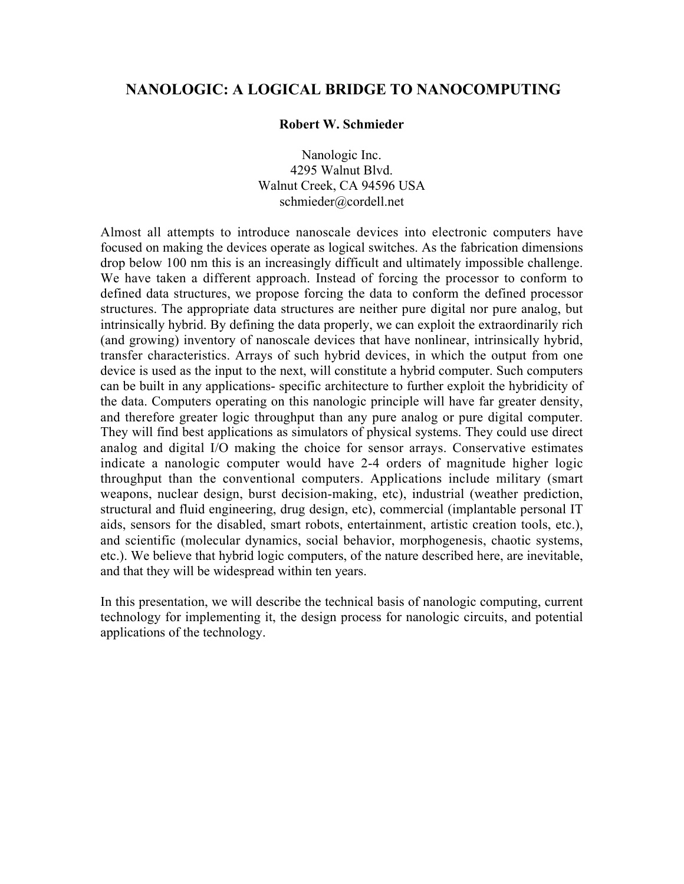# NANOLOGIC: A LOGICAL BRIDGE TO NANOCOMPUTING

**Robert W. Schmieder**

Nanologic Inc.
4295 Walnut Blvd.
Walnut Creek, CA 94596 USA
schmieder@cordell.net

Almost all attempts to introduce nanoscale devices into electronic computers have focused on making the devices operate as logical switches. As the fabrication dimensions drop below 100 nm this is an increasingly difficult and ultimately impossible challenge. We have taken a different approach. Instead of forcing the processor to conform to defined data structures, we propose forcing the data to conform the defined processor structures. The appropriate data structures are neither pure digital nor pure analog, but intrinsically hybrid. By defining the data properly, we can exploit the extraordinarily rich (and growing) inventory of nanoscale devices that have nonlinear, intrinsically hybrid, transfer characteristics. Arrays of such hybrid devices, in which the output from one device is used as the input to the next, will constitute a hybrid computer. Such computers can be built in any applications- specific architecture to further exploit the hybridicity of the data. Computers operating on this nanologic principle will have far greater density, and therefore greater logic throughput than any pure analog or pure digital computer. They will find best applications as simulators of physical systems. They could use direct analog and digital I/O making the choice for sensor arrays. Conservative estimates indicate a nanologic computer would have 2-4 orders of magnitude higher logic throughput than the conventional computers. Applications include military (smart weapons, nuclear design, burst decision-making, etc), industrial (weather prediction, structural and fluid engineering, drug design, etc), commercial (implantable personal IT aids, sensors for the disabled, smart robots, entertainment, artistic creation tools, etc.), and scientific (molecular dynamics, social behavior, morphogenesis, chaotic systems, etc.). We believe that hybrid logic computers, of the nature described here, are inevitable, and that they will be widespread within ten years.

In this presentation, we will describe the technical basis of nanologic computing, current technology for implementing it, the design process for nanologic circuits, and potential applications of the technology.